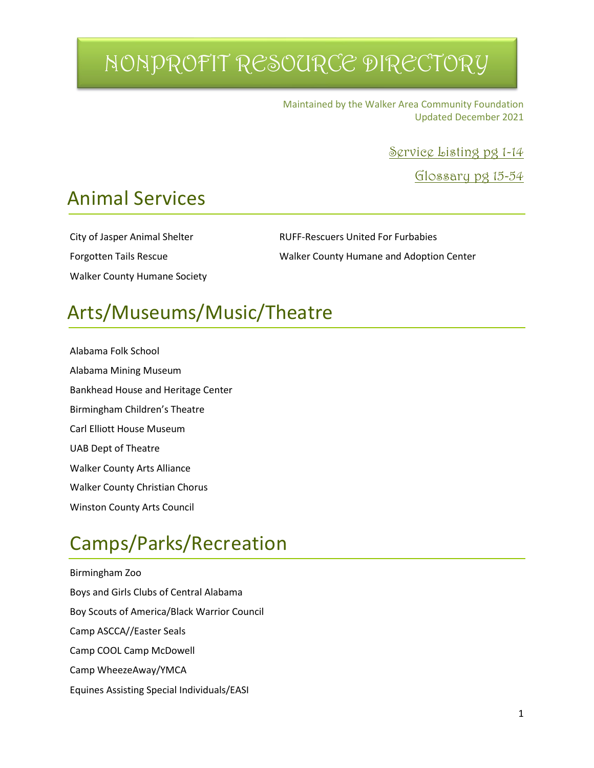# NONPROFIT RESOURCE DIRECTORY

Maintained by the Walker Area Community Foundation
Updated December 2021

Service Listing pg 1-14

Glossary pg 15-54

## Animal Services

City of Jasper Animal Shelter

Forgotten Tails Rescue

Walker County Humane Society

RUFF-Rescuers United For Furbabies

Walker County Humane and Adoption Center

## Arts/Museums/Music/Theatre

Alabama Folk School

Alabama Mining Museum

Bankhead House and Heritage Center

Birmingham Children's Theatre

Carl Elliott House Museum

UAB Dept of Theatre

Walker County Arts Alliance

Walker County Christian Chorus

Winston County Arts Council

## Camps/Parks/Recreation

Birmingham Zoo

Boys and Girls Clubs of Central Alabama

Boy Scouts of America/Black Warrior Council

Camp ASCCA//Easter Seals

Camp COOL Camp McDowell

Camp WheezeAway/YMCA

Equines Assisting Special Individuals/EASI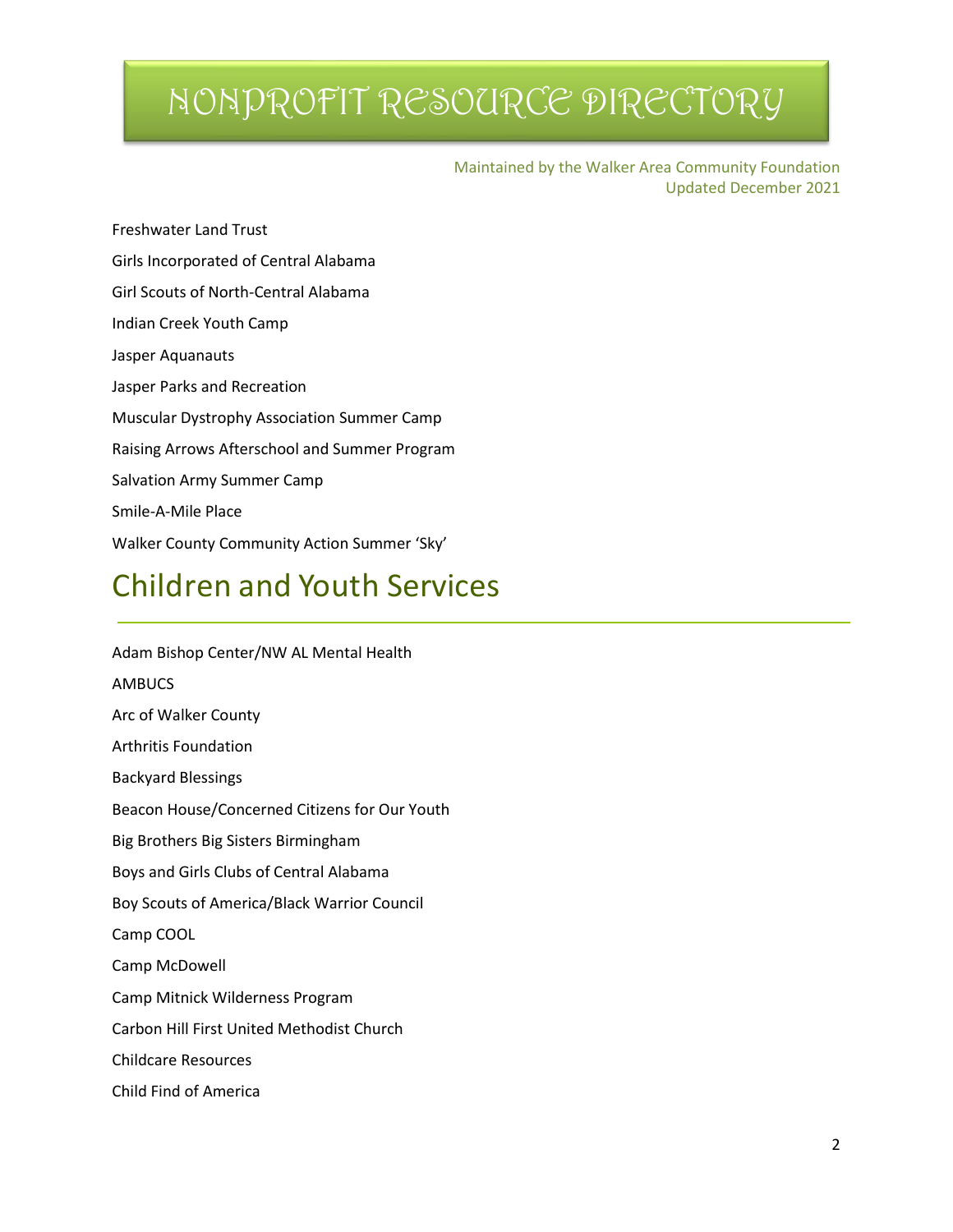# NONPROFIT RESOURCE DIRECTORY

Maintained by the Walker Area Community Foundation
Updated December 2021

Freshwater Land Trust

Girls Incorporated of Central Alabama

Girl Scouts of North-Central Alabama

Indian Creek Youth Camp

Jasper Aquanauts

Jasper Parks and Recreation

Muscular Dystrophy Association Summer Camp

Raising Arrows Afterschool and Summer Program

Salvation Army Summer Camp

Smile-A-Mile Place

Walker County Community Action Summer 'Sky'

## Children and Youth Services

Adam Bishop Center/NW AL Mental Health

AMBUCS

Arc of Walker County

Arthritis Foundation

Backyard Blessings

Beacon House/Concerned Citizens for Our Youth

Big Brothers Big Sisters Birmingham

Boys and Girls Clubs of Central Alabama

Boy Scouts of America/Black Warrior Council

Camp COOL

Camp McDowell

Camp Mitnick Wilderness Program

Carbon Hill First United Methodist Church

Childcare Resources

Child Find of America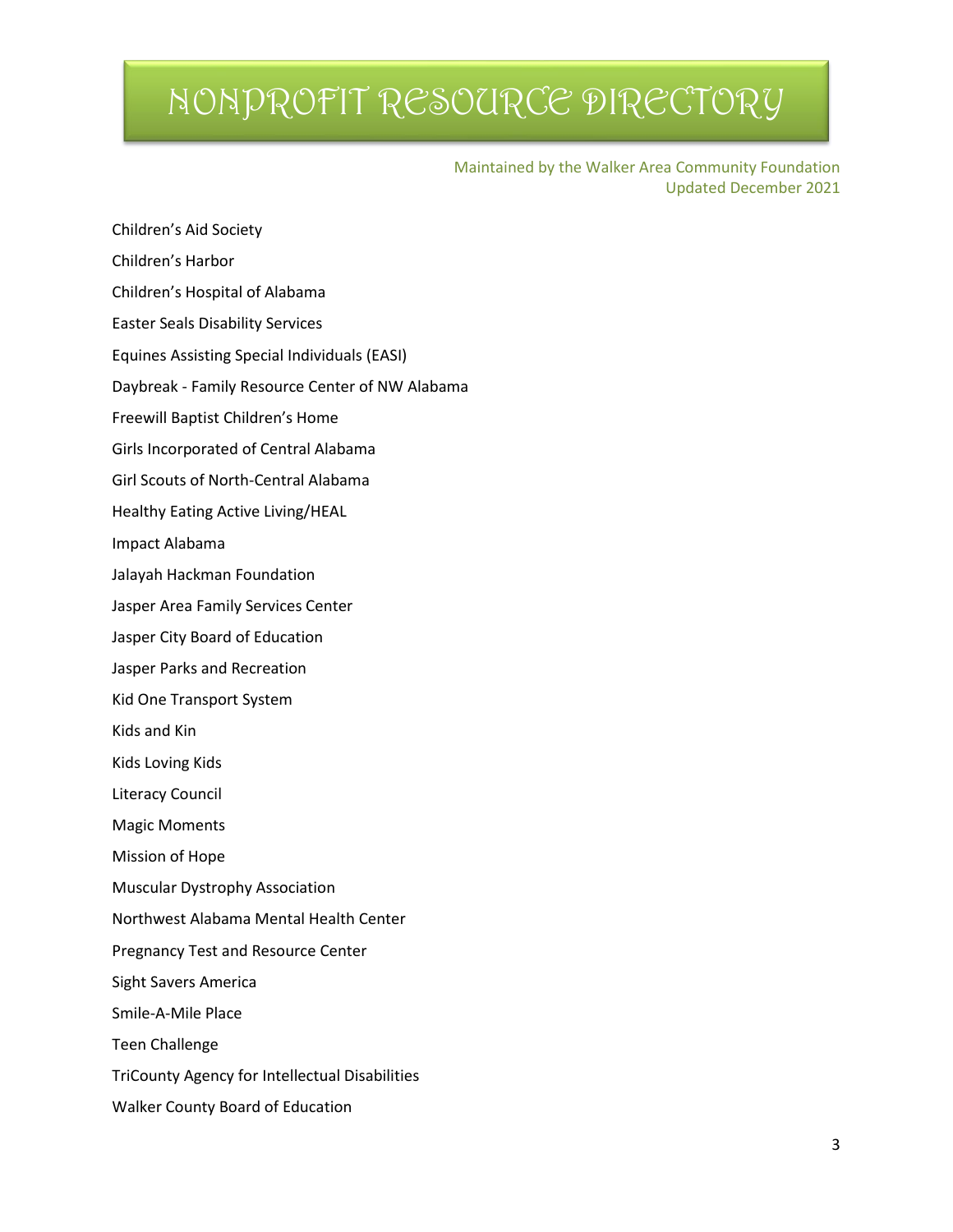# NONPROFIT RESOURCE DIRECTORY

Maintained by the Walker Area Community Foundation
Updated December 2021

Children's Aid Society

Children's Harbor

Children's Hospital of Alabama

Easter Seals Disability Services

Equines Assisting Special Individuals (EASI)

Daybreak - Family Resource Center of NW Alabama

Freewill Baptist Children's Home

Girls Incorporated of Central Alabama

Girl Scouts of North-Central Alabama

Healthy Eating Active Living/HEAL

Impact Alabama

Jalayah Hackman Foundation

Jasper Area Family Services Center

Jasper City Board of Education

Jasper Parks and Recreation

Kid One Transport System

Kids and Kin

Kids Loving Kids

Literacy Council

Magic Moments

Mission of Hope

Muscular Dystrophy Association

Northwest Alabama Mental Health Center

Pregnancy Test and Resource Center

Sight Savers America

Smile-A-Mile Place

Teen Challenge

TriCounty Agency for Intellectual Disabilities

Walker County Board of Education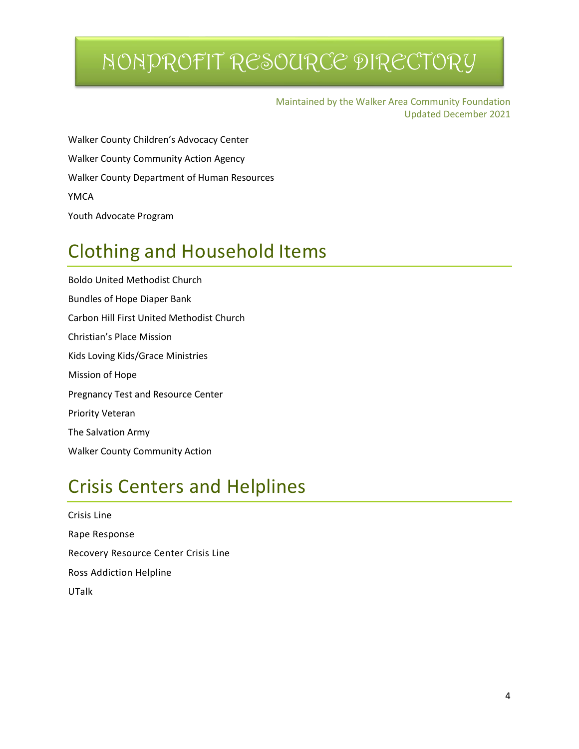# NONPROFIT RESOURCE DIRECTORY

Maintained by the Walker Area Community Foundation
Updated December 2021

Walker County Children's Advocacy Center

Walker County Community Action Agency

Walker County Department of Human Resources

YMCA

Youth Advocate Program

## Clothing and Household Items

Boldo United Methodist Church

Bundles of Hope Diaper Bank

Carbon Hill First United Methodist Church

Christian's Place Mission

Kids Loving Kids/Grace Ministries

Mission of Hope

Pregnancy Test and Resource Center

Priority Veteran

The Salvation Army

Walker County Community Action

## Crisis Centers and Helplines

Crisis Line

Rape Response

Recovery Resource Center Crisis Line

Ross Addiction Helpline

UTalk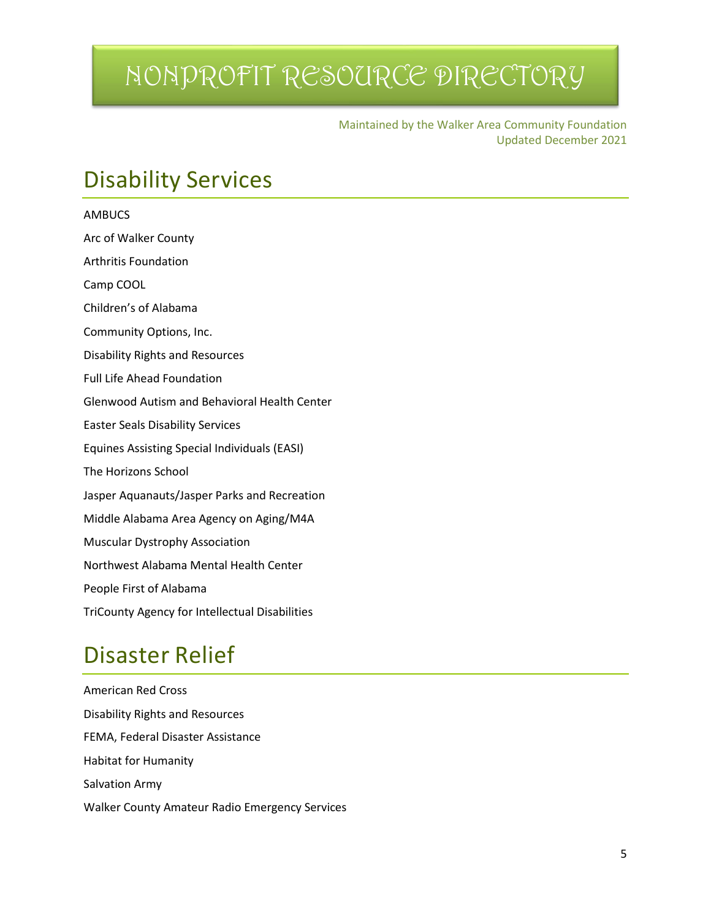# NONPROFIT RESOURCE DIRECTORY

Maintained by the Walker Area Community Foundation
Updated December 2021

## Disability Services

AMBUCS

Arc of Walker County

Arthritis Foundation

Camp COOL

Children's of Alabama

Community Options, Inc.

Disability Rights and Resources

Full Life Ahead Foundation

Glenwood Autism and Behavioral Health Center

Easter Seals Disability Services

Equines Assisting Special Individuals (EASI)

The Horizons School

Jasper Aquanauts/Jasper Parks and Recreation

Middle Alabama Area Agency on Aging/M4A

Muscular Dystrophy Association

Northwest Alabama Mental Health Center

People First of Alabama

TriCounty Agency for Intellectual Disabilities

## Disaster Relief

American Red Cross

Disability Rights and Resources

FEMA, Federal Disaster Assistance

Habitat for Humanity

Salvation Army

Walker County Amateur Radio Emergency Services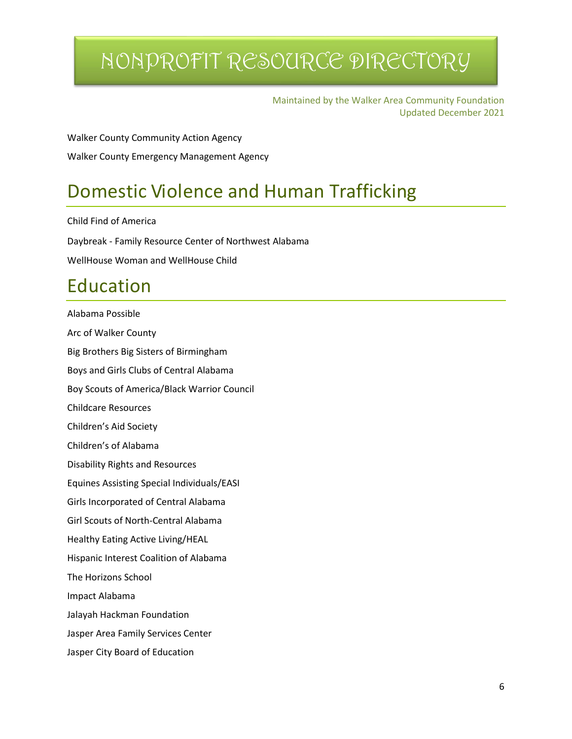# NONPROFIT RESOURCE DIRECTORY

Maintained by the Walker Area Community Foundation
Updated December 2021

Walker County Community Action Agency

Walker County Emergency Management Agency

## Domestic Violence and Human Trafficking

Child Find of America

Daybreak - Family Resource Center of Northwest Alabama

WellHouse Woman and WellHouse Child

## Education

Alabama Possible

Arc of Walker County

Big Brothers Big Sisters of Birmingham

Boys and Girls Clubs of Central Alabama

Boy Scouts of America/Black Warrior Council

Childcare Resources

Children's Aid Society

Children's of Alabama

Disability Rights and Resources

Equines Assisting Special Individuals/EASI

Girls Incorporated of Central Alabama

Girl Scouts of North-Central Alabama

Healthy Eating Active Living/HEAL

Hispanic Interest Coalition of Alabama

The Horizons School

Impact Alabama

Jalayah Hackman Foundation

Jasper Area Family Services Center

Jasper City Board of Education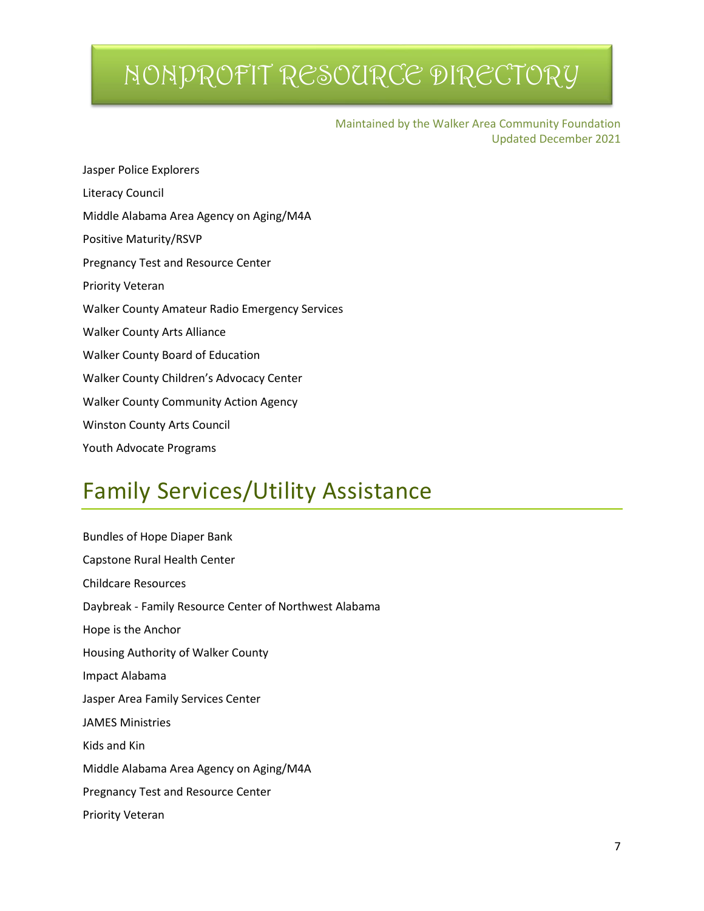# NONPROFIT RESOURCE DIRECTORY

Maintained by the Walker Area Community Foundation
Updated December 2021

Jasper Police Explorers

Literacy Council

Middle Alabama Area Agency on Aging/M4A

Positive Maturity/RSVP

Pregnancy Test and Resource Center

Priority Veteran

Walker County Amateur Radio Emergency Services

Walker County Arts Alliance

Walker County Board of Education

Walker County Children's Advocacy Center

Walker County Community Action Agency

Winston County Arts Council

Youth Advocate Programs

## Family Services/Utility Assistance

Bundles of Hope Diaper Bank

Capstone Rural Health Center

Childcare Resources

Daybreak - Family Resource Center of Northwest Alabama

Hope is the Anchor

Housing Authority of Walker County

Impact Alabama

Jasper Area Family Services Center

JAMES Ministries

Kids and Kin

Middle Alabama Area Agency on Aging/M4A

Pregnancy Test and Resource Center

Priority Veteran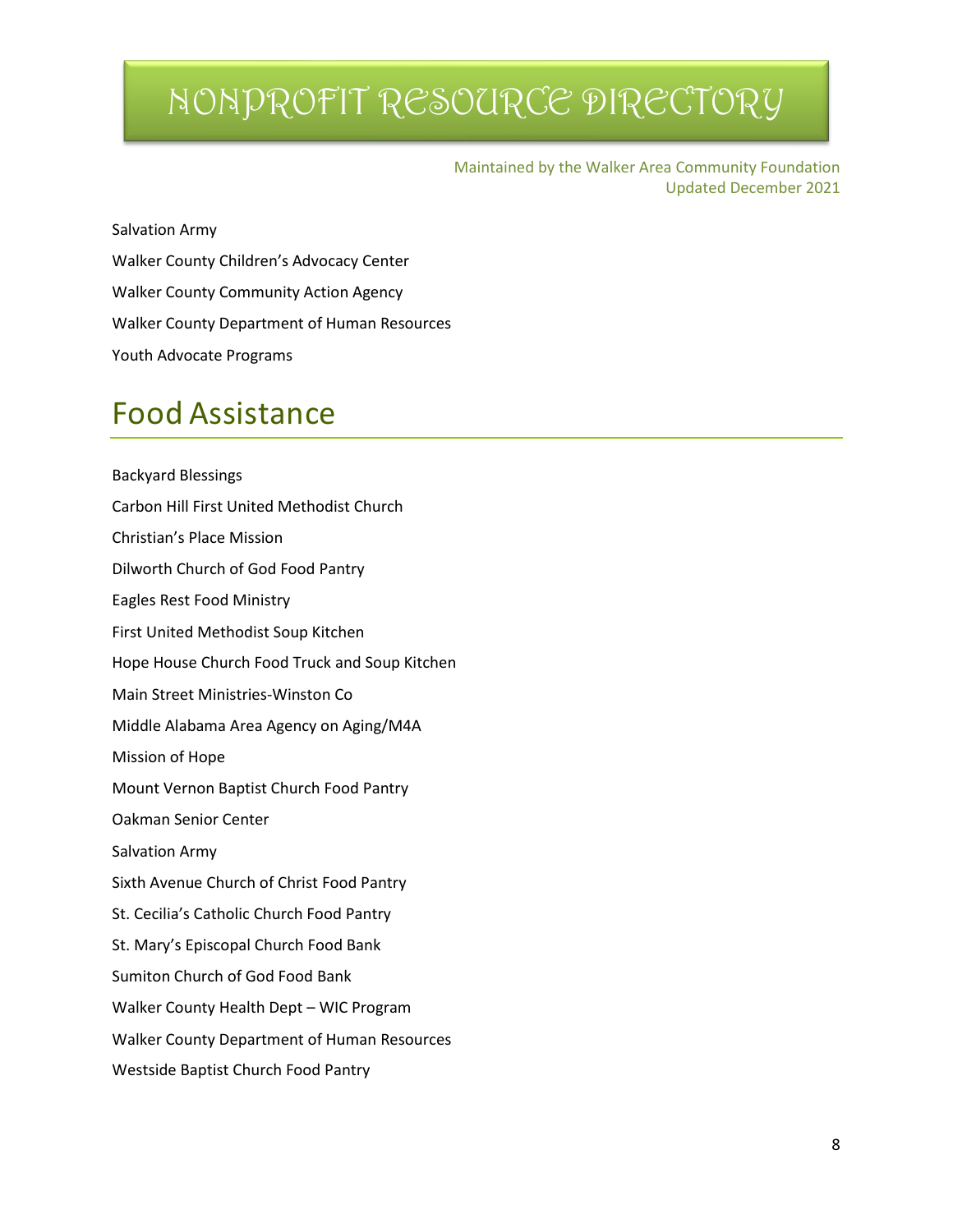Salvation Army

Walker County Children's Advocacy Center

Walker County Community Action Agency

Walker County Department of Human Resources

Youth Advocate Programs

## Food Assistance

Backyard Blessings

Carbon Hill First United Methodist Church

Christian's Place Mission

Dilworth Church of God Food Pantry

Eagles Rest Food Ministry

First United Methodist Soup Kitchen

Hope House Church Food Truck and Soup Kitchen

Main Street Ministries-Winston Co

Middle Alabama Area Agency on Aging/M4A

Mission of Hope

Mount Vernon Baptist Church Food Pantry

Oakman Senior Center

Salvation Army

Sixth Avenue Church of Christ Food Pantry

St. Cecilia's Catholic Church Food Pantry

St. Mary's Episcopal Church Food Bank

Sumiton Church of God Food Bank

Walker County Health Dept – WIC Program

Walker County Department of Human Resources

Westside Baptist Church Food Pantry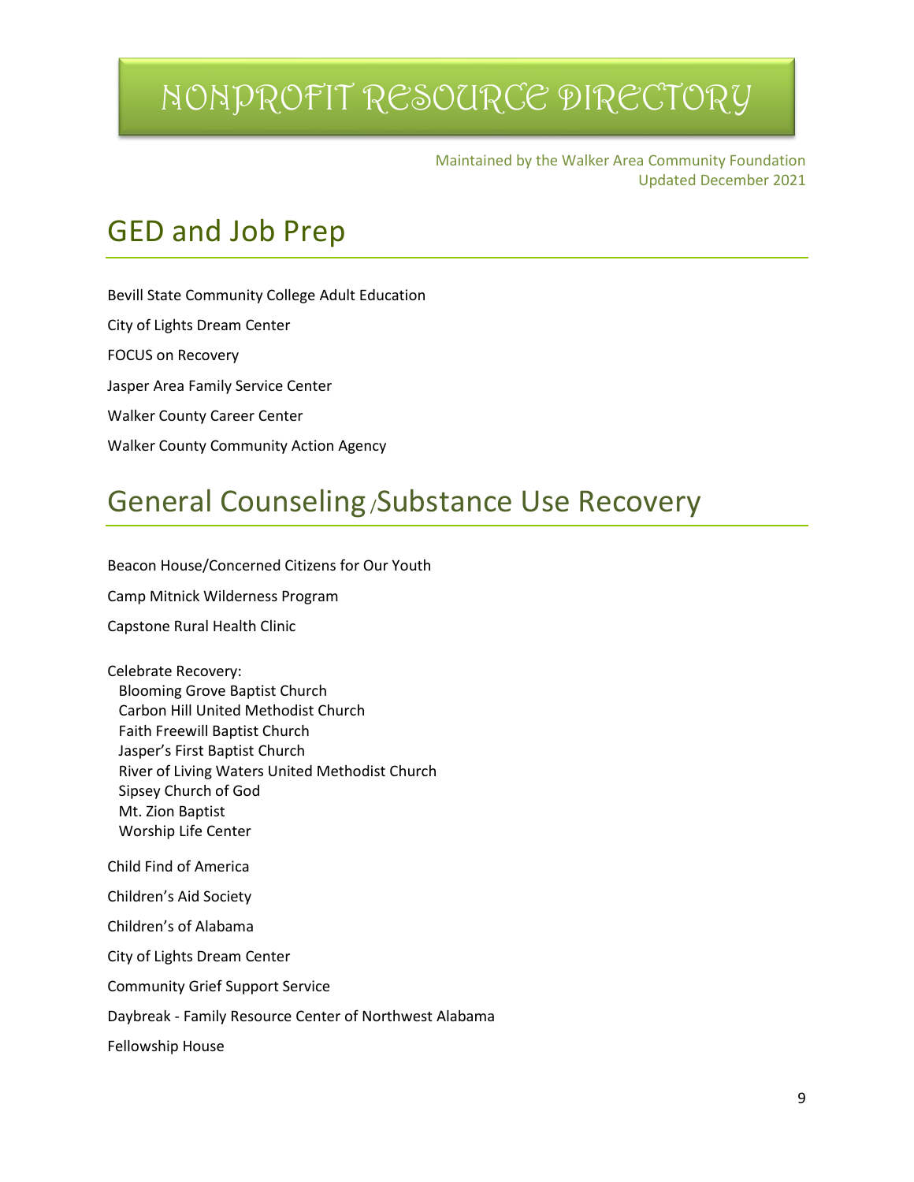# NONPROFIT RESOURCE DIRECTORY

Maintained by the Walker Area Community Foundation
Updated December 2021

## GED and Job Prep

Bevill State Community College Adult Education

City of Lights Dream Center

FOCUS on Recovery

Jasper Area Family Service Center

Walker County Career Center

Walker County Community Action Agency

## General Counseling /Substance Use Recovery

Beacon House/Concerned Citizens for Our Youth

Camp Mitnick Wilderness Program

Capstone Rural Health Clinic

Celebrate Recovery:
- Blooming Grove Baptist Church
- Carbon Hill United Methodist Church
- Faith Freewill Baptist Church
- Jasper's First Baptist Church
- River of Living Waters United Methodist Church
- Sipsey Church of God
- Mt. Zion Baptist
- Worship Life Center

Child Find of America

Children's Aid Society

Children's of Alabama

City of Lights Dream Center

Community Grief Support Service

Daybreak - Family Resource Center of Northwest Alabama

Fellowship House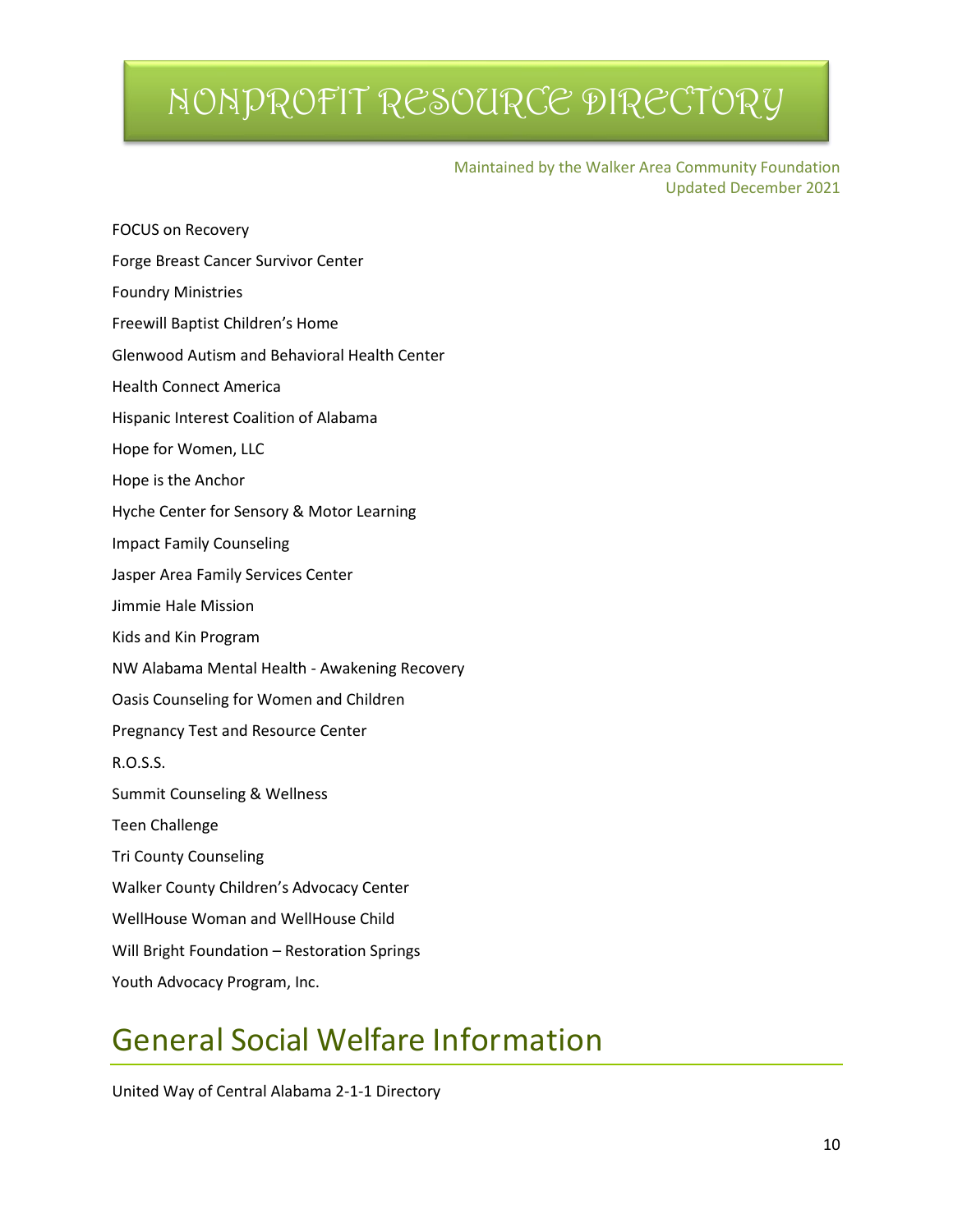# NONPROFIT RESOURCE DIRECTORY

Maintained by the Walker Area Community Foundation
Updated December 2021

FOCUS on Recovery

Forge Breast Cancer Survivor Center

Foundry Ministries

Freewill Baptist Children's Home

Glenwood Autism and Behavioral Health Center

Health Connect America

Hispanic Interest Coalition of Alabama

Hope for Women, LLC

Hope is the Anchor

Hyche Center for Sensory & Motor Learning

Impact Family Counseling

Jasper Area Family Services Center

Jimmie Hale Mission

Kids and Kin Program

NW Alabama Mental Health - Awakening Recovery

Oasis Counseling for Women and Children

Pregnancy Test and Resource Center

R.O.S.S.

Summit Counseling & Wellness

Teen Challenge

Tri County Counseling

Walker County Children's Advocacy Center

WellHouse Woman and WellHouse Child

Will Bright Foundation – Restoration Springs

Youth Advocacy Program, Inc.

## General Social Welfare Information

United Way of Central Alabama 2-1-1 Directory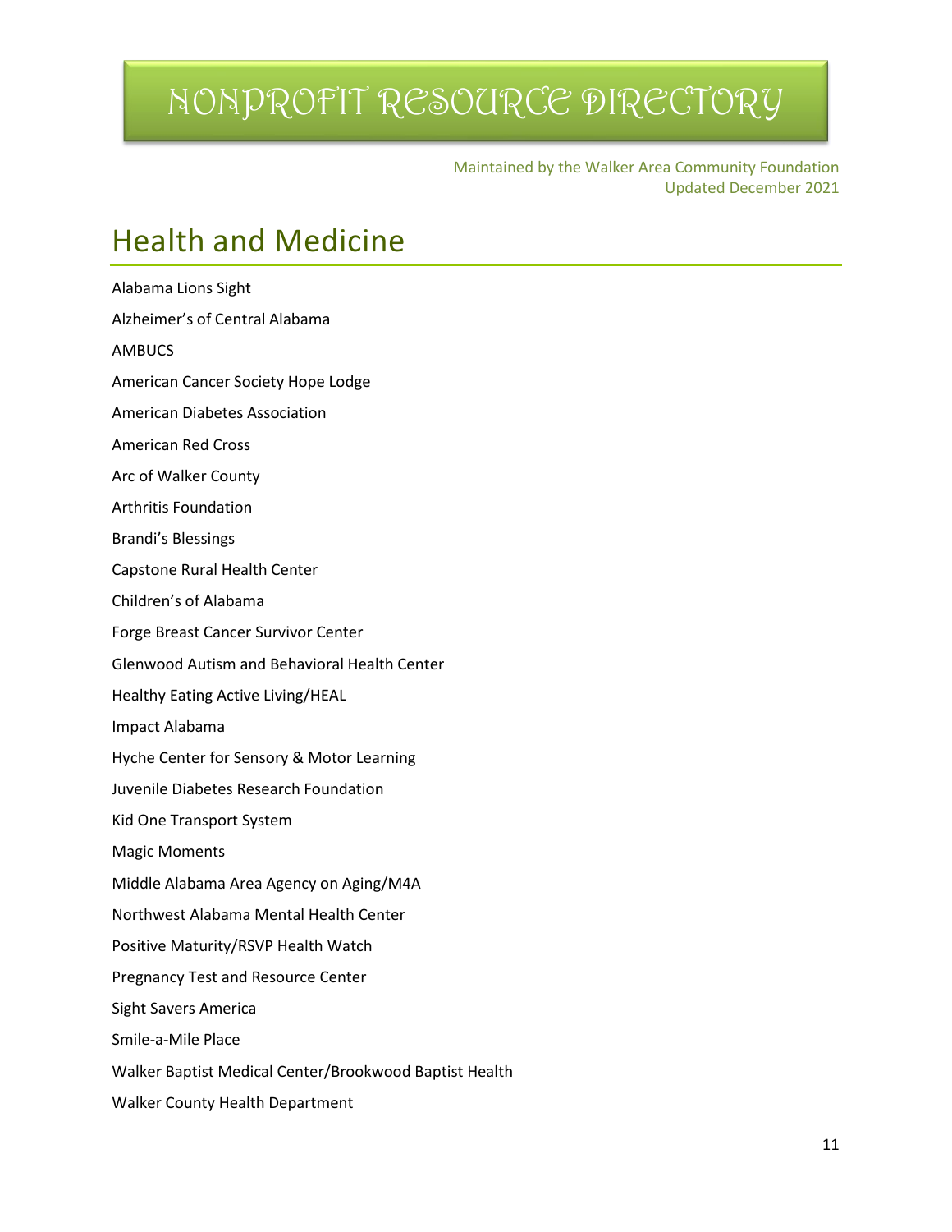# NONPROFIT RESOURCE DIRECTORY

Maintained by the Walker Area Community Foundation
Updated December 2021

## Health and Medicine

Alabama Lions Sight

Alzheimer's of Central Alabama

AMBUCS

American Cancer Society Hope Lodge

American Diabetes Association

American Red Cross

Arc of Walker County

Arthritis Foundation

Brandi's Blessings

Capstone Rural Health Center

Children's of Alabama

Forge Breast Cancer Survivor Center

Glenwood Autism and Behavioral Health Center

Healthy Eating Active Living/HEAL

Impact Alabama

Hyche Center for Sensory & Motor Learning

Juvenile Diabetes Research Foundation

Kid One Transport System

Magic Moments

Middle Alabama Area Agency on Aging/M4A

Northwest Alabama Mental Health Center

Positive Maturity/RSVP Health Watch

Pregnancy Test and Resource Center

Sight Savers America

Smile-a-Mile Place

Walker Baptist Medical Center/Brookwood Baptist Health

Walker County Health Department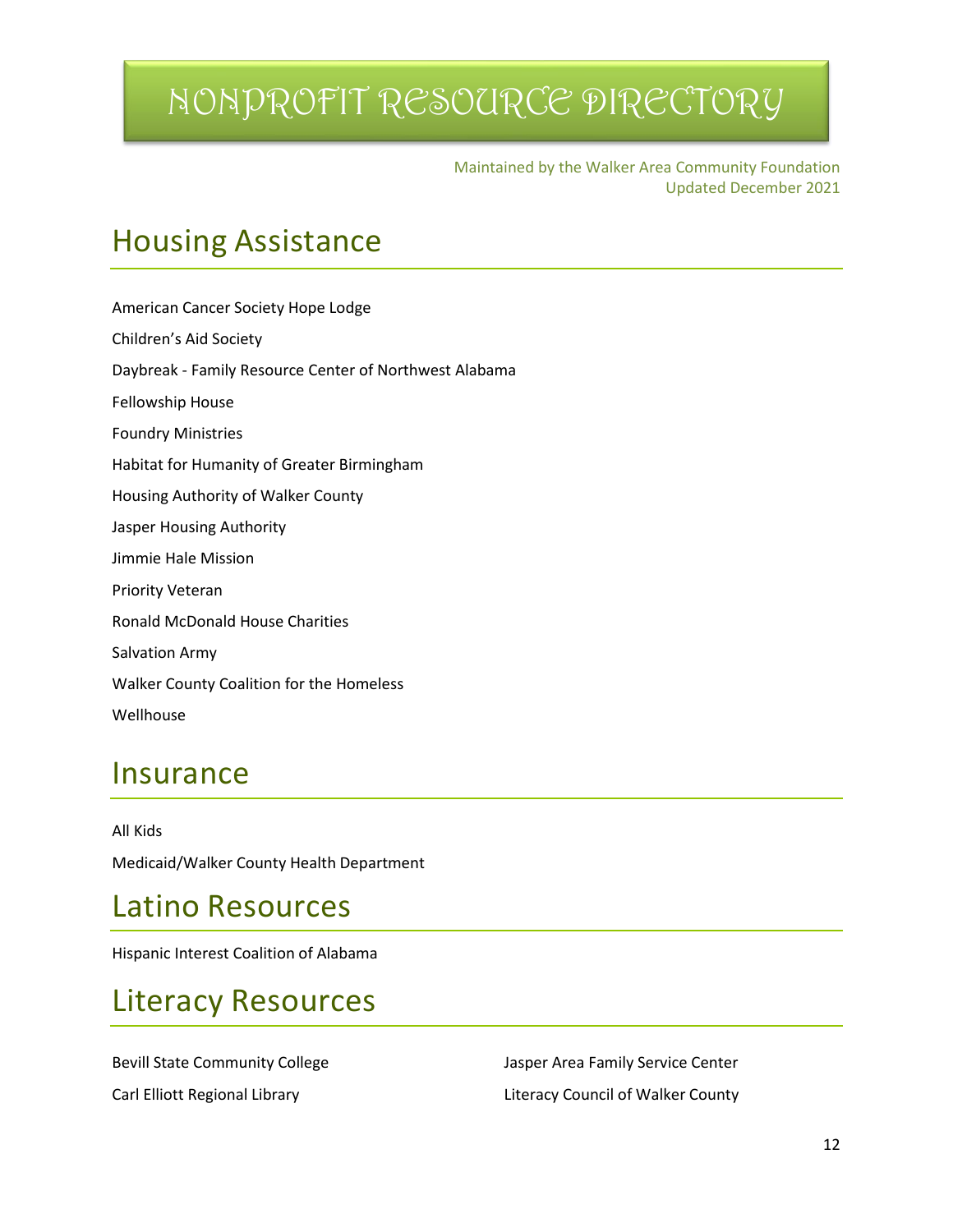# NONPROFIT RESOURCE DIRECTORY

Maintained by the Walker Area Community Foundation
Updated December 2021

## Housing Assistance

American Cancer Society Hope Lodge

Children's Aid Society

Daybreak - Family Resource Center of Northwest Alabama

Fellowship House

Foundry Ministries

Habitat for Humanity of Greater Birmingham

Housing Authority of Walker County

Jasper Housing Authority

Jimmie Hale Mission

Priority Veteran

Ronald McDonald House Charities

Salvation Army

Walker County Coalition for the Homeless

Wellhouse

## Insurance

All Kids

Medicaid/Walker County Health Department

## Latino Resources

Hispanic Interest Coalition of Alabama

## Literacy Resources

Bevill State Community College

Carl Elliott Regional Library

Jasper Area Family Service Center

Literacy Council of Walker County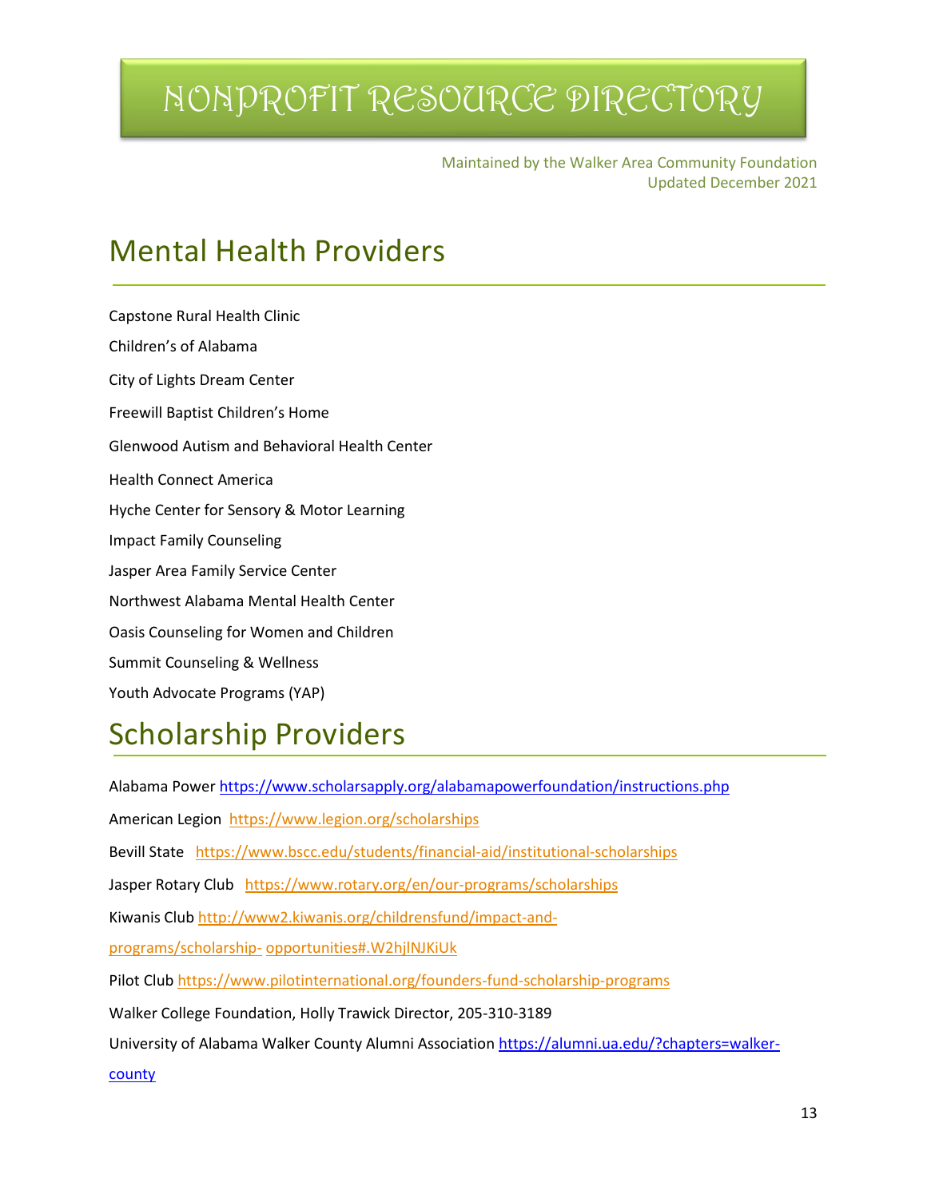# NONPROFIT RESOURCE DIRECTORY

Maintained by the Walker Area Community Foundation
Updated December 2021

## Mental Health Providers

Capstone Rural Health Clinic

Children's of Alabama

City of Lights Dream Center

Freewill Baptist Children's Home

Glenwood Autism and Behavioral Health Center

Health Connect America

Hyche Center for Sensory & Motor Learning

Impact Family Counseling

Jasper Area Family Service Center

Northwest Alabama Mental Health Center

Oasis Counseling for Women and Children

Summit Counseling & Wellness

Youth Advocate Programs (YAP)

## Scholarship Providers

Alabama Power https://www.scholarsapply.org/alabamapowerfoundation/instructions.php

American Legion https://www.legion.org/scholarships

Bevill State https://www.bscc.edu/students/financial-aid/institutional-scholarships

Jasper Rotary Club https://www.rotary.org/en/our-programs/scholarships

Kiwanis Club http://www2.kiwanis.org/childrensfund/impact-and-programs/scholarship- opportunities#.W2hjlNJKiUk

Pilot Club https://www.pilotinternational.org/founders-fund-scholarship-programs

Walker College Foundation, Holly Trawick Director, 205-310-3189

University of Alabama Walker County Alumni Association https://alumni.ua.edu/?chapters=walker-county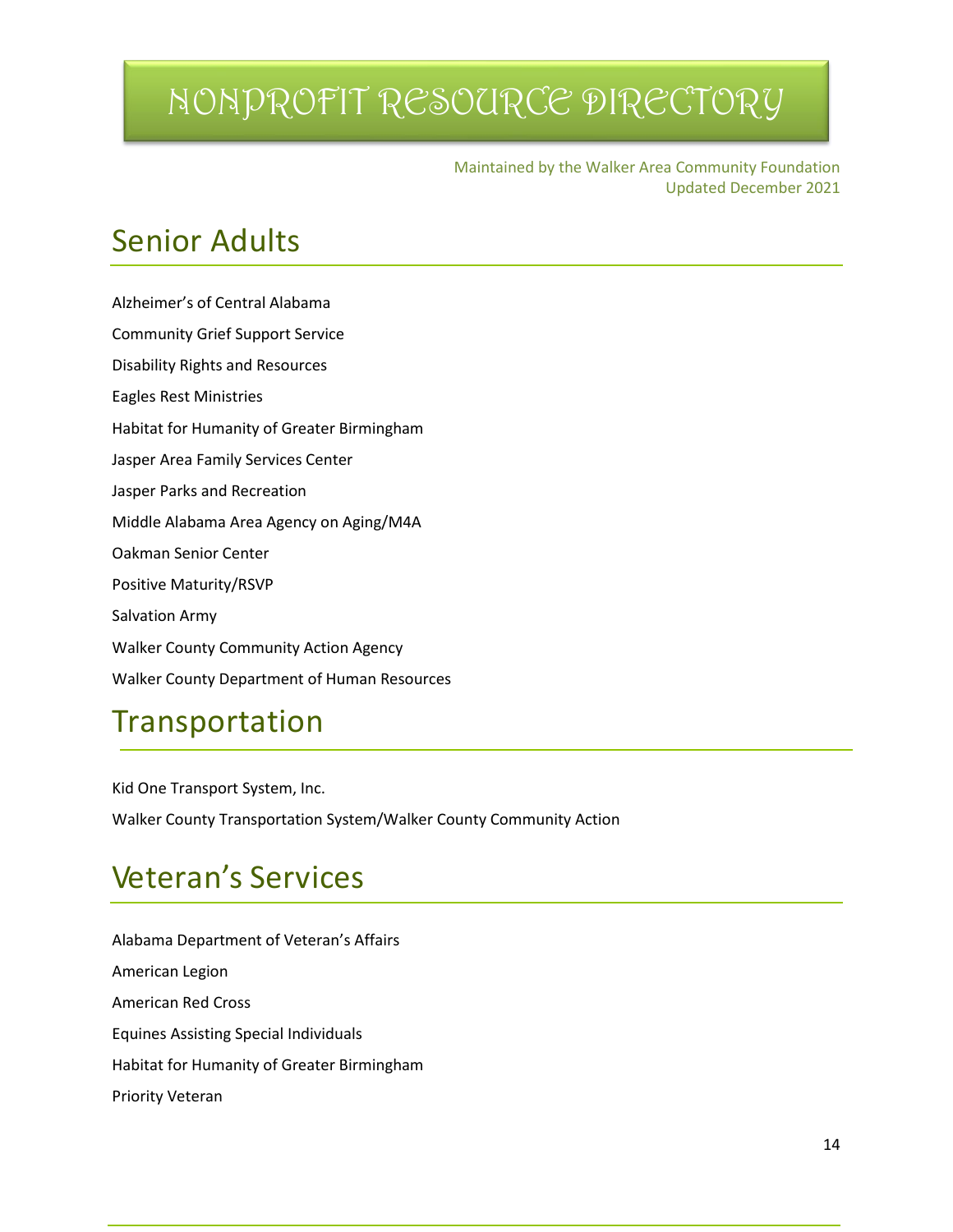# NONPROFIT RESOURCE DIRECTORY

Maintained by the Walker Area Community Foundation
Updated December 2021

## Senior Adults

Alzheimer's of Central Alabama

Community Grief Support Service

Disability Rights and Resources

Eagles Rest Ministries

Habitat for Humanity of Greater Birmingham

Jasper Area Family Services Center

Jasper Parks and Recreation

Middle Alabama Area Agency on Aging/M4A

Oakman Senior Center

Positive Maturity/RSVP

Salvation Army

Walker County Community Action Agency

Walker County Department of Human Resources

## Transportation

Kid One Transport System, Inc.

Walker County Transportation System/Walker County Community Action

## Veteran's Services

Alabama Department of Veteran's Affairs

American Legion

American Red Cross

Equines Assisting Special Individuals

Habitat for Humanity of Greater Birmingham

Priority Veteran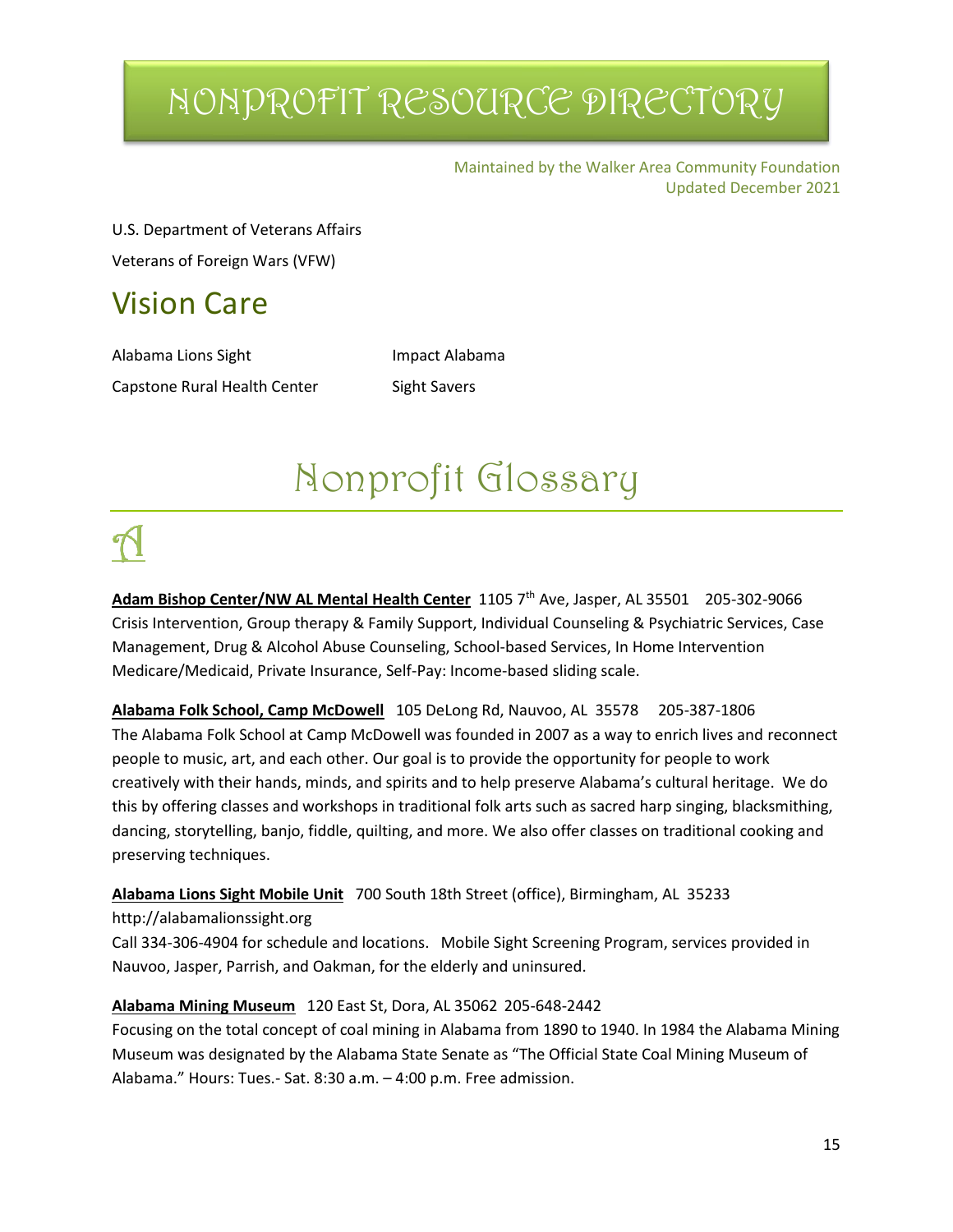U.S. Department of Veterans Affairs

Veterans of Foreign Wars (VFW)

## Vision Care

Alabama Lions Sight

Capstone Rural Health Center

Impact Alabama

Sight Savers

# Nonprofit Glossary

## A

**Adam Bishop Center/NW AL Mental Health Center** 1105 7th Ave, Jasper, AL 35501 205-302-9066
Crisis Intervention, Group therapy & Family Support, Individual Counseling & Psychiatric Services, Case Management, Drug & Alcohol Abuse Counseling, School-based Services, In Home Intervention Medicare/Medicaid, Private Insurance, Self-Pay: Income-based sliding scale.

**Alabama Folk School, Camp McDowell** 105 DeLong Rd, Nauvoo, AL 35578 205-387-1806
The Alabama Folk School at Camp McDowell was founded in 2007 as a way to enrich lives and reconnect people to music, art, and each other. Our goal is to provide the opportunity for people to work creatively with their hands, minds, and spirits and to help preserve Alabama's cultural heritage. We do this by offering classes and workshops in traditional folk arts such as sacred harp singing, blacksmithing, dancing, storytelling, banjo, fiddle, quilting, and more. We also offer classes on traditional cooking and preserving techniques.

**Alabama Lions Sight Mobile Unit** 700 South 18th Street (office), Birmingham, AL 35233
http://alabamalionssight.org
Call 334-306-4904 for schedule and locations. Mobile Sight Screening Program, services provided in Nauvoo, Jasper, Parrish, and Oakman, for the elderly and uninsured.

**Alabama Mining Museum** 120 East St, Dora, AL 35062 205-648-2442
Focusing on the total concept of coal mining in Alabama from 1890 to 1940. In 1984 the Alabama Mining Museum was designated by the Alabama State Senate as "The Official State Coal Mining Museum of Alabama." Hours: Tues.- Sat. 8:30 a.m. – 4:00 p.m. Free admission.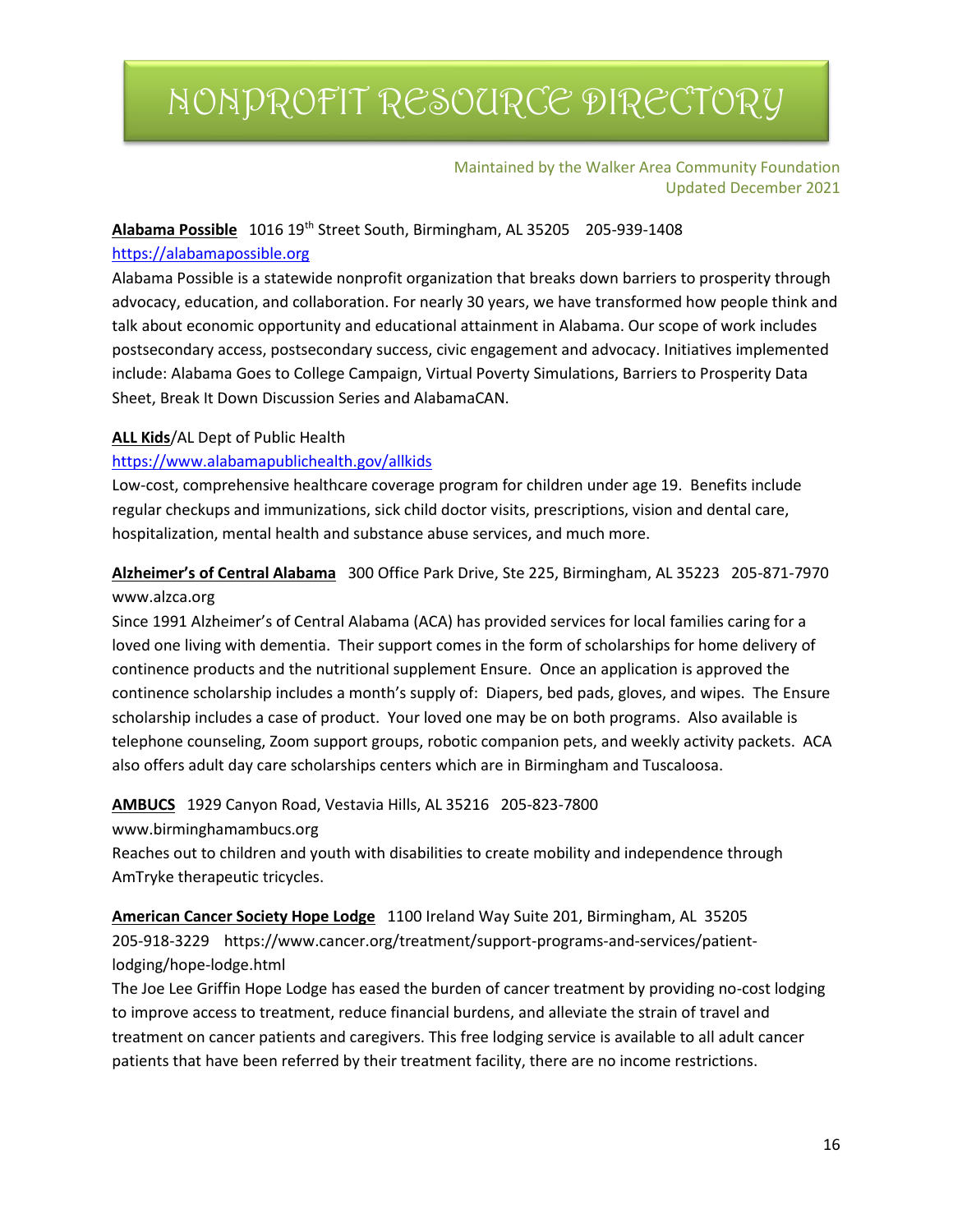# NONPROFIT RESOURCE DIRECTORY

Maintained by the Walker Area Community Foundation
Updated December 2021

**Alabama Possible** 1016 19th Street South, Birmingham, AL 35205 205-939-1408
https://alabamapossible.org
Alabama Possible is a statewide nonprofit organization that breaks down barriers to prosperity through advocacy, education, and collaboration. For nearly 30 years, we have transformed how people think and talk about economic opportunity and educational attainment in Alabama. Our scope of work includes postsecondary access, postsecondary success, civic engagement and advocacy. Initiatives implemented include: Alabama Goes to College Campaign, Virtual Poverty Simulations, Barriers to Prosperity Data Sheet, Break It Down Discussion Series and AlabamaCAN.

**ALL Kids**/AL Dept of Public Health
https://www.alabamapublichealth.gov/allkids
Low-cost, comprehensive healthcare coverage program for children under age 19. Benefits include regular checkups and immunizations, sick child doctor visits, prescriptions, vision and dental care, hospitalization, mental health and substance abuse services, and much more.

**Alzheimer's of Central Alabama** 300 Office Park Drive, Ste 225, Birmingham, AL 35223 205-871-7970
www.alzca.org
Since 1991 Alzheimer's of Central Alabama (ACA) has provided services for local families caring for a loved one living with dementia. Their support comes in the form of scholarships for home delivery of continence products and the nutritional supplement Ensure. Once an application is approved the continence scholarship includes a month's supply of: Diapers, bed pads, gloves, and wipes. The Ensure scholarship includes a case of product. Your loved one may be on both programs. Also available is telephone counseling, Zoom support groups, robotic companion pets, and weekly activity packets. ACA also offers adult day care scholarships centers which are in Birmingham and Tuscaloosa.

**AMBUCS** 1929 Canyon Road, Vestavia Hills, AL 35216 205-823-7800
www.birminghamambucs.org
Reaches out to children and youth with disabilities to create mobility and independence through AmTryke therapeutic tricycles.

**American Cancer Society Hope Lodge** 1100 Ireland Way Suite 201, Birmingham, AL 35205
205-918-3229 https://www.cancer.org/treatment/support-programs-and-services/patient-lodging/hope-lodge.html
The Joe Lee Griffin Hope Lodge has eased the burden of cancer treatment by providing no-cost lodging to improve access to treatment, reduce financial burdens, and alleviate the strain of travel and treatment on cancer patients and caregivers. This free lodging service is available to all adult cancer patients that have been referred by their treatment facility, there are no income restrictions.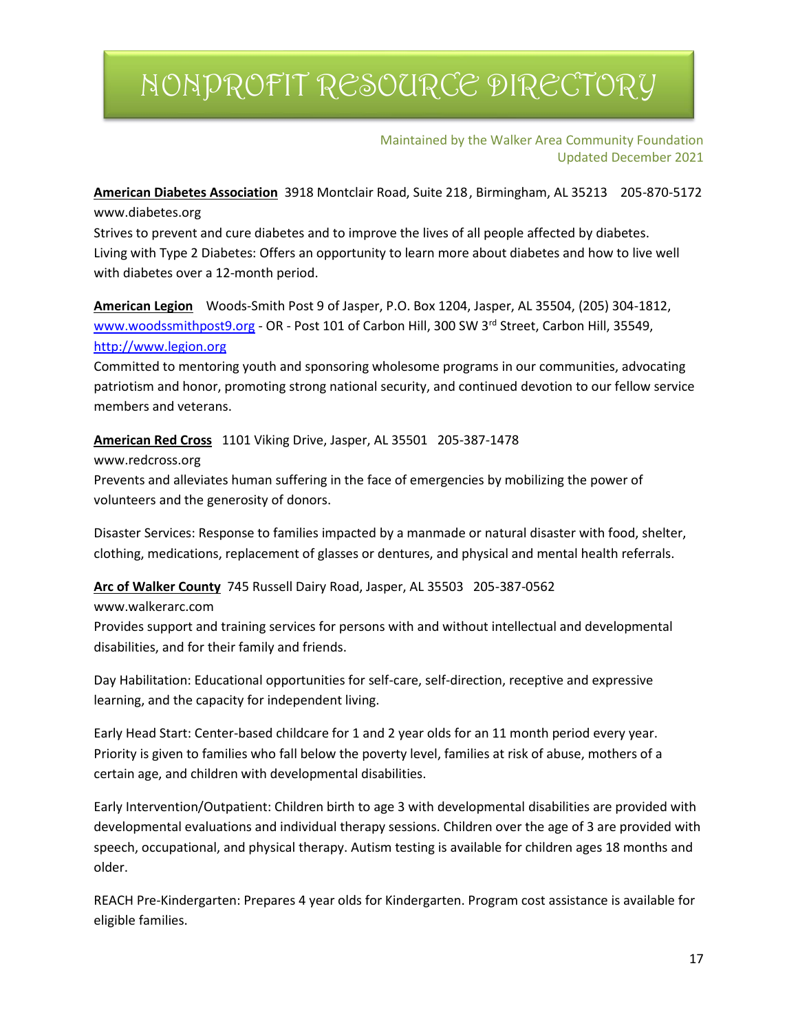# NONPROFIT RESOURCE DIRECTORY

Maintained by the Walker Area Community Foundation
Updated December 2021

**American Diabetes Association** 3918 Montclair Road, Suite 218, Birmingham, AL 35213 205-870-5172
www.diabetes.org
Strives to prevent and cure diabetes and to improve the lives of all people affected by diabetes.
Living with Type 2 Diabetes: Offers an opportunity to learn more about diabetes and how to live well with diabetes over a 12-month period.

**American Legion** Woods-Smith Post 9 of Jasper, P.O. Box 1204, Jasper, AL 35504, (205) 304-1812, www.woodssmithpost9.org - OR - Post 101 of Carbon Hill, 300 SW 3rd Street, Carbon Hill, 35549, http://www.legion.org
Committed to mentoring youth and sponsoring wholesome programs in our communities, advocating patriotism and honor, promoting strong national security, and continued devotion to our fellow service members and veterans.

**American Red Cross** 1101 Viking Drive, Jasper, AL 35501 205-387-1478
www.redcross.org
Prevents and alleviates human suffering in the face of emergencies by mobilizing the power of volunteers and the generosity of donors.

Disaster Services: Response to families impacted by a manmade or natural disaster with food, shelter, clothing, medications, replacement of glasses or dentures, and physical and mental health referrals.

**Arc of Walker County** 745 Russell Dairy Road, Jasper, AL 35503 205-387-0562
www.walkerarc.com
Provides support and training services for persons with and without intellectual and developmental disabilities, and for their family and friends.

Day Habilitation: Educational opportunities for self-care, self-direction, receptive and expressive learning, and the capacity for independent living.

Early Head Start: Center-based childcare for 1 and 2 year olds for an 11 month period every year. Priority is given to families who fall below the poverty level, families at risk of abuse, mothers of a certain age, and children with developmental disabilities.

Early Intervention/Outpatient: Children birth to age 3 with developmental disabilities are provided with developmental evaluations and individual therapy sessions. Children over the age of 3 are provided with speech, occupational, and physical therapy. Autism testing is available for children ages 18 months and older.

REACH Pre-Kindergarten: Prepares 4 year olds for Kindergarten. Program cost assistance is available for eligible families.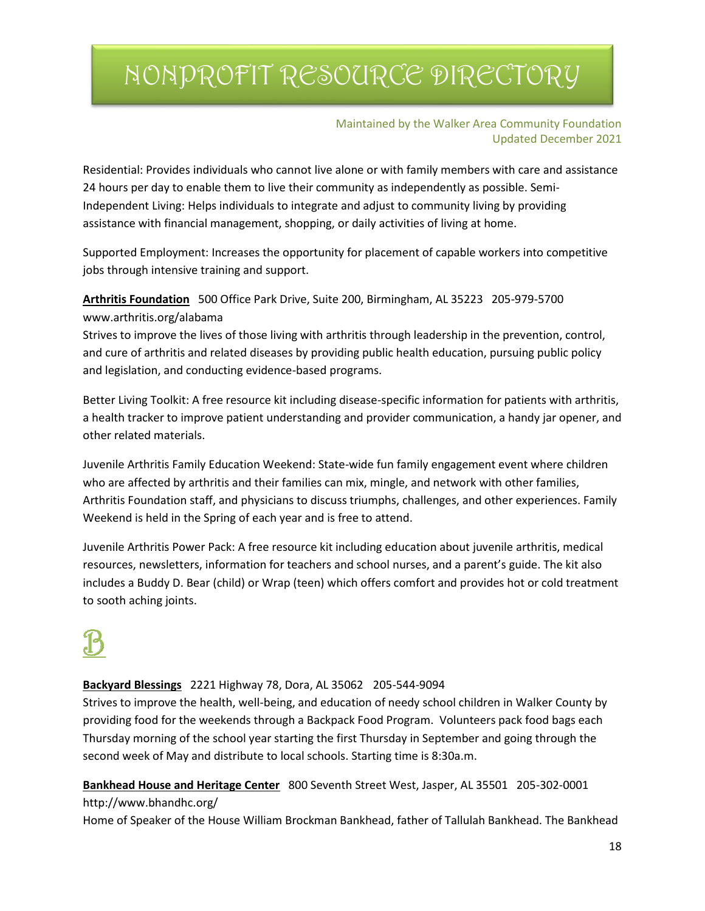Residential: Provides individuals who cannot live alone or with family members with care and assistance 24 hours per day to enable them to live their community as independently as possible. Semi-Independent Living: Helps individuals to integrate and adjust to community living by providing assistance with financial management, shopping, or daily activities of living at home.

Supported Employment: Increases the opportunity for placement of capable workers into competitive jobs through intensive training and support.

**Arthritis Foundation** 500 Office Park Drive, Suite 200, Birmingham, AL 35223 205-979-5700 www.arthritis.org/alabama
Strives to improve the lives of those living with arthritis through leadership in the prevention, control, and cure of arthritis and related diseases by providing public health education, pursuing public policy and legislation, and conducting evidence-based programs.

Better Living Toolkit: A free resource kit including disease-specific information for patients with arthritis, a health tracker to improve patient understanding and provider communication, a handy jar opener, and other related materials.

Juvenile Arthritis Family Education Weekend: State-wide fun family engagement event where children who are affected by arthritis and their families can mix, mingle, and network with other families, Arthritis Foundation staff, and physicians to discuss triumphs, challenges, and other experiences. Family Weekend is held in the Spring of each year and is free to attend.

Juvenile Arthritis Power Pack: A free resource kit including education about juvenile arthritis, medical resources, newsletters, information for teachers and school nurses, and a parent's guide. The kit also includes a Buddy D. Bear (child) or Wrap (teen) which offers comfort and provides hot or cold treatment to sooth aching joints.

# B

**Backyard Blessings** 2221 Highway 78, Dora, AL 35062 205-544-9094
Strives to improve the health, well-being, and education of needy school children in Walker County by providing food for the weekends through a Backpack Food Program. Volunteers pack food bags each Thursday morning of the school year starting the first Thursday in September and going through the second week of May and distribute to local schools. Starting time is 8:30a.m.

**Bankhead House and Heritage Center** 800 Seventh Street West, Jasper, AL 35501 205-302-0001 http://www.bhandhc.org/
Home of Speaker of the House William Brockman Bankhead, father of Tallulah Bankhead. The Bankhead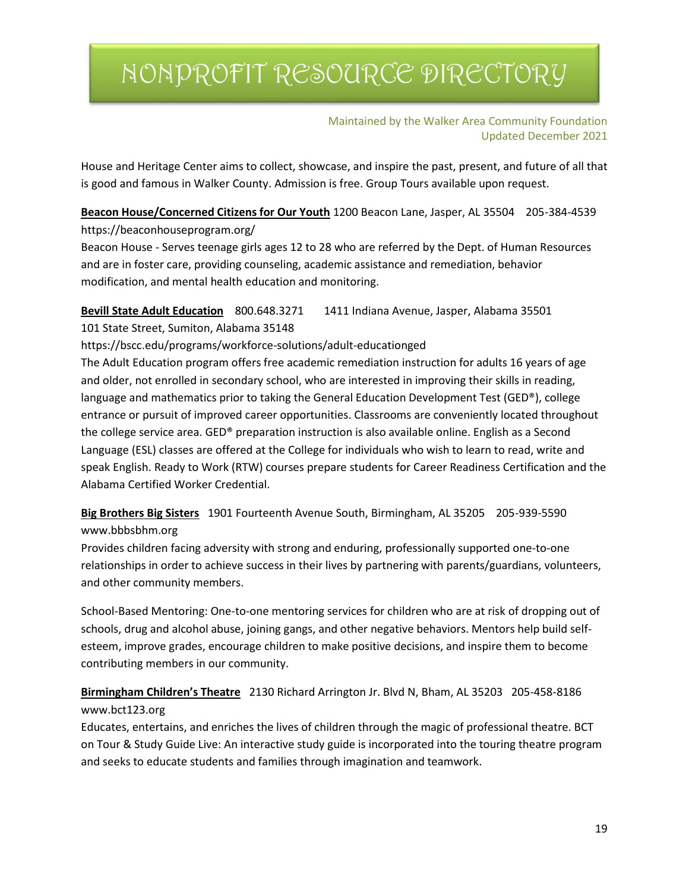House and Heritage Center aims to collect, showcase, and inspire the past, present, and future of all that is good and famous in Walker County. Admission is free. Group Tours available upon request.

**Beacon House/Concerned Citizens for Our Youth** 1200 Beacon Lane, Jasper, AL 35504 205-384-4539
https://beaconhouseprogram.org/
Beacon House - Serves teenage girls ages 12 to 28 who are referred by the Dept. of Human Resources and are in foster care, providing counseling, academic assistance and remediation, behavior modification, and mental health education and monitoring.

**Bevill State Adult Education** 800.648.3271 1411 Indiana Avenue, Jasper, Alabama 35501
101 State Street, Sumiton, Alabama 35148
https://bscc.edu/programs/workforce-solutions/adult-educationged
The Adult Education program offers free academic remediation instruction for adults 16 years of age and older, not enrolled in secondary school, who are interested in improving their skills in reading, language and mathematics prior to taking the General Education Development Test (GED®), college entrance or pursuit of improved career opportunities. Classrooms are conveniently located throughout the college service area. GED® preparation instruction is also available online. English as a Second Language (ESL) classes are offered at the College for individuals who wish to learn to read, write and speak English. Ready to Work (RTW) courses prepare students for Career Readiness Certification and the Alabama Certified Worker Credential.

**Big Brothers Big Sisters** 1901 Fourteenth Avenue South, Birmingham, AL 35205 205-939-5590
www.bbbsbhm.org
Provides children facing adversity with strong and enduring, professionally supported one-to-one relationships in order to achieve success in their lives by partnering with parents/guardians, volunteers, and other community members.

School-Based Mentoring: One-to-one mentoring services for children who are at risk of dropping out of schools, drug and alcohol abuse, joining gangs, and other negative behaviors. Mentors help build self-esteem, improve grades, encourage children to make positive decisions, and inspire them to become contributing members in our community.

**Birmingham Children's Theatre** 2130 Richard Arrington Jr. Blvd N, Bham, AL 35203 205-458-8186
www.bct123.org
Educates, entertains, and enriches the lives of children through the magic of professional theatre. BCT on Tour & Study Guide Live: An interactive study guide is incorporated into the touring theatre program and seeks to educate students and families through imagination and teamwork.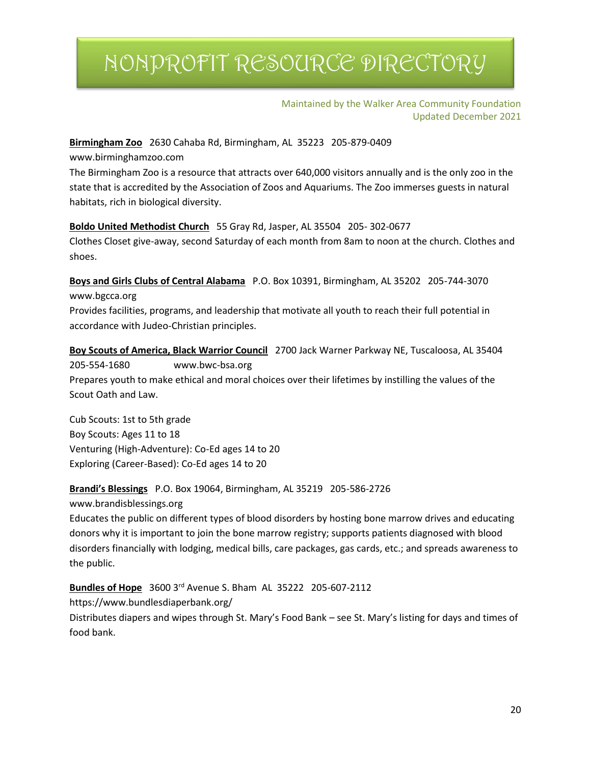# NONPROFIT RESOURCE DIRECTORY

Maintained by the Walker Area Community Foundation
Updated December 2021

**Birmingham Zoo** 2630 Cahaba Rd, Birmingham, AL 35223 205-879-0409
www.birminghamzoo.com
The Birmingham Zoo is a resource that attracts over 640,000 visitors annually and is the only zoo in the state that is accredited by the Association of Zoos and Aquariums. The Zoo immerses guests in natural habitats, rich in biological diversity.

**Boldo United Methodist Church** 55 Gray Rd, Jasper, AL 35504 205- 302-0677
Clothes Closet give-away, second Saturday of each month from 8am to noon at the church. Clothes and shoes.

**Boys and Girls Clubs of Central Alabama** P.O. Box 10391, Birmingham, AL 35202 205-744-3070
www.bgcca.org
Provides facilities, programs, and leadership that motivate all youth to reach their full potential in accordance with Judeo-Christian principles.

**Boy Scouts of America, Black Warrior Council** 2700 Jack Warner Parkway NE, Tuscaloosa, AL 35404
205-554-1680 www.bwc-bsa.org
Prepares youth to make ethical and moral choices over their lifetimes by instilling the values of the Scout Oath and Law.

Cub Scouts: 1st to 5th grade
Boy Scouts: Ages 11 to 18
Venturing (High-Adventure): Co-Ed ages 14 to 20
Exploring (Career-Based): Co-Ed ages 14 to 20

**Brandi's Blessings** P.O. Box 19064, Birmingham, AL 35219 205-586-2726
www.brandisblessings.org
Educates the public on different types of blood disorders by hosting bone marrow drives and educating donors why it is important to join the bone marrow registry; supports patients diagnosed with blood disorders financially with lodging, medical bills, care packages, gas cards, etc.; and spreads awareness to the public.

**Bundles of Hope** 3600 3rd Avenue S. Bham AL 35222 205-607-2112
https://www.bundlesdiaperbank.org/
Distributes diapers and wipes through St. Mary's Food Bank – see St. Mary's listing for days and times of food bank.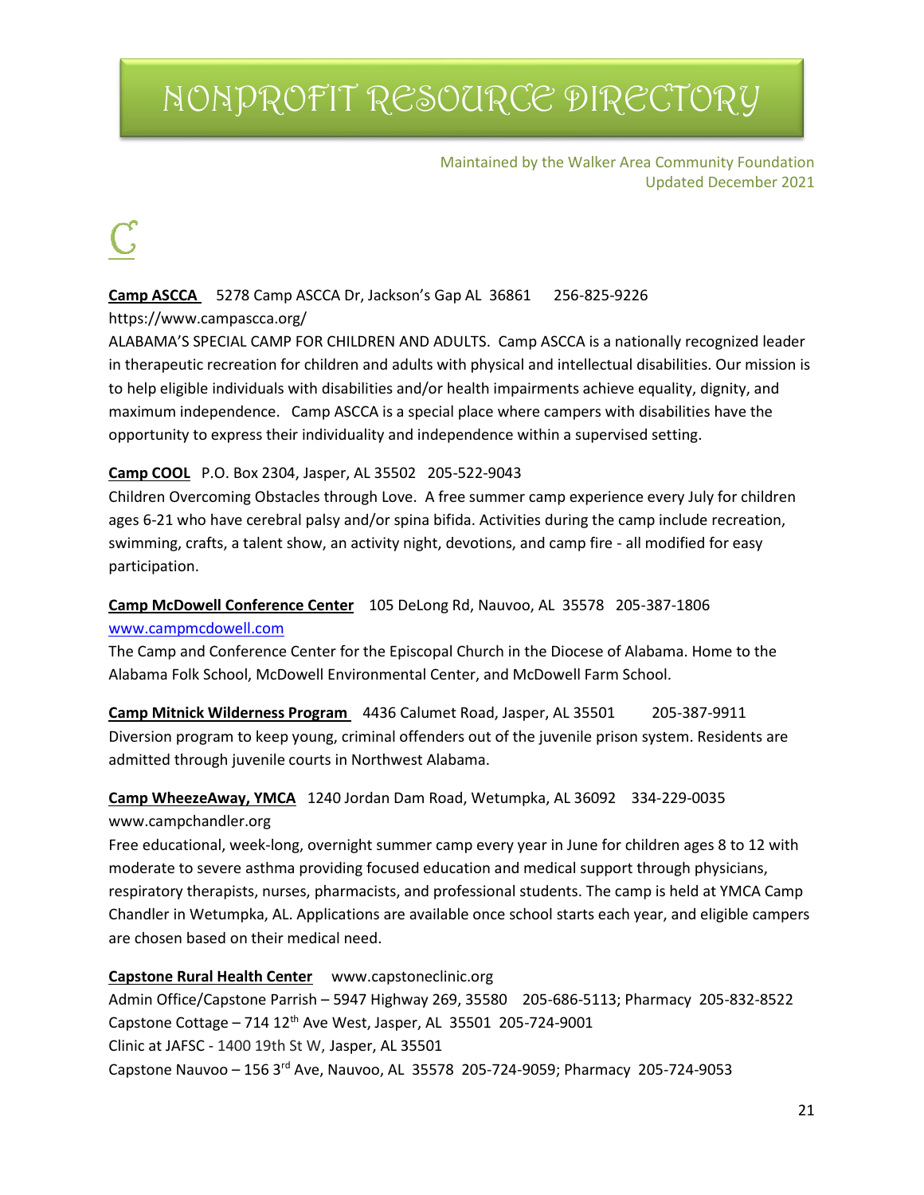// NONPROFIT RESOURCE DIRECTORY

Maintained by the Walker Area Community Foundation
Updated December 2021

# C

**Camp ASCCA** 5278 Camp ASCCA Dr, Jackson's Gap AL 36861 256-825-9226
https://www.campascca.org/
ALABAMA'S SPECIAL CAMP FOR CHILDREN AND ADULTS. Camp ASCCA is a nationally recognized leader in therapeutic recreation for children and adults with physical and intellectual disabilities. Our mission is to help eligible individuals with disabilities and/or health impairments achieve equality, dignity, and maximum independence. Camp ASCCA is a special place where campers with disabilities have the opportunity to express their individuality and independence within a supervised setting.

**Camp COOL** P.O. Box 2304, Jasper, AL 35502 205-522-9043
Children Overcoming Obstacles through Love. A free summer camp experience every July for children ages 6-21 who have cerebral palsy and/or spina bifida. Activities during the camp include recreation, swimming, crafts, a talent show, an activity night, devotions, and camp fire - all modified for easy participation.

**Camp McDowell Conference Center** 105 DeLong Rd, Nauvoo, AL 35578 205-387-1806
www.campmcdowell.com
The Camp and Conference Center for the Episcopal Church in the Diocese of Alabama. Home to the Alabama Folk School, McDowell Environmental Center, and McDowell Farm School.

**Camp Mitnick Wilderness Program** 4436 Calumet Road, Jasper, AL 35501 205-387-9911
Diversion program to keep young, criminal offenders out of the juvenile prison system. Residents are admitted through juvenile courts in Northwest Alabama.

**Camp WheezeAway, YMCA** 1240 Jordan Dam Road, Wetumpka, AL 36092 334-229-0035
www.campchandler.org
Free educational, week-long, overnight summer camp every year in June for children ages 8 to 12 with moderate to severe asthma providing focused education and medical support through physicians, respiratory therapists, nurses, pharmacists, and professional students. The camp is held at YMCA Camp Chandler in Wetumpka, AL. Applications are available once school starts each year, and eligible campers are chosen based on their medical need.

**Capstone Rural Health Center** www.capstoneclinic.org
Admin Office/Capstone Parrish – 5947 Highway 269, 35580 205-686-5113; Pharmacy 205-832-8522
Capstone Cottage – 714 12th Ave West, Jasper, AL 35501 205-724-9001
Clinic at JAFSC - 1400 19th St W, Jasper, AL 35501
Capstone Nauvoo – 156 3rd Ave, Nauvoo, AL 35578 205-724-9059; Pharmacy 205-724-9053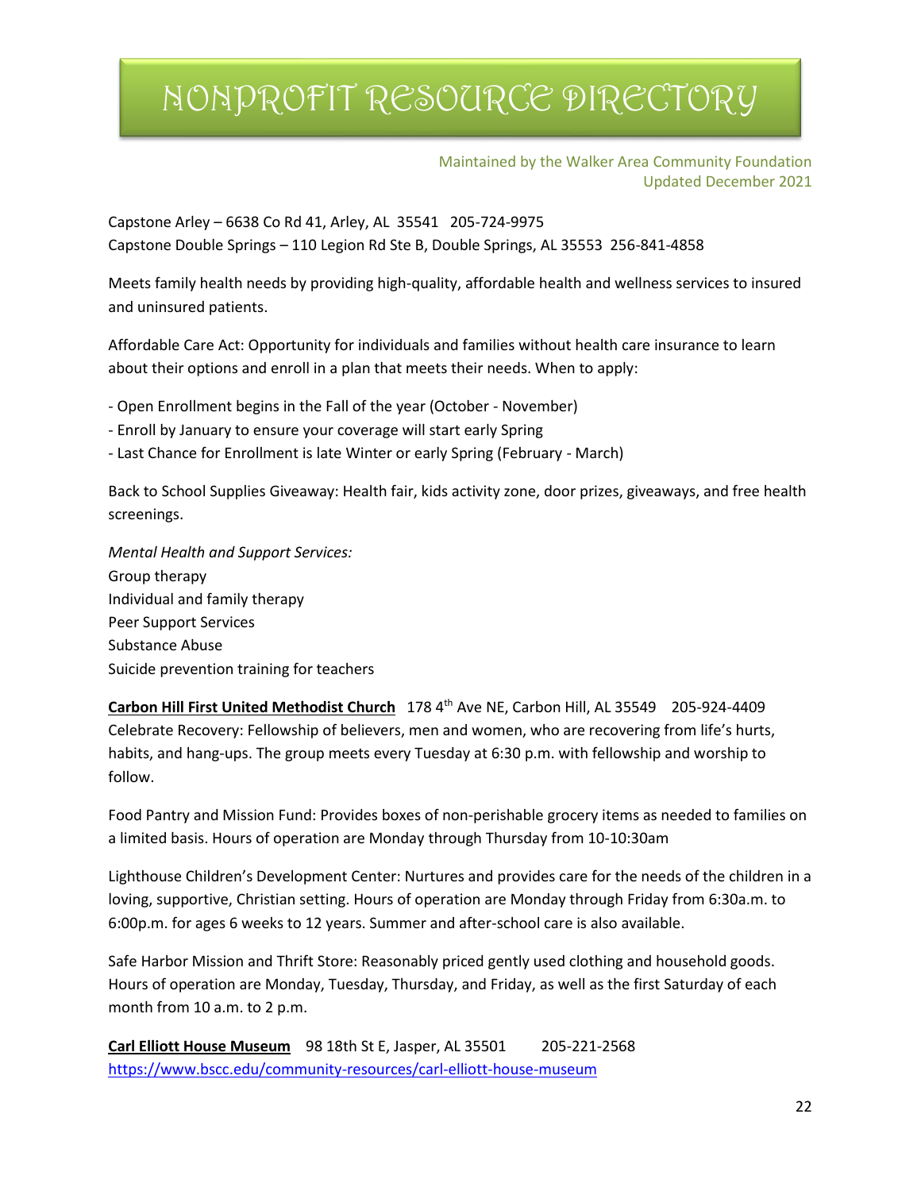# NONPROFIT RESOURCE DIRECTORY

Maintained by the Walker Area Community Foundation
Updated December 2021

Capstone Arley – 6638 Co Rd 41, Arley, AL 35541 205-724-9975
Capstone Double Springs – 110 Legion Rd Ste B, Double Springs, AL 35553 256-841-4858

Meets family health needs by providing high-quality, affordable health and wellness services to insured and uninsured patients.

Affordable Care Act: Opportunity for individuals and families without health care insurance to learn about their options and enroll in a plan that meets their needs. When to apply:

- Open Enrollment begins in the Fall of the year (October - November)
- Enroll by January to ensure your coverage will start early Spring
- Last Chance for Enrollment is late Winter or early Spring (February - March)

Back to School Supplies Giveaway: Health fair, kids activity zone, door prizes, giveaways, and free health screenings.

*Mental Health and Support Services:*
Group therapy
Individual and family therapy
Peer Support Services
Substance Abuse
Suicide prevention training for teachers

**Carbon Hill First United Methodist Church** 178 4th Ave NE, Carbon Hill, AL 35549 205-924-4409
Celebrate Recovery: Fellowship of believers, men and women, who are recovering from life's hurts, habits, and hang-ups. The group meets every Tuesday at 6:30 p.m. with fellowship and worship to follow.

Food Pantry and Mission Fund: Provides boxes of non-perishable grocery items as needed to families on a limited basis. Hours of operation are Monday through Thursday from 10-10:30am

Lighthouse Children's Development Center: Nurtures and provides care for the needs of the children in a loving, supportive, Christian setting. Hours of operation are Monday through Friday from 6:30a.m. to 6:00p.m. for ages 6 weeks to 12 years. Summer and after-school care is also available.

Safe Harbor Mission and Thrift Store: Reasonably priced gently used clothing and household goods. Hours of operation are Monday, Tuesday, Thursday, and Friday, as well as the first Saturday of each month from 10 a.m. to 2 p.m.

**Carl Elliott House Museum** 98 18th St E, Jasper, AL 35501 205-221-2568
https://www.bscc.edu/community-resources/carl-elliott-house-museum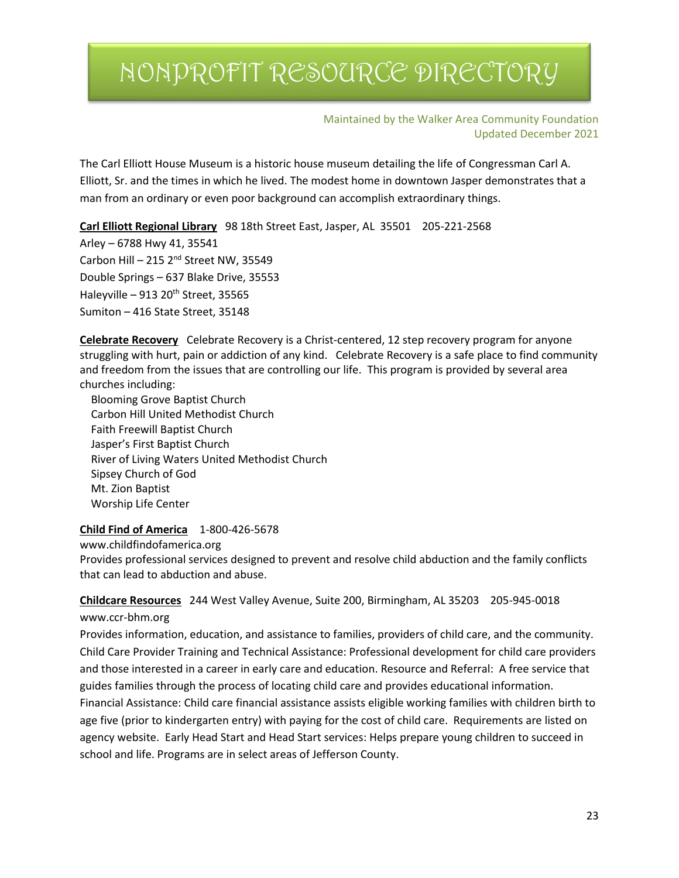# NONPROFIT RESOURCE DIRECTORY

Maintained by the Walker Area Community Foundation
Updated December 2021

The Carl Elliott House Museum is a historic house museum detailing the life of Congressman Carl A. Elliott, Sr. and the times in which he lived. The modest home in downtown Jasper demonstrates that a man from an ordinary or even poor background can accomplish extraordinary things.

**Carl Elliott Regional Library** 98 18th Street East, Jasper, AL 35501 205-221-2568
Arley – 6788 Hwy 41, 35541
Carbon Hill – 215 2nd Street NW, 35549
Double Springs – 637 Blake Drive, 35553
Haleyville – 913 20th Street, 35565
Sumiton – 416 State Street, 35148

**Celebrate Recovery** Celebrate Recovery is a Christ-centered, 12 step recovery program for anyone struggling with hurt, pain or addiction of any kind. Celebrate Recovery is a safe place to find community and freedom from the issues that are controlling our life. This program is provided by several area churches including:

- Blooming Grove Baptist Church
- Carbon Hill United Methodist Church
- Faith Freewill Baptist Church
- Jasper's First Baptist Church
- River of Living Waters United Methodist Church
- Sipsey Church of God
- Mt. Zion Baptist
- Worship Life Center

**Child Find of America** 1-800-426-5678
www.childfindofamerica.org
Provides professional services designed to prevent and resolve child abduction and the family conflicts that can lead to abduction and abuse.

**Childcare Resources** 244 West Valley Avenue, Suite 200, Birmingham, AL 35203 205-945-0018
www.ccr-bhm.org
Provides information, education, and assistance to families, providers of child care, and the community. Child Care Provider Training and Technical Assistance: Professional development for child care providers and those interested in a career in early care and education. Resource and Referral: A free service that guides families through the process of locating child care and provides educational information. Financial Assistance: Child care financial assistance assists eligible working families with children birth to age five (prior to kindergarten entry) with paying for the cost of child care. Requirements are listed on agency website. Early Head Start and Head Start services: Helps prepare young children to succeed in school and life. Programs are in select areas of Jefferson County.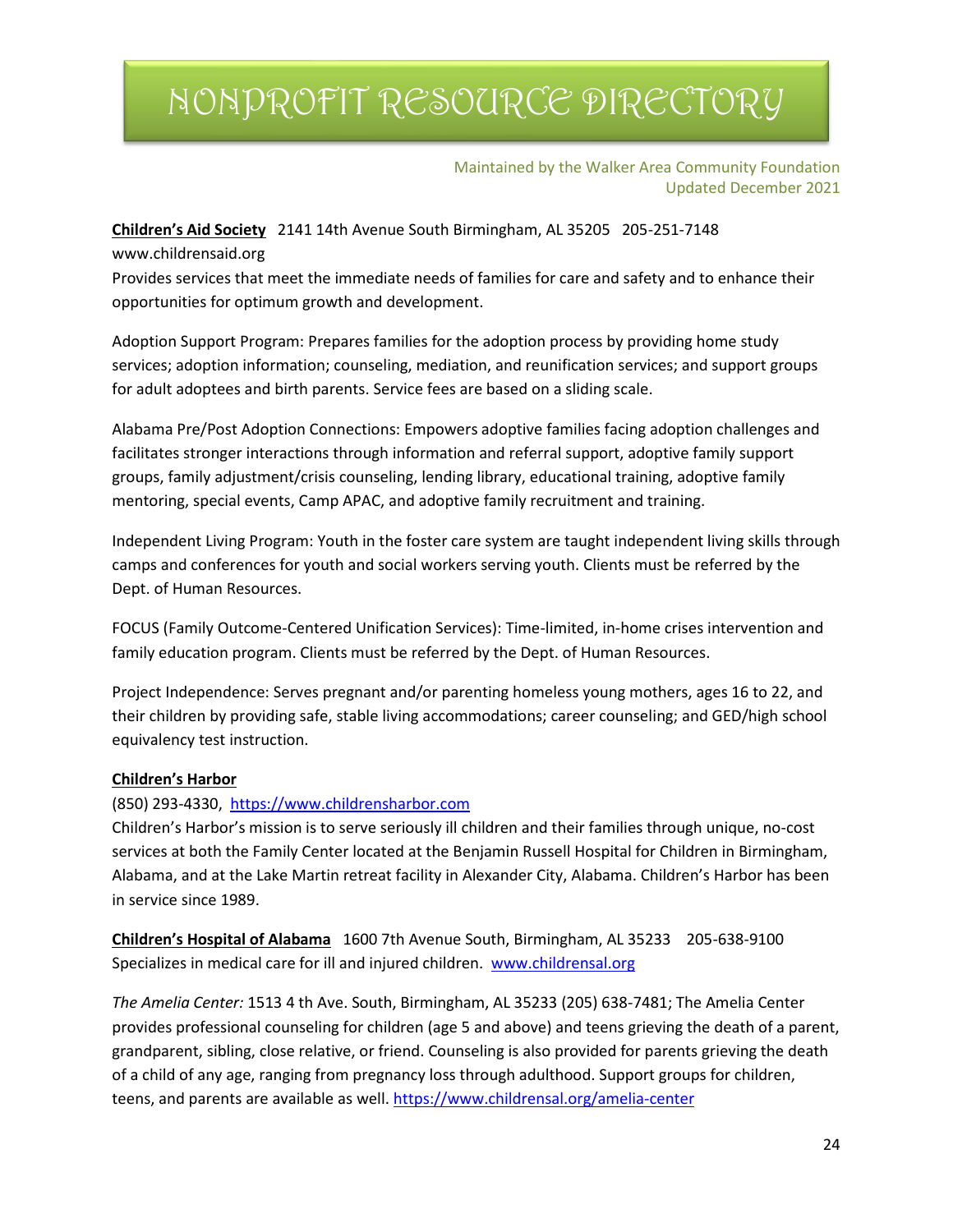# NONPROFIT RESOURCE DIRECTORY

Maintained by the Walker Area Community Foundation
Updated December 2021

**Children's Aid Society** 2141 14th Avenue South Birmingham, AL 35205 205-251-7148
www.childrensaid.org
Provides services that meet the immediate needs of families for care and safety and to enhance their opportunities for optimum growth and development.

Adoption Support Program: Prepares families for the adoption process by providing home study services; adoption information; counseling, mediation, and reunification services; and support groups for adult adoptees and birth parents. Service fees are based on a sliding scale.

Alabama Pre/Post Adoption Connections: Empowers adoptive families facing adoption challenges and facilitates stronger interactions through information and referral support, adoptive family support groups, family adjustment/crisis counseling, lending library, educational training, adoptive family mentoring, special events, Camp APAC, and adoptive family recruitment and training.

Independent Living Program: Youth in the foster care system are taught independent living skills through camps and conferences for youth and social workers serving youth. Clients must be referred by the Dept. of Human Resources.

FOCUS (Family Outcome-Centered Unification Services): Time-limited, in-home crises intervention and family education program. Clients must be referred by the Dept. of Human Resources.

Project Independence: Serves pregnant and/or parenting homeless young mothers, ages 16 to 22, and their children by providing safe, stable living accommodations; career counseling; and GED/high school equivalency test instruction.

**Children's Harbor**
(850) 293-4330, https://www.childrensharbor.com
Children's Harbor's mission is to serve seriously ill children and their families through unique, no-cost services at both the Family Center located at the Benjamin Russell Hospital for Children in Birmingham, Alabama, and at the Lake Martin retreat facility in Alexander City, Alabama. Children's Harbor has been in service since 1989.

**Children's Hospital of Alabama** 1600 7th Avenue South, Birmingham, AL 35233 205-638-9100
Specializes in medical care for ill and injured children. www.childrensal.org

*The Amelia Center:* 1513 4 th Ave. South, Birmingham, AL 35233 (205) 638-7481; The Amelia Center provides professional counseling for children (age 5 and above) and teens grieving the death of a parent, grandparent, sibling, close relative, or friend. Counseling is also provided for parents grieving the death of a child of any age, ranging from pregnancy loss through adulthood. Support groups for children, teens, and parents are available as well. https://www.childrensal.org/amelia-center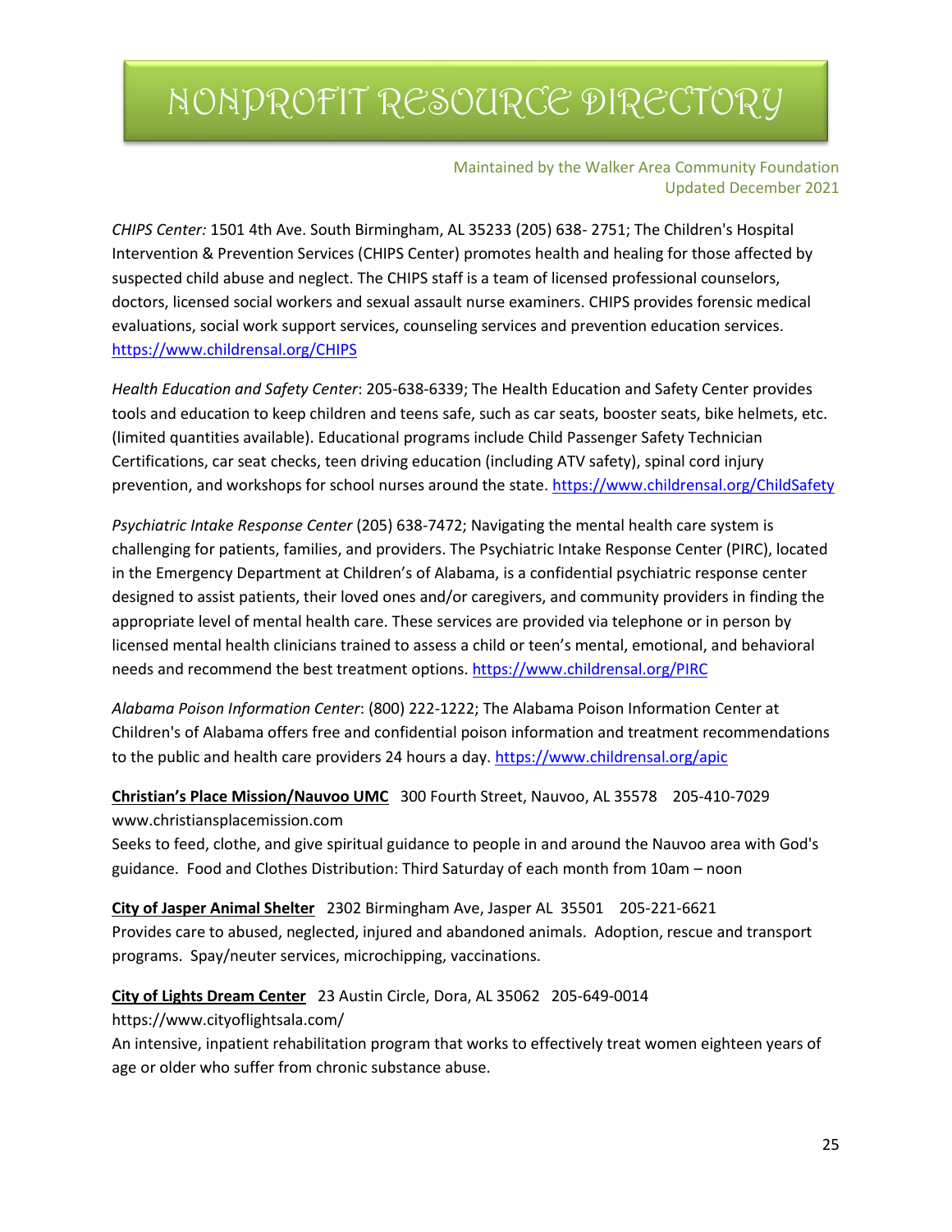# NONPROFIT RESOURCE DIRECTORY

Maintained by the Walker Area Community Foundation
Updated December 2021

*CHIPS Center:* 1501 4th Ave. South Birmingham, AL 35233 (205) 638- 2751; The Children's Hospital Intervention & Prevention Services (CHIPS Center) promotes health and healing for those affected by suspected child abuse and neglect. The CHIPS staff is a team of licensed professional counselors, doctors, licensed social workers and sexual assault nurse examiners. CHIPS provides forensic medical evaluations, social work support services, counseling services and prevention education services. https://www.childrensal.org/CHIPS

*Health Education and Safety Center*: 205-638-6339; The Health Education and Safety Center provides tools and education to keep children and teens safe, such as car seats, booster seats, bike helmets, etc. (limited quantities available). Educational programs include Child Passenger Safety Technician Certifications, car seat checks, teen driving education (including ATV safety), spinal cord injury prevention, and workshops for school nurses around the state. https://www.childrensal.org/ChildSafety

*Psychiatric Intake Response Center* (205) 638-7472; Navigating the mental health care system is challenging for patients, families, and providers. The Psychiatric Intake Response Center (PIRC), located in the Emergency Department at Children's of Alabama, is a confidential psychiatric response center designed to assist patients, their loved ones and/or caregivers, and community providers in finding the appropriate level of mental health care. These services are provided via telephone or in person by licensed mental health clinicians trained to assess a child or teen's mental, emotional, and behavioral needs and recommend the best treatment options. https://www.childrensal.org/PIRC

*Alabama Poison Information Center*: (800) 222-1222; The Alabama Poison Information Center at Children's of Alabama offers free and confidential poison information and treatment recommendations to the public and health care providers 24 hours a day. https://www.childrensal.org/apic

**Christian's Place Mission/Nauvoo UMC** 300 Fourth Street, Nauvoo, AL 35578 205-410-7029
www.christiansplacemission.com
Seeks to feed, clothe, and give spiritual guidance to people in and around the Nauvoo area with God's guidance. Food and Clothes Distribution: Third Saturday of each month from 10am – noon

**City of Jasper Animal Shelter** 2302 Birmingham Ave, Jasper AL 35501 205-221-6621
Provides care to abused, neglected, injured and abandoned animals. Adoption, rescue and transport programs. Spay/neuter services, microchipping, vaccinations.

**City of Lights Dream Center** 23 Austin Circle, Dora, AL 35062 205-649-0014
https://www.cityoflightsala.com/
An intensive, inpatient rehabilitation program that works to effectively treat women eighteen years of age or older who suffer from chronic substance abuse.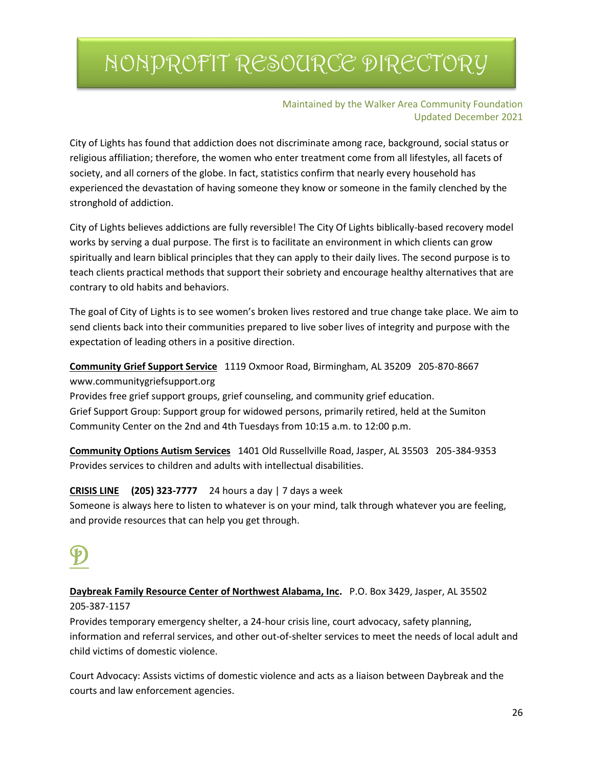City of Lights has found that addiction does not discriminate among race, background, social status or religious affiliation; therefore, the women who enter treatment come from all lifestyles, all facets of society, and all corners of the globe. In fact, statistics confirm that nearly every household has experienced the devastation of having someone they know or someone in the family clenched by the stronghold of addiction.

City of Lights believes addictions are fully reversible! The City Of Lights biblically-based recovery model works by serving a dual purpose. The first is to facilitate an environment in which clients can grow spiritually and learn biblical principles that they can apply to their daily lives. The second purpose is to teach clients practical methods that support their sobriety and encourage healthy alternatives that are contrary to old habits and behaviors.

The goal of City of Lights is to see women's broken lives restored and true change take place. We aim to send clients back into their communities prepared to live sober lives of integrity and purpose with the expectation of leading others in a positive direction.

**Community Grief Support Service** 1119 Oxmoor Road, Birmingham, AL 35209 205-870-8667 www.communitygriefsupport.org
Provides free grief support groups, grief counseling, and community grief education.
Grief Support Group: Support group for widowed persons, primarily retired, held at the Sumiton Community Center on the 2nd and 4th Tuesdays from 10:15 a.m. to 12:00 p.m.

**Community Options Autism Services** 1401 Old Russellville Road, Jasper, AL 35503 205-384-9353
Provides services to children and adults with intellectual disabilities.

**CRISIS LINE** **(205) 323-7777** 24 hours a day | 7 days a week
Someone is always here to listen to whatever is on your mind, talk through whatever you are feeling, and provide resources that can help you get through.

## D

**Daybreak Family Resource Center of Northwest Alabama, Inc.** P.O. Box 3429, Jasper, AL 35502 205-387-1157
Provides temporary emergency shelter, a 24-hour crisis line, court advocacy, safety planning, information and referral services, and other out-of-shelter services to meet the needs of local adult and child victims of domestic violence.

Court Advocacy: Assists victims of domestic violence and acts as a liaison between Daybreak and the courts and law enforcement agencies.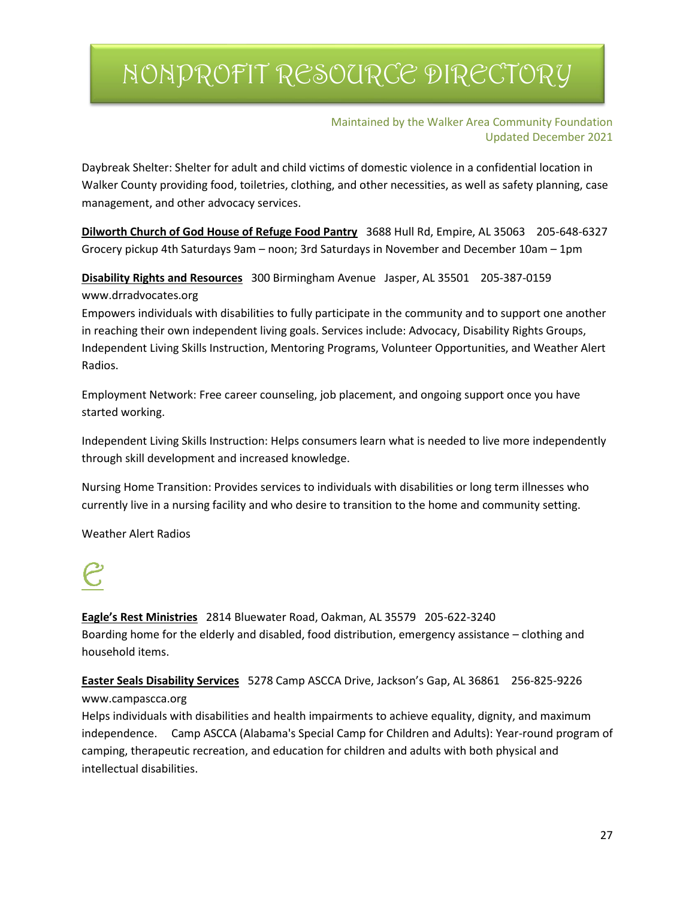# NONPROFIT RESOURCE DIRECTORY

Maintained by the Walker Area Community Foundation
Updated December 2021

Daybreak Shelter: Shelter for adult and child victims of domestic violence in a confidential location in Walker County providing food, toiletries, clothing, and other necessities, as well as safety planning, case management, and other advocacy services.

**Dilworth Church of God House of Refuge Food Pantry** 3688 Hull Rd, Empire, AL 35063 205-648-6327
Grocery pickup 4th Saturdays 9am – noon; 3rd Saturdays in November and December 10am – 1pm

**Disability Rights and Resources** 300 Birmingham Avenue Jasper, AL 35501 205-387-0159
www.drradvocates.org
Empowers individuals with disabilities to fully participate in the community and to support one another in reaching their own independent living goals. Services include: Advocacy, Disability Rights Groups, Independent Living Skills Instruction, Mentoring Programs, Volunteer Opportunities, and Weather Alert Radios.

Employment Network: Free career counseling, job placement, and ongoing support once you have started working.

Independent Living Skills Instruction: Helps consumers learn what is needed to live more independently through skill development and increased knowledge.

Nursing Home Transition: Provides services to individuals with disabilities or long term illnesses who currently live in a nursing facility and who desire to transition to the home and community setting.

Weather Alert Radios

## E

**Eagle's Rest Ministries** 2814 Bluewater Road, Oakman, AL 35579 205-622-3240
Boarding home for the elderly and disabled, food distribution, emergency assistance – clothing and household items.

**Easter Seals Disability Services** 5278 Camp ASCCA Drive, Jackson's Gap, AL 36861 256-825-9226
www.campascca.org
Helps individuals with disabilities and health impairments to achieve equality, dignity, and maximum independence. Camp ASCCA (Alabama's Special Camp for Children and Adults): Year-round program of camping, therapeutic recreation, and education for children and adults with both physical and intellectual disabilities.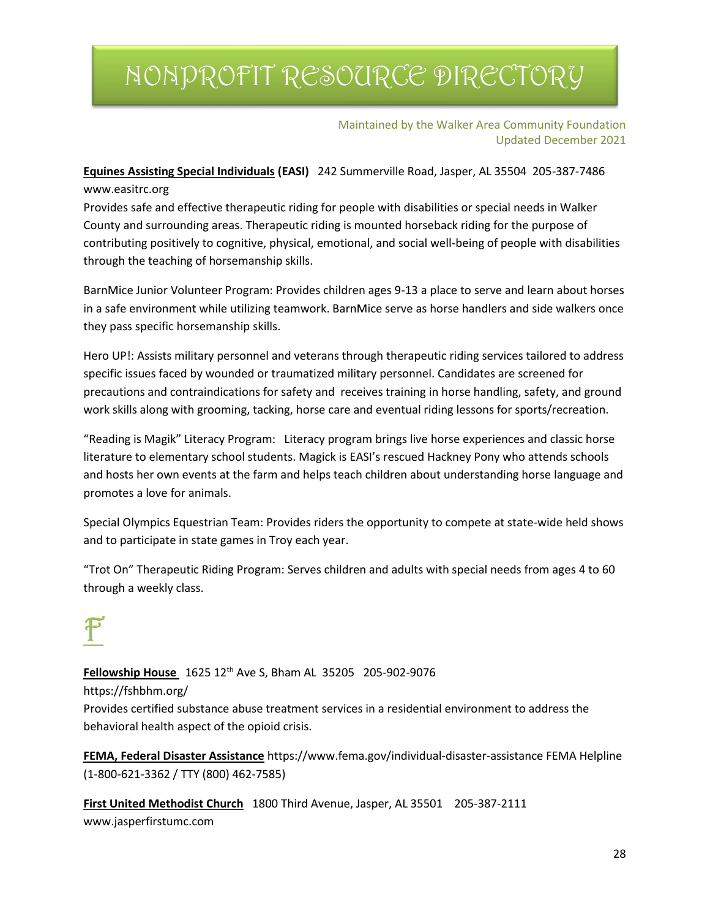**Equines Assisting Special Individuals (EASI)** 242 Summerville Road, Jasper, AL 35504 205-387-7486
www.easitrc.org
Provides safe and effective therapeutic riding for people with disabilities or special needs in Walker County and surrounding areas. Therapeutic riding is mounted horseback riding for the purpose of contributing positively to cognitive, physical, emotional, and social well-being of people with disabilities through the teaching of horsemanship skills.

BarnMice Junior Volunteer Program: Provides children ages 9-13 a place to serve and learn about horses in a safe environment while utilizing teamwork. BarnMice serve as horse handlers and side walkers once they pass specific horsemanship skills.

Hero UP!: Assists military personnel and veterans through therapeutic riding services tailored to address specific issues faced by wounded or traumatized military personnel. Candidates are screened for precautions and contraindications for safety and receives training in horse handling, safety, and ground work skills along with grooming, tacking, horse care and eventual riding lessons for sports/recreation.

"Reading is Magik" Literacy Program: Literacy program brings live horse experiences and classic horse literature to elementary school students. Magick is EASI's rescued Hackney Pony who attends schools and hosts her own events at the farm and helps teach children about understanding horse language and promotes a love for animals.

Special Olympics Equestrian Team: Provides riders the opportunity to compete at state-wide held shows and to participate in state games in Troy each year.

"Trot On" Therapeutic Riding Program: Serves children and adults with special needs from ages 4 to 60 through a weekly class.

# F

**Fellowship House** 1625 12th Ave S, Bham AL 35205 205-902-9076
https://fshbhm.org/
Provides certified substance abuse treatment services in a residential environment to address the behavioral health aspect of the opioid crisis.

**FEMA, Federal Disaster Assistance** https://www.fema.gov/individual-disaster-assistance FEMA Helpline (1-800-621-3362 / TTY (800) 462-7585)

**First United Methodist Church** 1800 Third Avenue, Jasper, AL 35501 205-387-2111
www.jasperfirstumc.com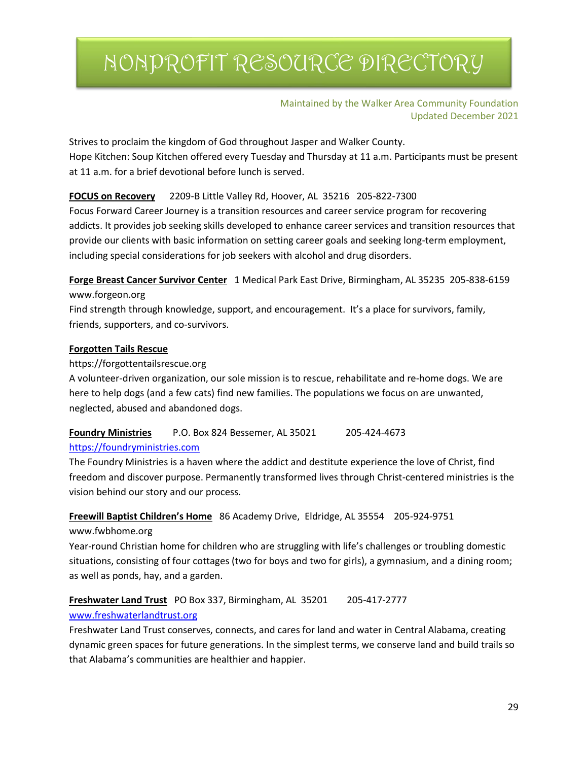Strives to proclaim the kingdom of God throughout Jasper and Walker County.
Hope Kitchen: Soup Kitchen offered every Tuesday and Thursday at 11 a.m. Participants must be present at 11 a.m. for a brief devotional before lunch is served.

**FOCUS on Recovery** 2209-B Little Valley Rd, Hoover, AL 35216 205-822-7300
Focus Forward Career Journey is a transition resources and career service program for recovering addicts. It provides job seeking skills developed to enhance career services and transition resources that provide our clients with basic information on setting career goals and seeking long-term employment, including special considerations for job seekers with alcohol and drug disorders.

**Forge Breast Cancer Survivor Center** 1 Medical Park East Drive, Birmingham, AL 35235 205-838-6159
www.forgeon.org
Find strength through knowledge, support, and encouragement. It's a place for survivors, family, friends, supporters, and co-survivors.

**Forgotten Tails Rescue**
https://forgottentailsrescue.org
A volunteer-driven organization, our sole mission is to rescue, rehabilitate and re-home dogs. We are here to help dogs (and a few cats) find new families. The populations we focus on are unwanted, neglected, abused and abandoned dogs.

**Foundry Ministries** P.O. Box 824 Bessemer, AL 35021 205-424-4673
https://foundryministries.com
The Foundry Ministries is a haven where the addict and destitute experience the love of Christ, find freedom and discover purpose. Permanently transformed lives through Christ-centered ministries is the vision behind our story and our process.

**Freewill Baptist Children's Home** 86 Academy Drive, Eldridge, AL 35554 205-924-9751
www.fwbhome.org
Year-round Christian home for children who are struggling with life's challenges or troubling domestic situations, consisting of four cottages (two for boys and two for girls), a gymnasium, and a dining room; as well as ponds, hay, and a garden.

**Freshwater Land Trust** PO Box 337, Birmingham, AL 35201 205-417-2777
www.freshwaterlandtrust.org
Freshwater Land Trust conserves, connects, and cares for land and water in Central Alabama, creating dynamic green spaces for future generations. In the simplest terms, we conserve land and build trails so that Alabama's communities are healthier and happier.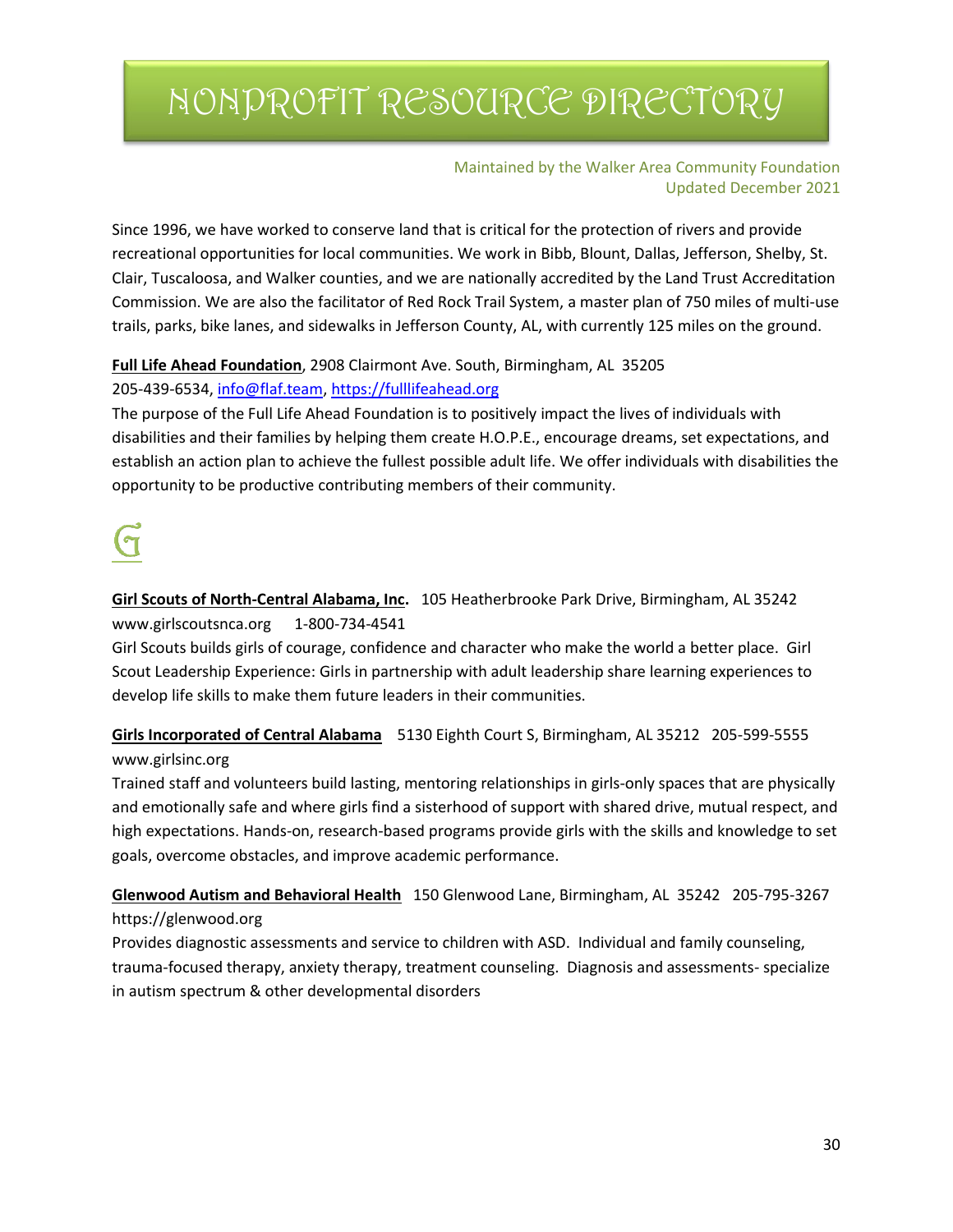Since 1996, we have worked to conserve land that is critical for the protection of rivers and provide recreational opportunities for local communities. We work in Bibb, Blount, Dallas, Jefferson, Shelby, St. Clair, Tuscaloosa, and Walker counties, and we are nationally accredited by the Land Trust Accreditation Commission. We are also the facilitator of Red Rock Trail System, a master plan of 750 miles of multi-use trails, parks, bike lanes, and sidewalks in Jefferson County, AL, with currently 125 miles on the ground.

**Full Life Ahead Foundation**, 2908 Clairmont Ave. South, Birmingham, AL 35205
205-439-6534, info@flaf.team, https://fulllifeahead.org
The purpose of the Full Life Ahead Foundation is to positively impact the lives of individuals with disabilities and their families by helping them create H.O.P.E., encourage dreams, set expectations, and establish an action plan to achieve the fullest possible adult life. We offer individuals with disabilities the opportunity to be productive contributing members of their community.

## G

**Girl Scouts of North-Central Alabama, Inc.** 105 Heatherbrooke Park Drive, Birmingham, AL 35242
www.girlscoutsnca.org 1-800-734-4541
Girl Scouts builds girls of courage, confidence and character who make the world a better place. Girl Scout Leadership Experience: Girls in partnership with adult leadership share learning experiences to develop life skills to make them future leaders in their communities.

**Girls Incorporated of Central Alabama** 5130 Eighth Court S, Birmingham, AL 35212 205-599-5555
www.girlsinc.org
Trained staff and volunteers build lasting, mentoring relationships in girls-only spaces that are physically and emotionally safe and where girls find a sisterhood of support with shared drive, mutual respect, and high expectations. Hands-on, research-based programs provide girls with the skills and knowledge to set goals, overcome obstacles, and improve academic performance.

**Glenwood Autism and Behavioral Health** 150 Glenwood Lane, Birmingham, AL 35242 205-795-3267
https://glenwood.org
Provides diagnostic assessments and service to children with ASD. Individual and family counseling, trauma-focused therapy, anxiety therapy, treatment counseling. Diagnosis and assessments- specialize in autism spectrum & other developmental disorders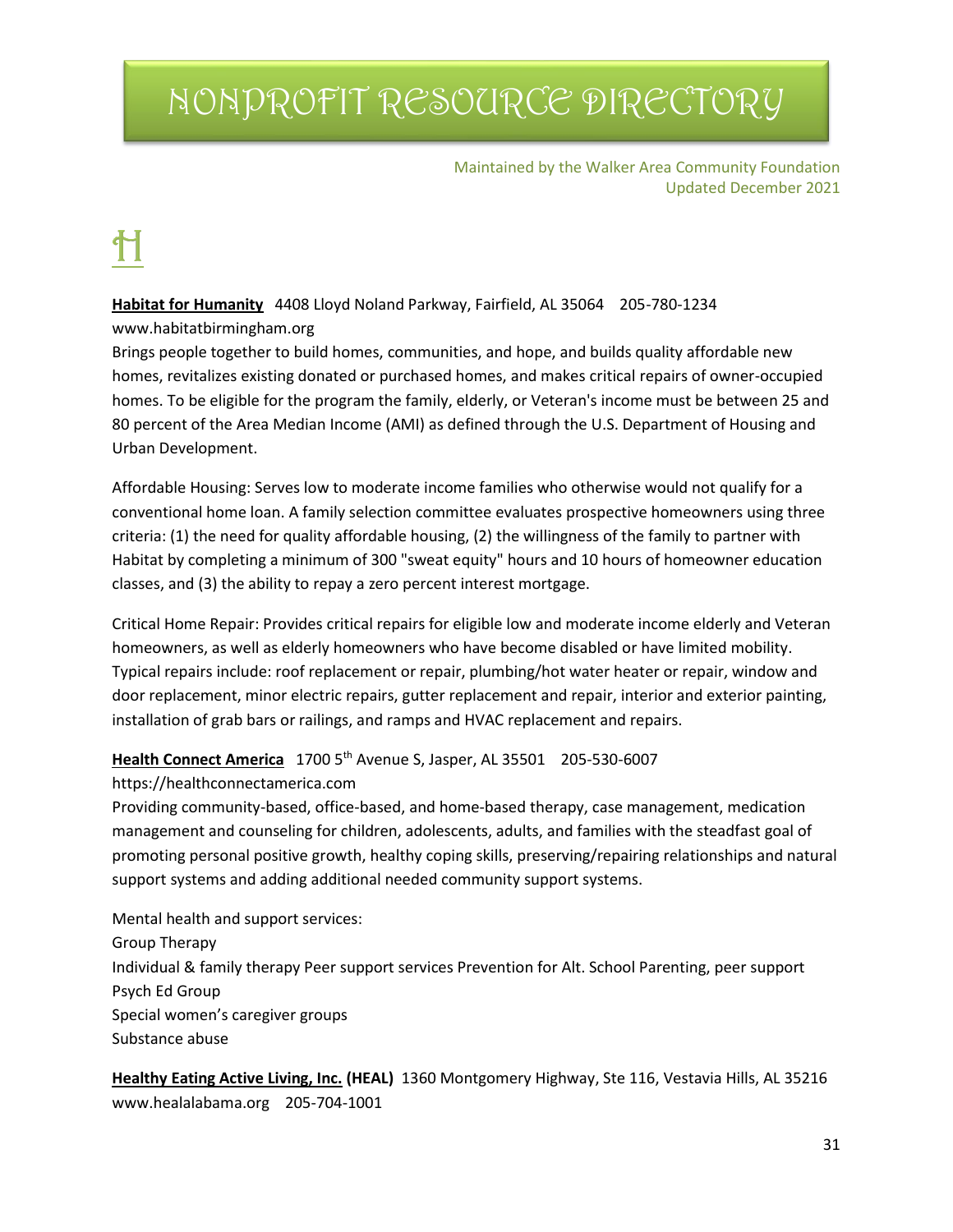# NONPROFIT RESOURCE DIRECTORY

Maintained by the Walker Area Community Foundation
Updated December 2021

# H

**Habitat for Humanity** 4408 Lloyd Noland Parkway, Fairfield, AL 35064 205-780-1234
www.habitatbirmingham.org
Brings people together to build homes, communities, and hope, and builds quality affordable new homes, revitalizes existing donated or purchased homes, and makes critical repairs of owner-occupied homes. To be eligible for the program the family, elderly, or Veteran's income must be between 25 and 80 percent of the Area Median Income (AMI) as defined through the U.S. Department of Housing and Urban Development.

Affordable Housing: Serves low to moderate income families who otherwise would not qualify for a conventional home loan. A family selection committee evaluates prospective homeowners using three criteria: (1) the need for quality affordable housing, (2) the willingness of the family to partner with Habitat by completing a minimum of 300 "sweat equity" hours and 10 hours of homeowner education classes, and (3) the ability to repay a zero percent interest mortgage.

Critical Home Repair: Provides critical repairs for eligible low and moderate income elderly and Veteran homeowners, as well as elderly homeowners who have become disabled or have limited mobility. Typical repairs include: roof replacement or repair, plumbing/hot water heater or repair, window and door replacement, minor electric repairs, gutter replacement and repair, interior and exterior painting, installation of grab bars or railings, and ramps and HVAC replacement and repairs.

**Health Connect America** 1700 5th Avenue S, Jasper, AL 35501 205-530-6007
https://healthconnectamerica.com
Providing community-based, office-based, and home-based therapy, case management, medication management and counseling for children, adolescents, adults, and families with the steadfast goal of promoting personal positive growth, healthy coping skills, preserving/repairing relationships and natural support systems and adding additional needed community support systems.

Mental health and support services:
Group Therapy
Individual & family therapy Peer support services Prevention for Alt. School Parenting, peer support
Psych Ed Group
Special women's caregiver groups
Substance abuse

**Healthy Eating Active Living, Inc. (HEAL)** 1360 Montgomery Highway, Ste 116, Vestavia Hills, AL 35216
www.healalabama.org 205-704-1001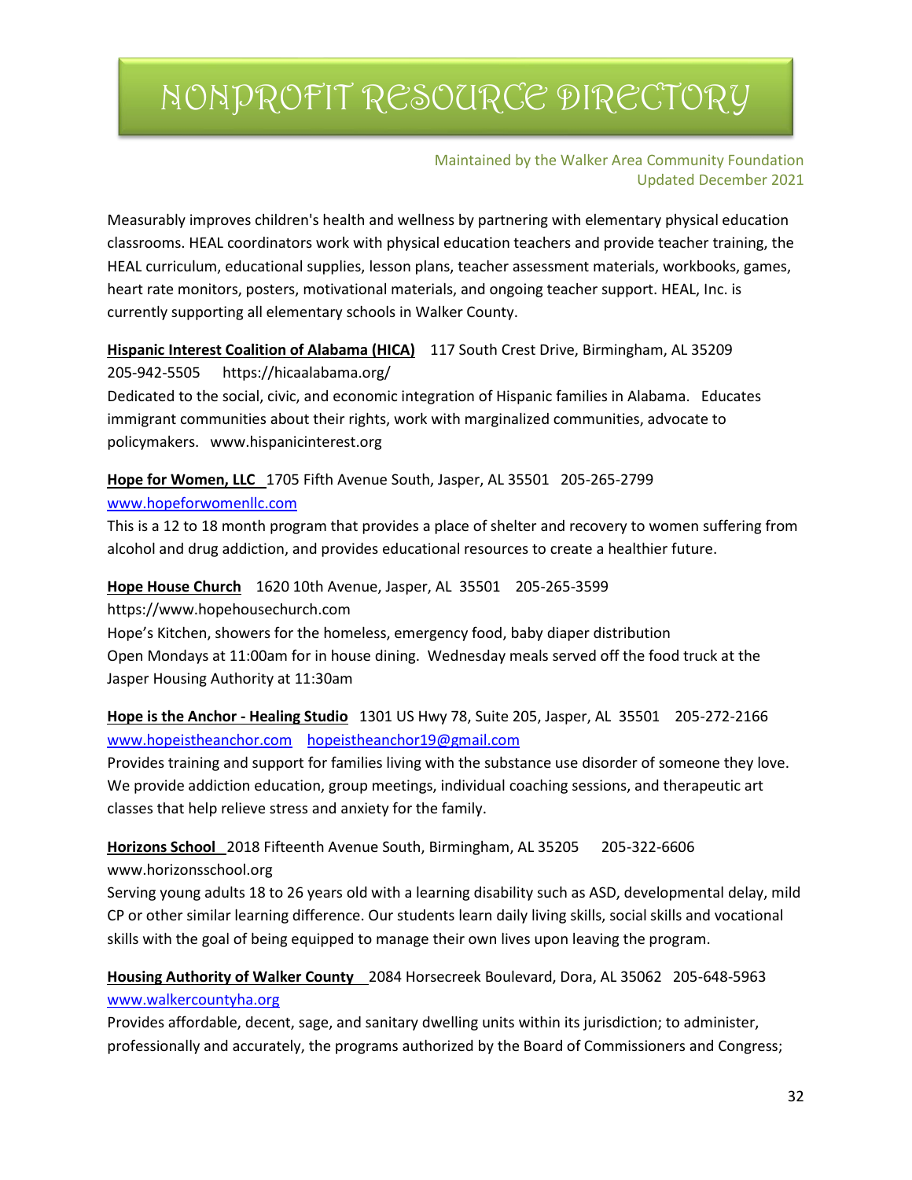Measurably improves children's health and wellness by partnering with elementary physical education classrooms. HEAL coordinators work with physical education teachers and provide teacher training, the HEAL curriculum, educational supplies, lesson plans, teacher assessment materials, workbooks, games, heart rate monitors, posters, motivational materials, and ongoing teacher support. HEAL, Inc. is currently supporting all elementary schools in Walker County.

**Hispanic Interest Coalition of Alabama (HICA)** 117 South Crest Drive, Birmingham, AL 35209
205-942-5505 https://hicaalabama.org/
Dedicated to the social, civic, and economic integration of Hispanic families in Alabama. Educates immigrant communities about their rights, work with marginalized communities, advocate to policymakers. www.hispanicinterest.org

**Hope for Women, LLC** 1705 Fifth Avenue South, Jasper, AL 35501 205-265-2799
www.hopeforwomenllc.com
This is a 12 to 18 month program that provides a place of shelter and recovery to women suffering from alcohol and drug addiction, and provides educational resources to create a healthier future.

**Hope House Church** 1620 10th Avenue, Jasper, AL 35501 205-265-3599
https://www.hopehousechurch.com
Hope's Kitchen, showers for the homeless, emergency food, baby diaper distribution
Open Mondays at 11:00am for in house dining. Wednesday meals served off the food truck at the Jasper Housing Authority at 11:30am

**Hope is the Anchor - Healing Studio** 1301 US Hwy 78, Suite 205, Jasper, AL 35501 205-272-2166
www.hopeistheanchor.com hopeistheanchor19@gmail.com
Provides training and support for families living with the substance use disorder of someone they love. We provide addiction education, group meetings, individual coaching sessions, and therapeutic art classes that help relieve stress and anxiety for the family.

**Horizons School** 2018 Fifteenth Avenue South, Birmingham, AL 35205 205-322-6606
www.horizonsschool.org
Serving young adults 18 to 26 years old with a learning disability such as ASD, developmental delay, mild CP or other similar learning difference. Our students learn daily living skills, social skills and vocational skills with the goal of being equipped to manage their own lives upon leaving the program.

**Housing Authority of Walker County** 2084 Horsecreek Boulevard, Dora, AL 35062 205-648-5963
www.walkercountyha.org
Provides affordable, decent, sage, and sanitary dwelling units within its jurisdiction; to administer, professionally and accurately, the programs authorized by the Board of Commissioners and Congress;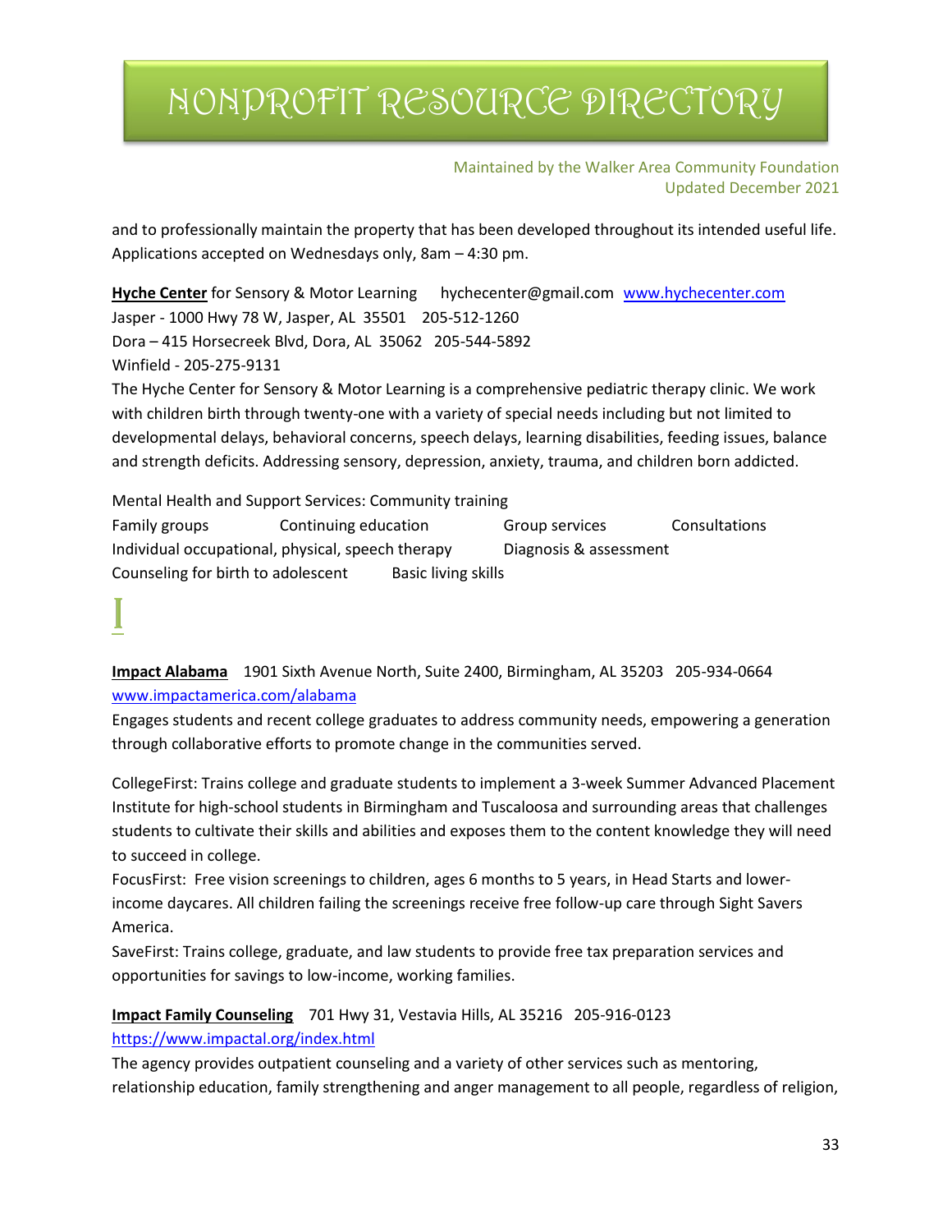and to professionally maintain the property that has been developed throughout its intended useful life. Applications accepted on Wednesdays only, 8am – 4:30 pm.

**Hyche Center** for Sensory & Motor Learning hychecenter@gmail.com www.hychecenter.com
Jasper - 1000 Hwy 78 W, Jasper, AL 35501 205-512-1260
Dora – 415 Horsecreek Blvd, Dora, AL 35062 205-544-5892
Winfield - 205-275-9131
The Hyche Center for Sensory & Motor Learning is a comprehensive pediatric therapy clinic. We work with children birth through twenty-one with a variety of special needs including but not limited to developmental delays, behavioral concerns, speech delays, learning disabilities, feeding issues, balance and strength deficits. Addressing sensory, depression, anxiety, trauma, and children born addicted.

Mental Health and Support Services: Community training
Family groups Continuing education Group services Consultations
Individual occupational, physical, speech therapy Diagnosis & assessment
Counseling for birth to adolescent Basic living skills

# I

**Impact Alabama** 1901 Sixth Avenue North, Suite 2400, Birmingham, AL 35203 205-934-0664
www.impactamerica.com/alabama
Engages students and recent college graduates to address community needs, empowering a generation through collaborative efforts to promote change in the communities served.

CollegeFirst: Trains college and graduate students to implement a 3-week Summer Advanced Placement Institute for high-school students in Birmingham and Tuscaloosa and surrounding areas that challenges students to cultivate their skills and abilities and exposes them to the content knowledge they will need to succeed in college.
FocusFirst: Free vision screenings to children, ages 6 months to 5 years, in Head Starts and lower-income daycares. All children failing the screenings receive free follow-up care through Sight Savers America.
SaveFirst: Trains college, graduate, and law students to provide free tax preparation services and opportunities for savings to low-income, working families.

**Impact Family Counseling** 701 Hwy 31, Vestavia Hills, AL 35216 205-916-0123
https://www.impactal.org/index.html
The agency provides outpatient counseling and a variety of other services such as mentoring, relationship education, family strengthening and anger management to all people, regardless of religion,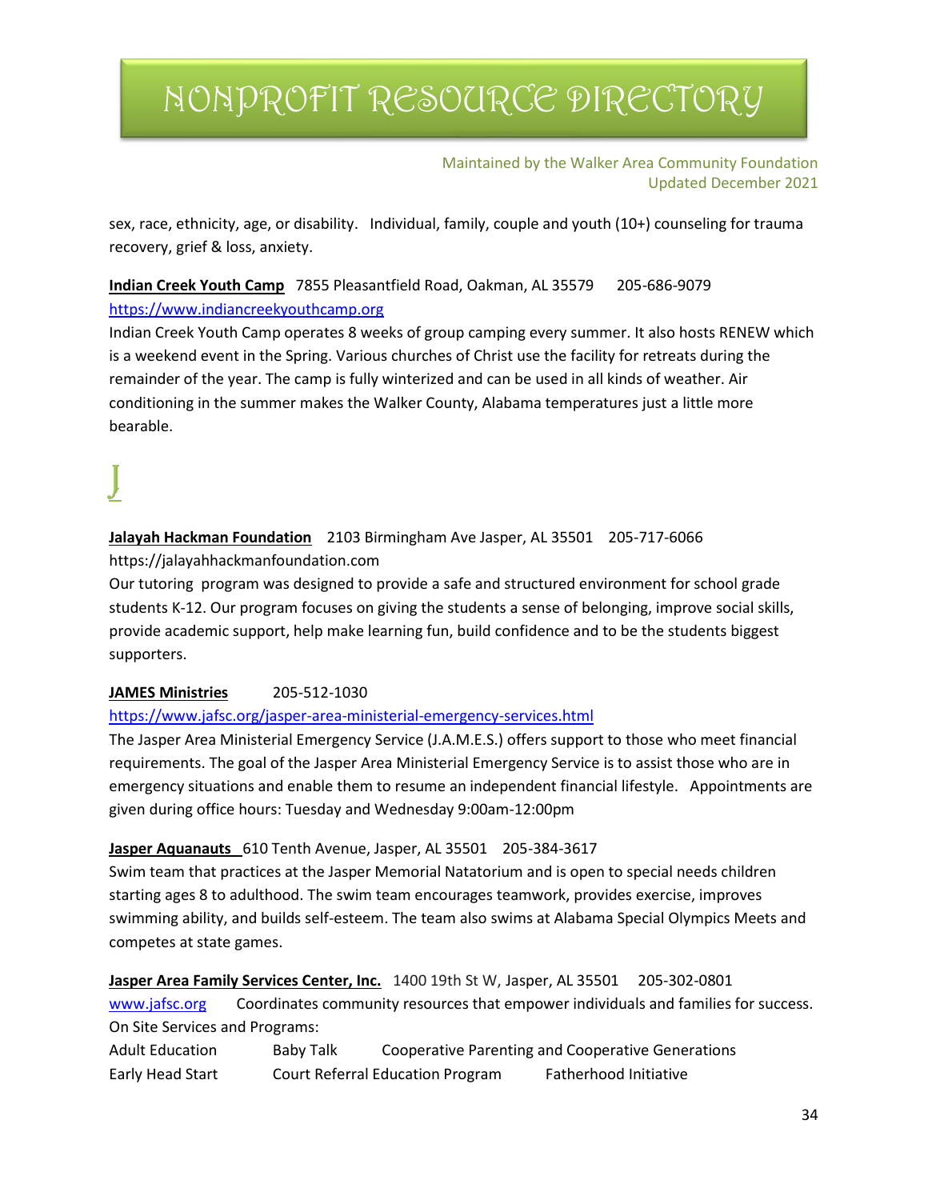sex, race, ethnicity, age, or disability. Individual, family, couple and youth (10+) counseling for trauma recovery, grief & loss, anxiety.

**Indian Creek Youth Camp** 7855 Pleasantfield Road, Oakman, AL 35579 205-686-9079
https://www.indiancreekyouthcamp.org
Indian Creek Youth Camp operates 8 weeks of group camping every summer. It also hosts RENEW which is a weekend event in the Spring. Various churches of Christ use the facility for retreats during the remainder of the year. The camp is fully winterized and can be used in all kinds of weather. Air conditioning in the summer makes the Walker County, Alabama temperatures just a little more bearable.

# J

**Jalayah Hackman Foundation** 2103 Birmingham Ave Jasper, AL 35501 205-717-6066
https://jalayahhackmanfoundation.com
Our tutoring program was designed to provide a safe and structured environment for school grade students K-12. Our program focuses on giving the students a sense of belonging, improve social skills, provide academic support, help make learning fun, build confidence and to be the students biggest supporters.

**JAMES Ministries** 205-512-1030
https://www.jafsc.org/jasper-area-ministerial-emergency-services.html
The Jasper Area Ministerial Emergency Service (J.A.M.E.S.) offers support to those who meet financial requirements. The goal of the Jasper Area Ministerial Emergency Service is to assist those who are in emergency situations and enable them to resume an independent financial lifestyle. Appointments are given during office hours: Tuesday and Wednesday 9:00am-12:00pm

**Jasper Aquanauts** 610 Tenth Avenue, Jasper, AL 35501 205-384-3617
Swim team that practices at the Jasper Memorial Natatorium and is open to special needs children starting ages 8 to adulthood. The swim team encourages teamwork, provides exercise, improves swimming ability, and builds self-esteem. The team also swims at Alabama Special Olympics Meets and competes at state games.

**Jasper Area Family Services Center, Inc.** 1400 19th St W, Jasper, AL 35501 205-302-0801
www.jafsc.org Coordinates community resources that empower individuals and families for success.
On Site Services and Programs:

Adult Education
Baby Talk
Cooperative Parenting and Cooperative Generations
Early Head Start
Court Referral Education Program
Fatherhood Initiative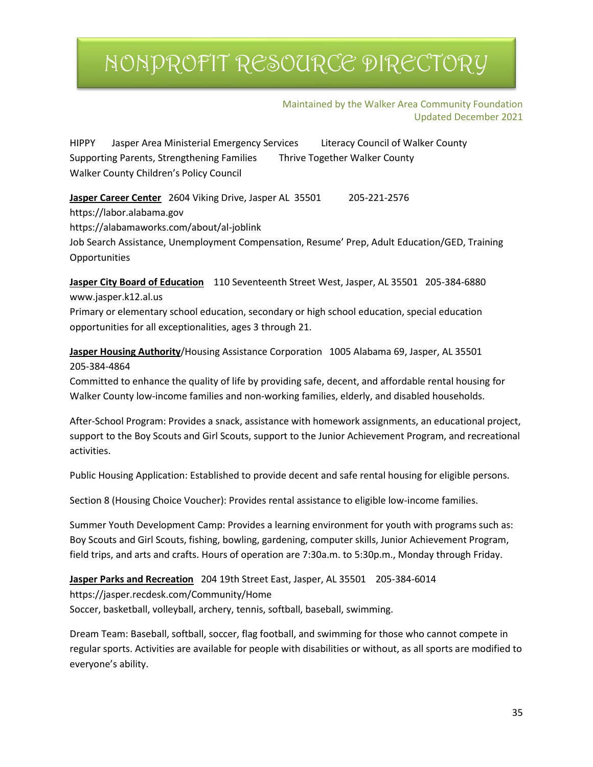# NONPROFIT RESOURCE DIRECTORY

Maintained by the Walker Area Community Foundation
Updated December 2021

HIPPY  Jasper Area Ministerial Emergency Services  Literacy Council of Walker County
Supporting Parents, Strengthening Families  Thrive Together Walker County
Walker County Children's Policy Council

**Jasper Career Center** 2604 Viking Drive, Jasper AL 35501  205-221-2576
https://labor.alabama.gov
https://alabamaworks.com/about/al-joblink
Job Search Assistance, Unemployment Compensation, Resume' Prep, Adult Education/GED, Training Opportunities

**Jasper City Board of Education** 110 Seventeenth Street West, Jasper, AL 35501  205-384-6880
www.jasper.k12.al.us
Primary or elementary school education, secondary or high school education, special education opportunities for all exceptionalities, ages 3 through 21.

**Jasper Housing Authority**/Housing Assistance Corporation 1005 Alabama 69, Jasper, AL 35501
205-384-4864
Committed to enhance the quality of life by providing safe, decent, and affordable rental housing for Walker County low-income families and non-working families, elderly, and disabled households.

After-School Program: Provides a snack, assistance with homework assignments, an educational project, support to the Boy Scouts and Girl Scouts, support to the Junior Achievement Program, and recreational activities.

Public Housing Application: Established to provide decent and safe rental housing for eligible persons.

Section 8 (Housing Choice Voucher): Provides rental assistance to eligible low-income families.

Summer Youth Development Camp: Provides a learning environment for youth with programs such as: Boy Scouts and Girl Scouts, fishing, bowling, gardening, computer skills, Junior Achievement Program, field trips, and arts and crafts. Hours of operation are 7:30a.m. to 5:30p.m., Monday through Friday.

**Jasper Parks and Recreation** 204 19th Street East, Jasper, AL 35501  205-384-6014
https://jasper.recdesk.com/Community/Home
Soccer, basketball, volleyball, archery, tennis, softball, baseball, swimming.

Dream Team: Baseball, softball, soccer, flag football, and swimming for those who cannot compete in regular sports. Activities are available for people with disabilities or without, as all sports are modified to everyone's ability.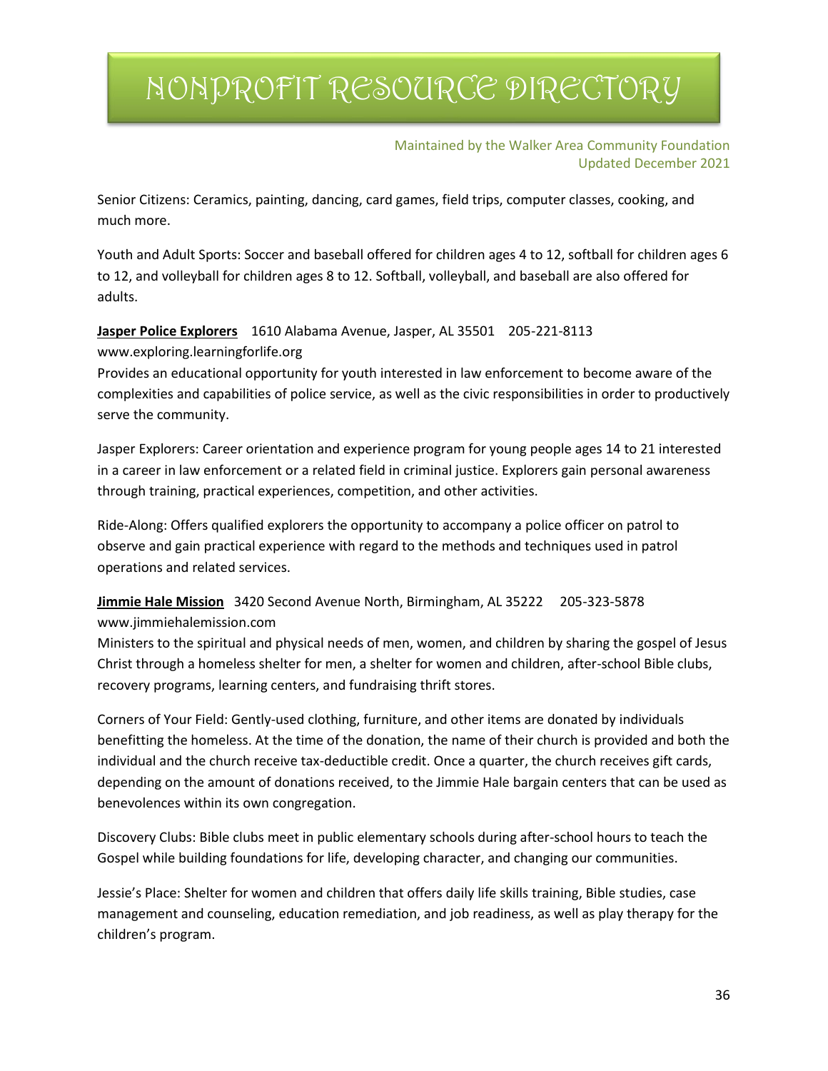Senior Citizens: Ceramics, painting, dancing, card games, field trips, computer classes, cooking, and much more.

Youth and Adult Sports: Soccer and baseball offered for children ages 4 to 12, softball for children ages 6 to 12, and volleyball for children ages 8 to 12. Softball, volleyball, and baseball are also offered for adults.

**Jasper Police Explorers** 1610 Alabama Avenue, Jasper, AL 35501 205-221-8113
www.exploring.learningforlife.org
Provides an educational opportunity for youth interested in law enforcement to become aware of the complexities and capabilities of police service, as well as the civic responsibilities in order to productively serve the community.

Jasper Explorers: Career orientation and experience program for young people ages 14 to 21 interested in a career in law enforcement or a related field in criminal justice. Explorers gain personal awareness through training, practical experiences, competition, and other activities.

Ride-Along: Offers qualified explorers the opportunity to accompany a police officer on patrol to observe and gain practical experience with regard to the methods and techniques used in patrol operations and related services.

**Jimmie Hale Mission** 3420 Second Avenue North, Birmingham, AL 35222 205-323-5878
www.jimmiehalemission.com
Ministers to the spiritual and physical needs of men, women, and children by sharing the gospel of Jesus Christ through a homeless shelter for men, a shelter for women and children, after-school Bible clubs, recovery programs, learning centers, and fundraising thrift stores.

Corners of Your Field: Gently-used clothing, furniture, and other items are donated by individuals benefitting the homeless. At the time of the donation, the name of their church is provided and both the individual and the church receive tax-deductible credit. Once a quarter, the church receives gift cards, depending on the amount of donations received, to the Jimmie Hale bargain centers that can be used as benevolences within its own congregation.

Discovery Clubs: Bible clubs meet in public elementary schools during after-school hours to teach the Gospel while building foundations for life, developing character, and changing our communities.

Jessie's Place: Shelter for women and children that offers daily life skills training, Bible studies, case management and counseling, education remediation, and job readiness, as well as play therapy for the children's program.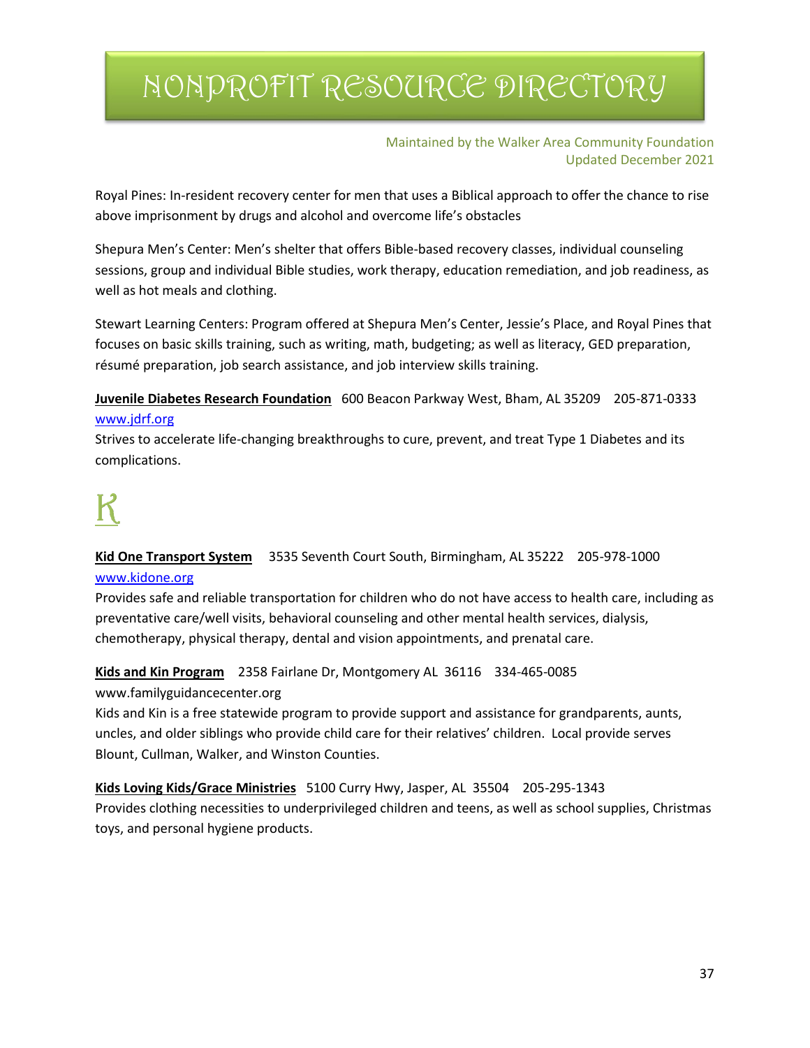Royal Pines: In-resident recovery center for men that uses a Biblical approach to offer the chance to rise above imprisonment by drugs and alcohol and overcome life's obstacles

Shepura Men's Center: Men's shelter that offers Bible-based recovery classes, individual counseling sessions, group and individual Bible studies, work therapy, education remediation, and job readiness, as well as hot meals and clothing.

Stewart Learning Centers: Program offered at Shepura Men's Center, Jessie's Place, and Royal Pines that focuses on basic skills training, such as writing, math, budgeting; as well as literacy, GED preparation, résumé preparation, job search assistance, and job interview skills training.

**Juvenile Diabetes Research Foundation** 600 Beacon Parkway West, Bham, AL 35209 205-871-0333
www.jdrf.org
Strives to accelerate life-changing breakthroughs to cure, prevent, and treat Type 1 Diabetes and its complications.

# K

**Kid One Transport System** 3535 Seventh Court South, Birmingham, AL 35222 205-978-1000
www.kidone.org
Provides safe and reliable transportation for children who do not have access to health care, including as preventative care/well visits, behavioral counseling and other mental health services, dialysis, chemotherapy, physical therapy, dental and vision appointments, and prenatal care.

**Kids and Kin Program** 2358 Fairlane Dr, Montgomery AL 36116 334-465-0085
www.familyguidancecenter.org
Kids and Kin is a free statewide program to provide support and assistance for grandparents, aunts, uncles, and older siblings who provide child care for their relatives' children. Local provide serves Blount, Cullman, Walker, and Winston Counties.

**Kids Loving Kids/Grace Ministries** 5100 Curry Hwy, Jasper, AL 35504 205-295-1343
Provides clothing necessities to underprivileged children and teens, as well as school supplies, Christmas toys, and personal hygiene products.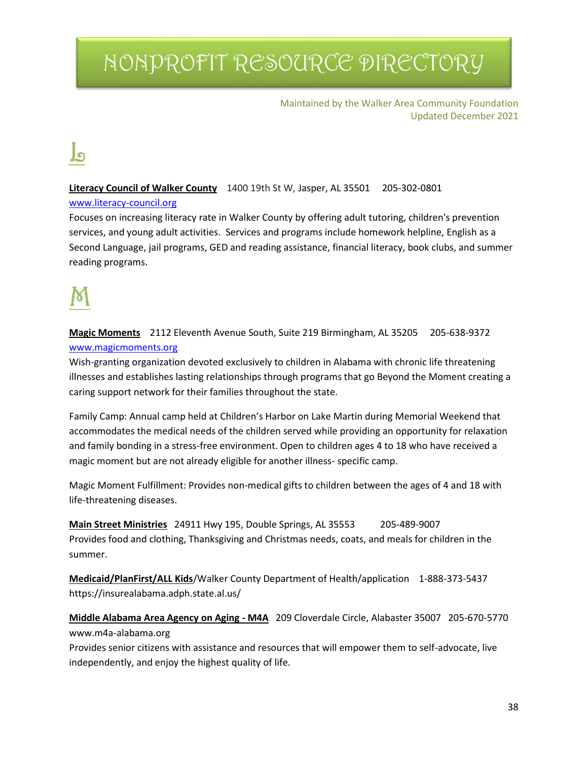# NONPROFIT RESOURCE DIRECTORY

Maintained by the Walker Area Community Foundation
Updated December 2021

## L

**Literacy Council of Walker County** 1400 19th St W, Jasper, AL 35501 205-302-0801
www.literacy-council.org
Focuses on increasing literacy rate in Walker County by offering adult tutoring, children's prevention services, and young adult activities. Services and programs include homework helpline, English as a Second Language, jail programs, GED and reading assistance, financial literacy, book clubs, and summer reading programs.

## M

**Magic Moments** 2112 Eleventh Avenue South, Suite 219 Birmingham, AL 35205 205-638-9372
www.magicmoments.org
Wish-granting organization devoted exclusively to children in Alabama with chronic life threatening illnesses and establishes lasting relationships through programs that go Beyond the Moment creating a caring support network for their families throughout the state.

Family Camp: Annual camp held at Children's Harbor on Lake Martin during Memorial Weekend that accommodates the medical needs of the children served while providing an opportunity for relaxation and family bonding in a stress-free environment. Open to children ages 4 to 18 who have received a magic moment but are not already eligible for another illness- specific camp.

Magic Moment Fulfillment: Provides non-medical gifts to children between the ages of 4 and 18 with life-threatening diseases.

**Main Street Ministries** 24911 Hwy 195, Double Springs, AL 35553 205-489-9007
Provides food and clothing, Thanksgiving and Christmas needs, coats, and meals for children in the summer.

**Medicaid/PlanFirst/ALL Kids**/Walker County Department of Health/application 1-888-373-5437
https://insurealabama.adph.state.al.us/

**Middle Alabama Area Agency on Aging - M4A** 209 Cloverdale Circle, Alabaster 35007 205-670-5770
www.m4a-alabama.org
Provides senior citizens with assistance and resources that will empower them to self-advocate, live independently, and enjoy the highest quality of life.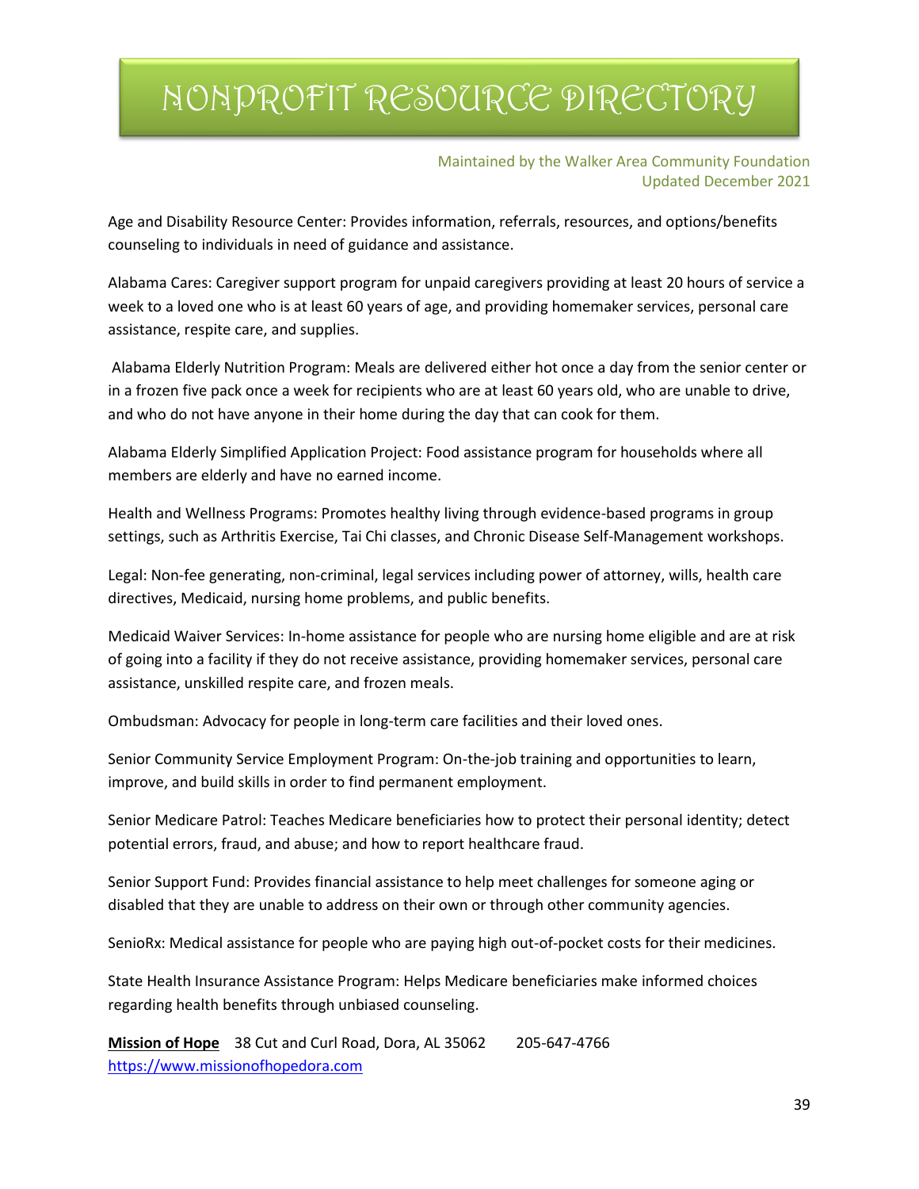# NONPROFIT RESOURCE DIRECTORY

Maintained by the Walker Area Community Foundation
Updated December 2021

Age and Disability Resource Center: Provides information, referrals, resources, and options/benefits counseling to individuals in need of guidance and assistance.

Alabama Cares: Caregiver support program for unpaid caregivers providing at least 20 hours of service a week to a loved one who is at least 60 years of age, and providing homemaker services, personal care assistance, respite care, and supplies.

Alabama Elderly Nutrition Program: Meals are delivered either hot once a day from the senior center or in a frozen five pack once a week for recipients who are at least 60 years old, who are unable to drive, and who do not have anyone in their home during the day that can cook for them.

Alabama Elderly Simplified Application Project: Food assistance program for households where all members are elderly and have no earned income.

Health and Wellness Programs: Promotes healthy living through evidence-based programs in group settings, such as Arthritis Exercise, Tai Chi classes, and Chronic Disease Self-Management workshops.

Legal: Non-fee generating, non-criminal, legal services including power of attorney, wills, health care directives, Medicaid, nursing home problems, and public benefits.

Medicaid Waiver Services: In-home assistance for people who are nursing home eligible and are at risk of going into a facility if they do not receive assistance, providing homemaker services, personal care assistance, unskilled respite care, and frozen meals.

Ombudsman: Advocacy for people in long-term care facilities and their loved ones.

Senior Community Service Employment Program: On-the-job training and opportunities to learn, improve, and build skills in order to find permanent employment.

Senior Medicare Patrol: Teaches Medicare beneficiaries how to protect their personal identity; detect potential errors, fraud, and abuse; and how to report healthcare fraud.

Senior Support Fund: Provides financial assistance to help meet challenges for someone aging or disabled that they are unable to address on their own or through other community agencies.

SenioRx: Medical assistance for people who are paying high out-of-pocket costs for their medicines.

State Health Insurance Assistance Program: Helps Medicare beneficiaries make informed choices regarding health benefits through unbiased counseling.

**Mission of Hope** 38 Cut and Curl Road, Dora, AL 35062 205-647-4766
https://www.missionofhopedora.com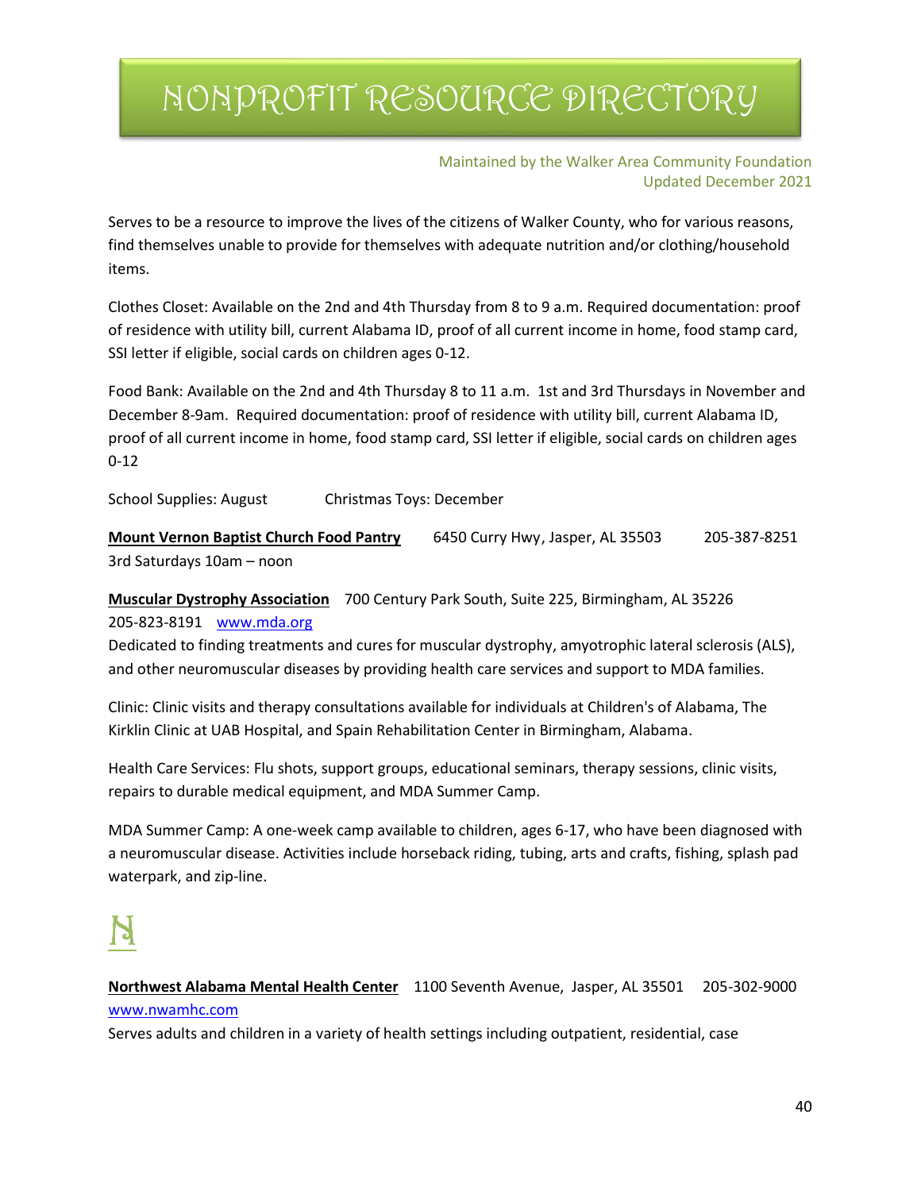# NONPROFIT RESOURCE DIRECTORY

Maintained by the Walker Area Community Foundation
Updated December 2021

Serves to be a resource to improve the lives of the citizens of Walker County, who for various reasons, find themselves unable to provide for themselves with adequate nutrition and/or clothing/household items.

Clothes Closet: Available on the 2nd and 4th Thursday from 8 to 9 a.m. Required documentation: proof of residence with utility bill, current Alabama ID, proof of all current income in home, food stamp card, SSI letter if eligible, social cards on children ages 0-12.

Food Bank: Available on the 2nd and 4th Thursday 8 to 11 a.m. 1st and 3rd Thursdays in November and December 8-9am. Required documentation: proof of residence with utility bill, current Alabama ID, proof of all current income in home, food stamp card, SSI letter if eligible, social cards on children ages 0-12

School Supplies: August      Christmas Toys: December

**Mount Vernon Baptist Church Food Pantry**  6450 Curry Hwy, Jasper, AL 35503  205-387-8251
3rd Saturdays 10am – noon

**Muscular Dystrophy Association**  700 Century Park South, Suite 225, Birmingham, AL 35226
205-823-8191  www.mda.org
Dedicated to finding treatments and cures for muscular dystrophy, amyotrophic lateral sclerosis (ALS), and other neuromuscular diseases by providing health care services and support to MDA families.

Clinic: Clinic visits and therapy consultations available for individuals at Children's of Alabama, The Kirklin Clinic at UAB Hospital, and Spain Rehabilitation Center in Birmingham, Alabama.

Health Care Services: Flu shots, support groups, educational seminars, therapy sessions, clinic visits, repairs to durable medical equipment, and MDA Summer Camp.

MDA Summer Camp: A one-week camp available to children, ages 6-17, who have been diagnosed with a neuromuscular disease. Activities include horseback riding, tubing, arts and crafts, fishing, splash pad waterpark, and zip-line.

## N

**Northwest Alabama Mental Health Center**  1100 Seventh Avenue, Jasper, AL 35501  205-302-9000
www.nwamhc.com
Serves adults and children in a variety of health settings including outpatient, residential, case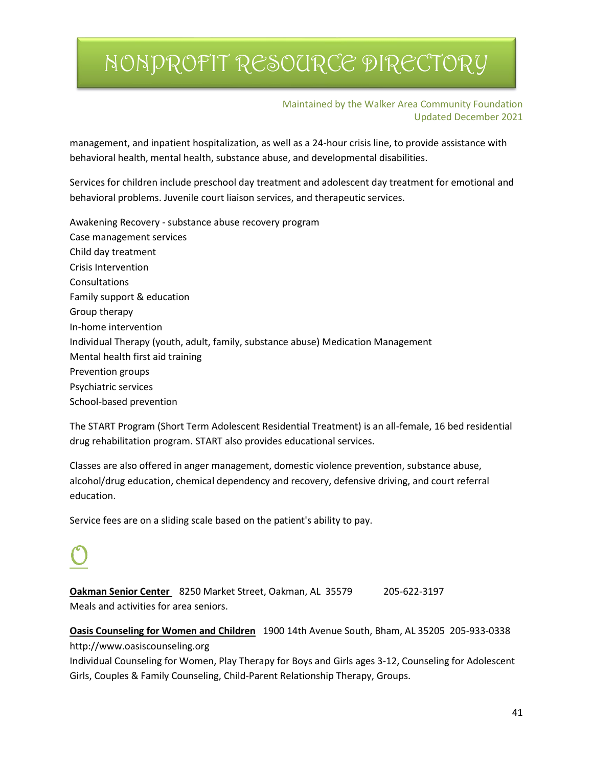management, and inpatient hospitalization, as well as a 24-hour crisis line, to provide assistance with behavioral health, mental health, substance abuse, and developmental disabilities.

Services for children include preschool day treatment and adolescent day treatment for emotional and behavioral problems. Juvenile court liaison services, and therapeutic services.

Awakening Recovery - substance abuse recovery program
Case management services
Child day treatment
Crisis Intervention
Consultations
Family support & education
Group therapy
In-home intervention
Individual Therapy (youth, adult, family, substance abuse) Medication Management
Mental health first aid training
Prevention groups
Psychiatric services
School-based prevention

The START Program (Short Term Adolescent Residential Treatment) is an all-female, 16 bed residential drug rehabilitation program. START also provides educational services.

Classes are also offered in anger management, domestic violence prevention, substance abuse, alcohol/drug education, chemical dependency and recovery, defensive driving, and court referral education.

Service fees are on a sliding scale based on the patient's ability to pay.

# O

**Oakman Senior Center** 8250 Market Street, Oakman, AL 35579 205-622-3197
Meals and activities for area seniors.

**Oasis Counseling for Women and Children** 1900 14th Avenue South, Bham, AL 35205 205-933-0338
http://www.oasiscounseling.org
Individual Counseling for Women, Play Therapy for Boys and Girls ages 3-12, Counseling for Adolescent Girls, Couples & Family Counseling, Child-Parent Relationship Therapy, Groups.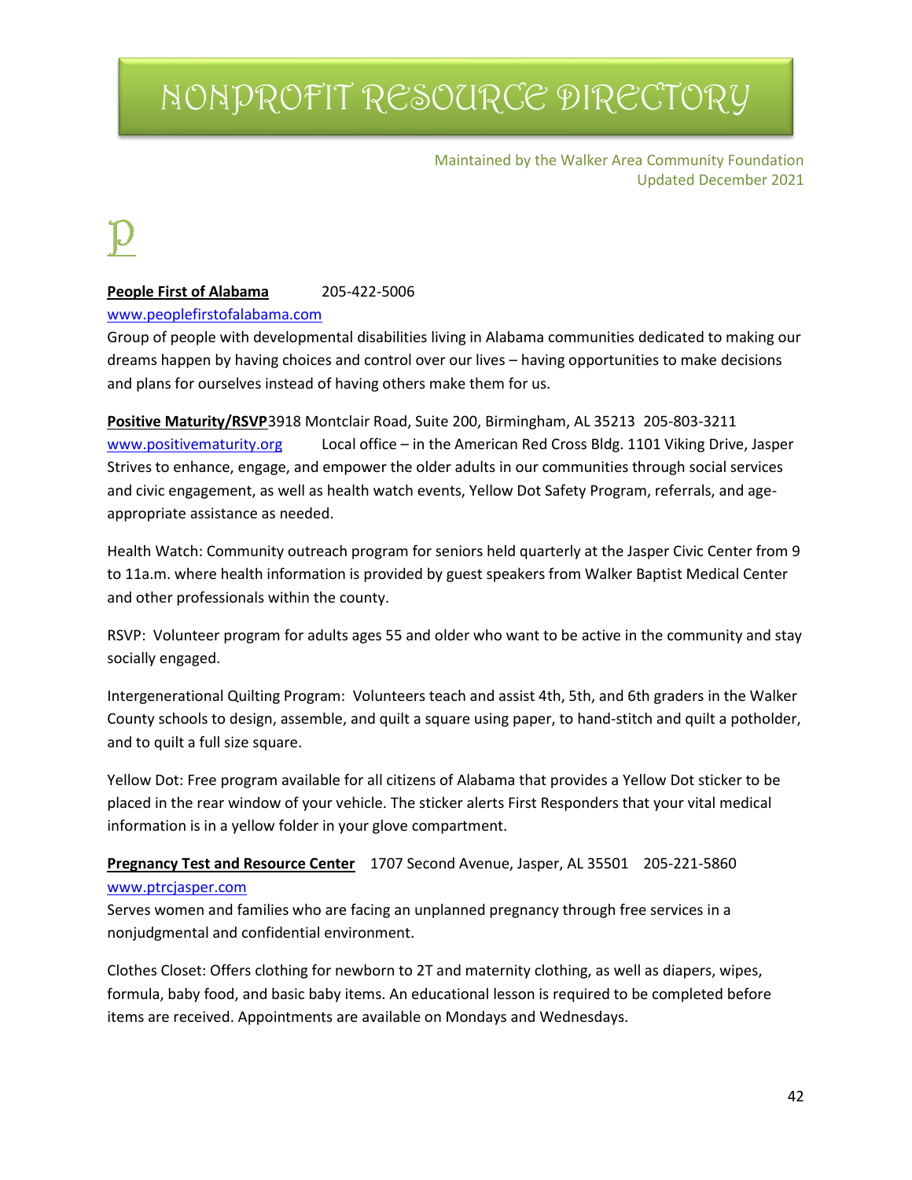# NONPROFIT RESOURCE DIRECTORY

Maintained by the Walker Area Community Foundation
Updated December 2021

# P

**People First of Alabama** 205-422-5006
www.peoplefirstofalabama.com
Group of people with developmental disabilities living in Alabama communities dedicated to making our dreams happen by having choices and control over our lives – having opportunities to make decisions and plans for ourselves instead of having others make them for us.

**Positive Maturity/RSVP** 3918 Montclair Road, Suite 200, Birmingham, AL 35213 205-803-3211
www.positivematurity.org Local office – in the American Red Cross Bldg. 1101 Viking Drive, Jasper
Strives to enhance, engage, and empower the older adults in our communities through social services and civic engagement, as well as health watch events, Yellow Dot Safety Program, referrals, and age-appropriate assistance as needed.

Health Watch: Community outreach program for seniors held quarterly at the Jasper Civic Center from 9 to 11a.m. where health information is provided by guest speakers from Walker Baptist Medical Center and other professionals within the county.

RSVP: Volunteer program for adults ages 55 and older who want to be active in the community and stay socially engaged.

Intergenerational Quilting Program: Volunteers teach and assist 4th, 5th, and 6th graders in the Walker County schools to design, assemble, and quilt a square using paper, to hand-stitch and quilt a potholder, and to quilt a full size square.

Yellow Dot: Free program available for all citizens of Alabama that provides a Yellow Dot sticker to be placed in the rear window of your vehicle. The sticker alerts First Responders that your vital medical information is in a yellow folder in your glove compartment.

**Pregnancy Test and Resource Center** 1707 Second Avenue, Jasper, AL 35501 205-221-5860
www.ptrcjasper.com
Serves women and families who are facing an unplanned pregnancy through free services in a nonjudgmental and confidential environment.

Clothes Closet: Offers clothing for newborn to 2T and maternity clothing, as well as diapers, wipes, formula, baby food, and basic baby items. An educational lesson is required to be completed before items are received. Appointments are available on Mondays and Wednesdays.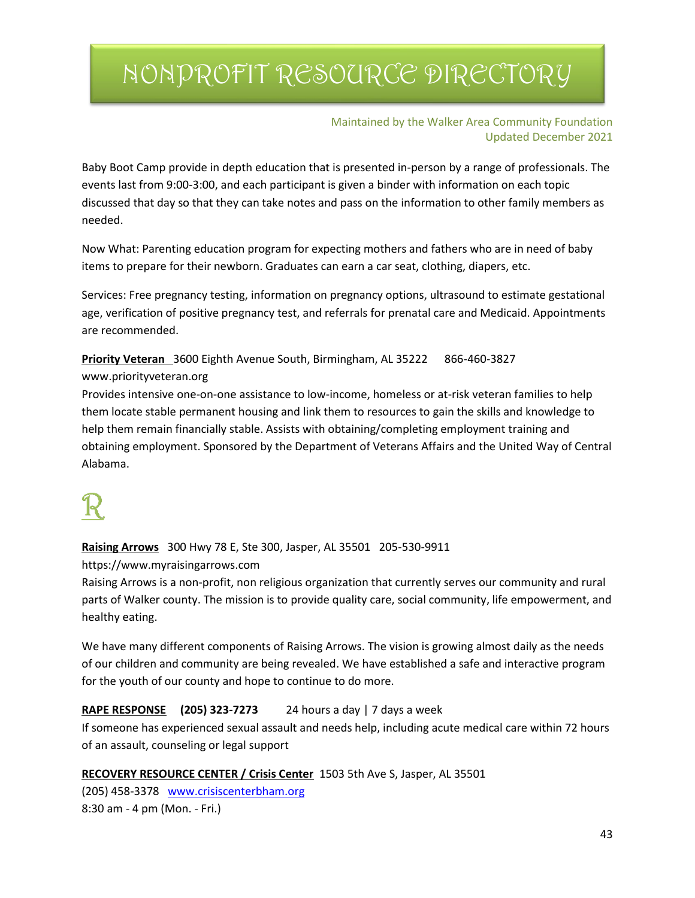Baby Boot Camp provide in depth education that is presented in-person by a range of professionals. The events last from 9:00-3:00, and each participant is given a binder with information on each topic discussed that day so that they can take notes and pass on the information to other family members as needed.

Now What: Parenting education program for expecting mothers and fathers who are in need of baby items to prepare for their newborn. Graduates can earn a car seat, clothing, diapers, etc.

Services: Free pregnancy testing, information on pregnancy options, ultrasound to estimate gestational age, verification of positive pregnancy test, and referrals for prenatal care and Medicaid. Appointments are recommended.

**Priority Veteran** 3600 Eighth Avenue South, Birmingham, AL 35222 866-460-3827
www.priorityveteran.org
Provides intensive one-on-one assistance to low-income, homeless or at-risk veteran families to help them locate stable permanent housing and link them to resources to gain the skills and knowledge to help them remain financially stable. Assists with obtaining/completing employment training and obtaining employment. Sponsored by the Department of Veterans Affairs and the United Way of Central Alabama.

# R

**Raising Arrows** 300 Hwy 78 E, Ste 300, Jasper, AL 35501 205-530-9911
https://www.myraisingarrows.com
Raising Arrows is a non-profit, non religious organization that currently serves our community and rural parts of Walker county. The mission is to provide quality care, social community, life empowerment, and healthy eating.

We have many different components of Raising Arrows. The vision is growing almost daily as the needs of our children and community are being revealed. We have established a safe and interactive program for the youth of our county and hope to continue to do more.

**RAPE RESPONSE** **(205) 323-7273** 24 hours a day | 7 days a week
If someone has experienced sexual assault and needs help, including acute medical care within 72 hours of an assault, counseling or legal support

**RECOVERY RESOURCE CENTER / Crisis Center** 1503 5th Ave S, Jasper, AL 35501
(205) 458-3378 www.crisiscenterbham.org
8:30 am - 4 pm (Mon. - Fri.)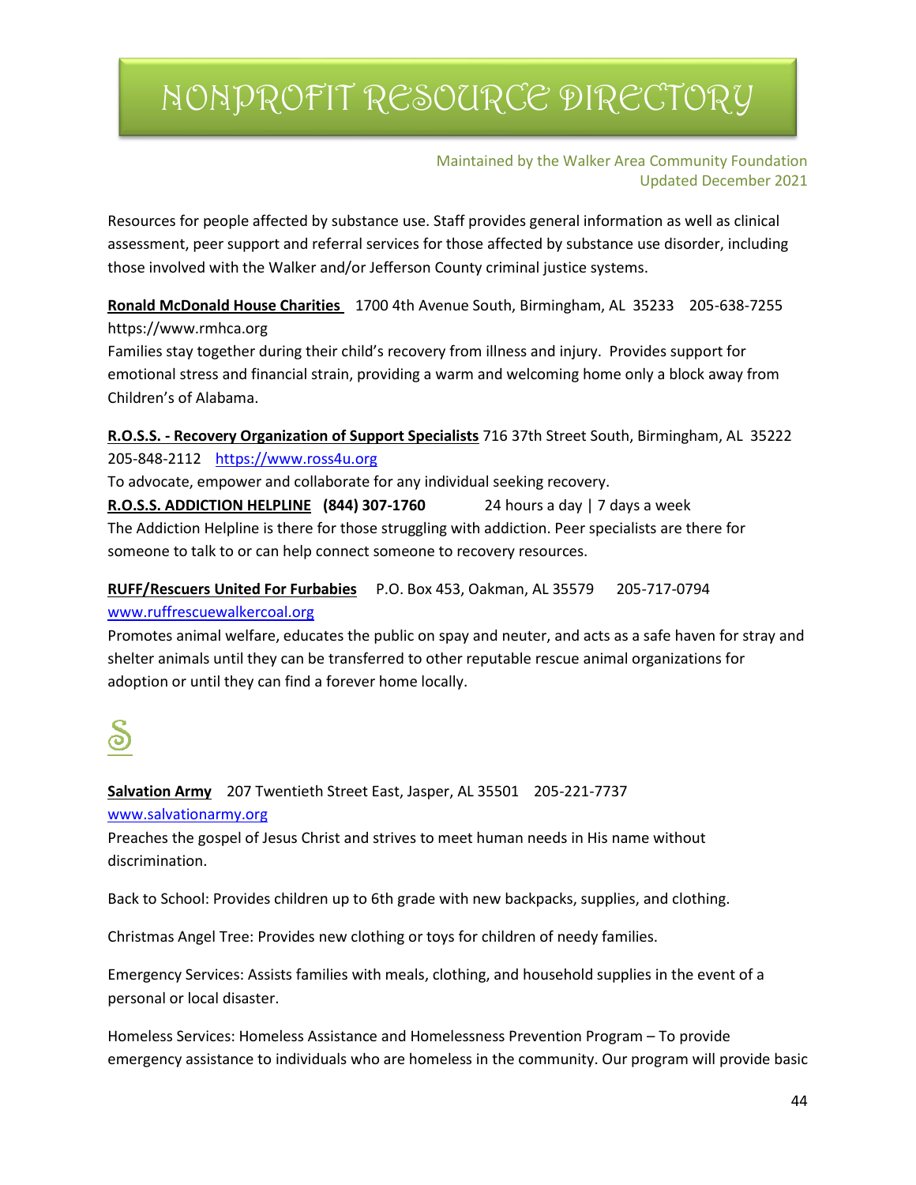Resources for people affected by substance use. Staff provides general information as well as clinical assessment, peer support and referral services for those affected by substance use disorder, including those involved with the Walker and/or Jefferson County criminal justice systems.

**Ronald McDonald House Charities** 1700 4th Avenue South, Birmingham, AL 35233 205-638-7255 https://www.rmhca.org
Families stay together during their child's recovery from illness and injury. Provides support for emotional stress and financial strain, providing a warm and welcoming home only a block away from Children's of Alabama.

**R.O.S.S. - Recovery Organization of Support Specialists** 716 37th Street South, Birmingham, AL 35222 205-848-2112 https://www.ross4u.org
To advocate, empower and collaborate for any individual seeking recovery.
**R.O.S.S. ADDICTION HELPLINE (844) 307-1760** 24 hours a day | 7 days a week
The Addiction Helpline is there for those struggling with addiction. Peer specialists are there for someone to talk to or can help connect someone to recovery resources.

**RUFF/Rescuers United For Furbabies** P.O. Box 453, Oakman, AL 35579 205-717-0794
www.ruffrescuewalkercoal.org
Promotes animal welfare, educates the public on spay and neuter, and acts as a safe haven for stray and shelter animals until they can be transferred to other reputable rescue animal organizations for adoption or until they can find a forever home locally.

## S

**Salvation Army** 207 Twentieth Street East, Jasper, AL 35501 205-221-7737
www.salvationarmy.org
Preaches the gospel of Jesus Christ and strives to meet human needs in His name without discrimination.

Back to School: Provides children up to 6th grade with new backpacks, supplies, and clothing.

Christmas Angel Tree: Provides new clothing or toys for children of needy families.

Emergency Services: Assists families with meals, clothing, and household supplies in the event of a personal or local disaster.

Homeless Services: Homeless Assistance and Homelessness Prevention Program – To provide emergency assistance to individuals who are homeless in the community. Our program will provide basic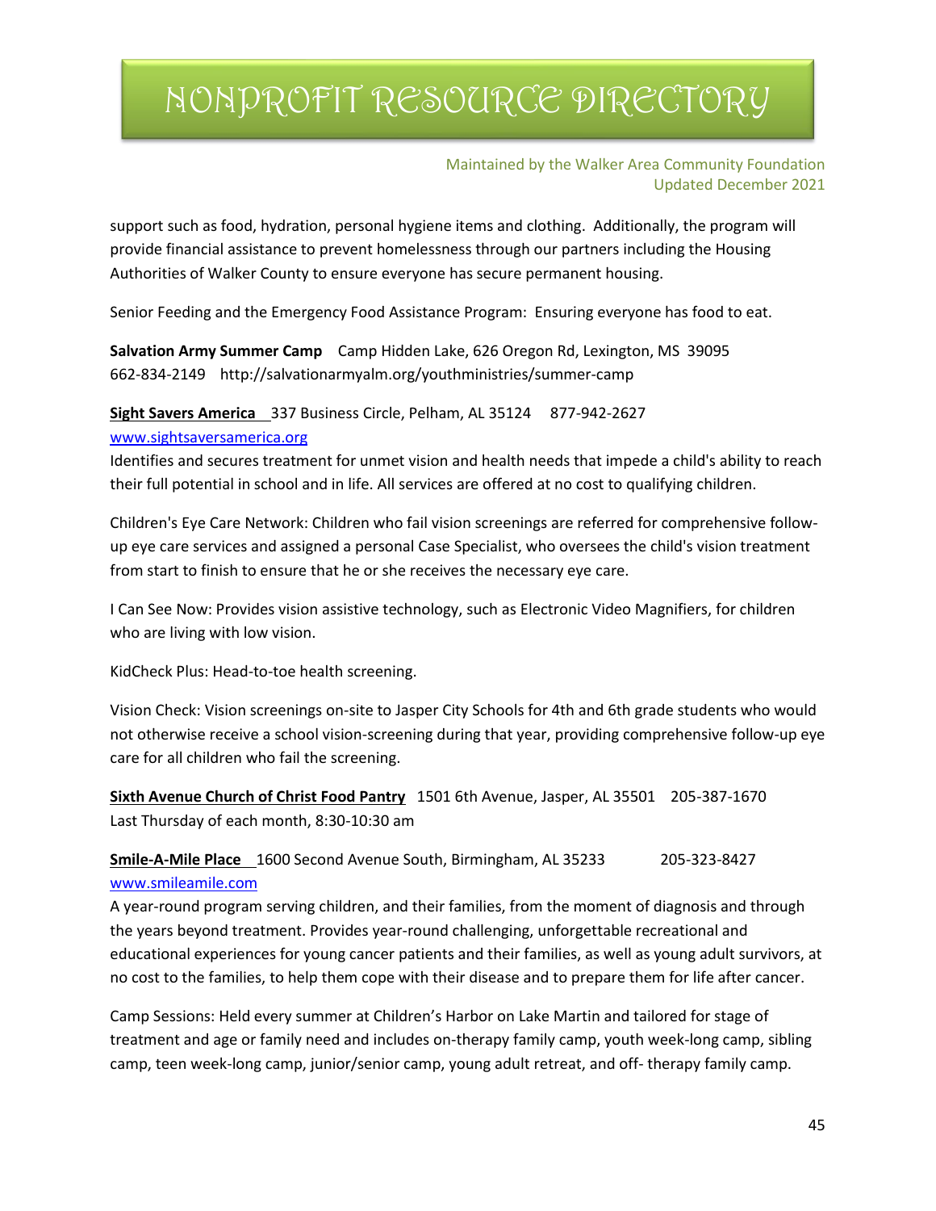support such as food, hydration, personal hygiene items and clothing. Additionally, the program will provide financial assistance to prevent homelessness through our partners including the Housing Authorities of Walker County to ensure everyone has secure permanent housing.

Senior Feeding and the Emergency Food Assistance Program: Ensuring everyone has food to eat.

**Salvation Army Summer Camp** Camp Hidden Lake, 626 Oregon Rd, Lexington, MS 39095
662-834-2149 http://salvationarmyalm.org/youthministries/summer-camp

**Sight Savers America** 337 Business Circle, Pelham, AL 35124 877-942-2627
www.sightsaversamerica.org
Identifies and secures treatment for unmet vision and health needs that impede a child's ability to reach their full potential in school and in life. All services are offered at no cost to qualifying children.

Children's Eye Care Network: Children who fail vision screenings are referred for comprehensive follow-up eye care services and assigned a personal Case Specialist, who oversees the child's vision treatment from start to finish to ensure that he or she receives the necessary eye care.

I Can See Now: Provides vision assistive technology, such as Electronic Video Magnifiers, for children who are living with low vision.

KidCheck Plus: Head-to-toe health screening.

Vision Check: Vision screenings on-site to Jasper City Schools for 4th and 6th grade students who would not otherwise receive a school vision-screening during that year, providing comprehensive follow-up eye care for all children who fail the screening.

**Sixth Avenue Church of Christ Food Pantry** 1501 6th Avenue, Jasper, AL 35501 205-387-1670
Last Thursday of each month, 8:30-10:30 am

**Smile-A-Mile Place** 1600 Second Avenue South, Birmingham, AL 35233 205-323-8427
www.smileamile.com
A year-round program serving children, and their families, from the moment of diagnosis and through the years beyond treatment. Provides year-round challenging, unforgettable recreational and educational experiences for young cancer patients and their families, as well as young adult survivors, at no cost to the families, to help them cope with their disease and to prepare them for life after cancer.

Camp Sessions: Held every summer at Children's Harbor on Lake Martin and tailored for stage of treatment and age or family need and includes on-therapy family camp, youth week-long camp, sibling camp, teen week-long camp, junior/senior camp, young adult retreat, and off- therapy family camp.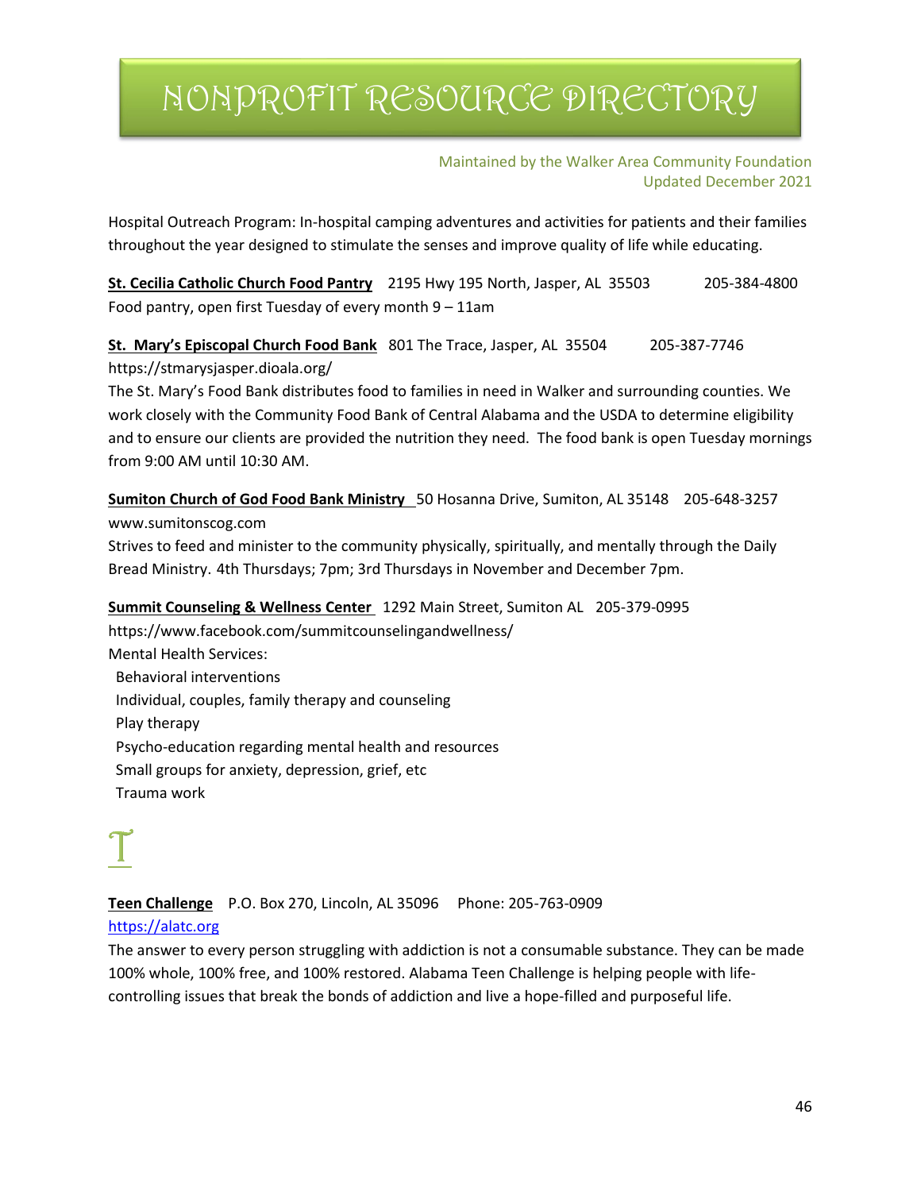Hospital Outreach Program: In-hospital camping adventures and activities for patients and their families throughout the year designed to stimulate the senses and improve quality of life while educating.

**St. Cecilia Catholic Church Food Pantry** 2195 Hwy 195 North, Jasper, AL 35503 205-384-4800
Food pantry, open first Tuesday of every month 9 – 11am

**St. Mary's Episcopal Church Food Bank** 801 The Trace, Jasper, AL 35504 205-387-7746
https://stmarysjasper.dioala.org/
The St. Mary's Food Bank distributes food to families in need in Walker and surrounding counties. We work closely with the Community Food Bank of Central Alabama and the USDA to determine eligibility and to ensure our clients are provided the nutrition they need. The food bank is open Tuesday mornings from 9:00 AM until 10:30 AM.

**Sumiton Church of God Food Bank Ministry** 50 Hosanna Drive, Sumiton, AL 35148 205-648-3257
www.sumitonscog.com
Strives to feed and minister to the community physically, spiritually, and mentally through the Daily Bread Ministry. 4th Thursdays; 7pm; 3rd Thursdays in November and December 7pm.

**Summit Counseling & Wellness Center** 1292 Main Street, Sumiton AL 205-379-0995
https://www.facebook.com/summitcounselingandwellness/
Mental Health Services:

- Behavioral interventions
- Individual, couples, family therapy and counseling
- Play therapy
- Psycho-education regarding mental health and resources
- Small groups for anxiety, depression, grief, etc
- Trauma work

# T

**Teen Challenge** P.O. Box 270, Lincoln, AL 35096 Phone: 205-763-0909
https://alatc.org
The answer to every person struggling with addiction is not a consumable substance. They can be made 100% whole, 100% free, and 100% restored. Alabama Teen Challenge is helping people with life-controlling issues that break the bonds of addiction and live a hope-filled and purposeful life.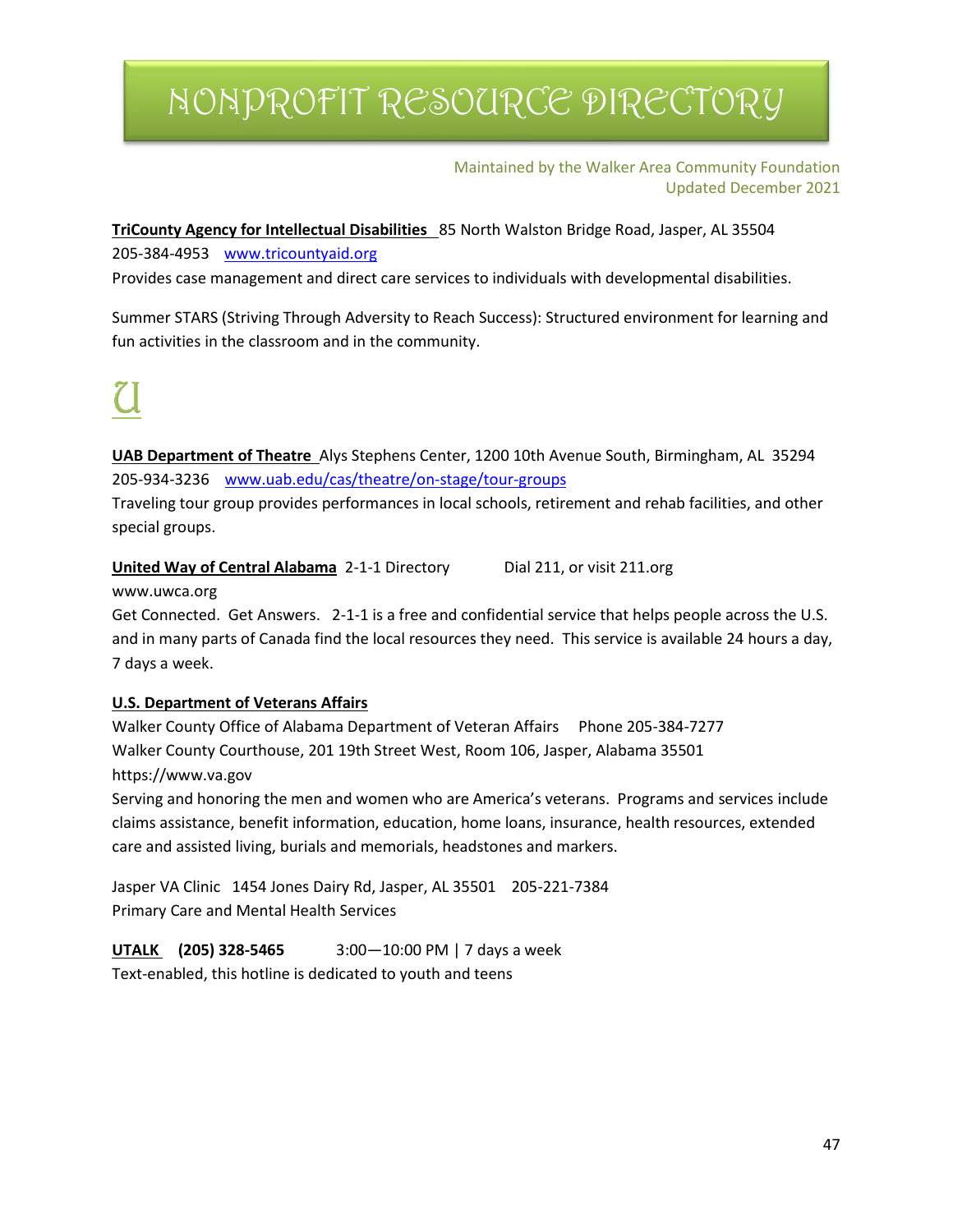// NONPROFIT RESOURCE DIRECTORY

# NONPROFIT RESOURCE DIRECTORY

Maintained by the Walker Area Community Foundation
Updated December 2021

**TriCounty Agency for Intellectual Disabilities** 85 North Walston Bridge Road, Jasper, AL 35504
205-384-4953 [www.tricountyaid.org](http://www.tricountyaid.org)
Provides case management and direct care services to individuals with developmental disabilities.

Summer STARS (Striving Through Adversity to Reach Success): Structured environment for learning and fun activities in the classroom and in the community.

## U

**UAB Department of Theatre** Alys Stephens Center, 1200 10th Avenue South, Birmingham, AL 35294
205-934-3236 [www.uab.edu/cas/theatre/on-stage/tour-groups](http://www.uab.edu/cas/theatre/on-stage/tour-groups)
Traveling tour group provides performances in local schools, retirement and rehab facilities, and other special groups.

**United Way of Central Alabama** 2-1-1 Directory Dial 211, or visit 211.org
www.uwca.org
Get Connected. Get Answers. 2-1-1 is a free and confidential service that helps people across the U.S. and in many parts of Canada find the local resources they need. This service is available 24 hours a day, 7 days a week.

**U.S. Department of Veterans Affairs**
Walker County Office of Alabama Department of Veteran Affairs Phone 205-384-7277
Walker County Courthouse, 201 19th Street West, Room 106, Jasper, Alabama 35501
https://www.va.gov
Serving and honoring the men and women who are America's veterans. Programs and services include claims assistance, benefit information, education, home loans, insurance, health resources, extended care and assisted living, burials and memorials, headstones and markers.

Jasper VA Clinic 1454 Jones Dairy Rd, Jasper, AL 35501 205-221-7384
Primary Care and Mental Health Services

**UTALK** **(205) 328-5465** 3:00—10:00 PM | 7 days a week
Text-enabled, this hotline is dedicated to youth and teens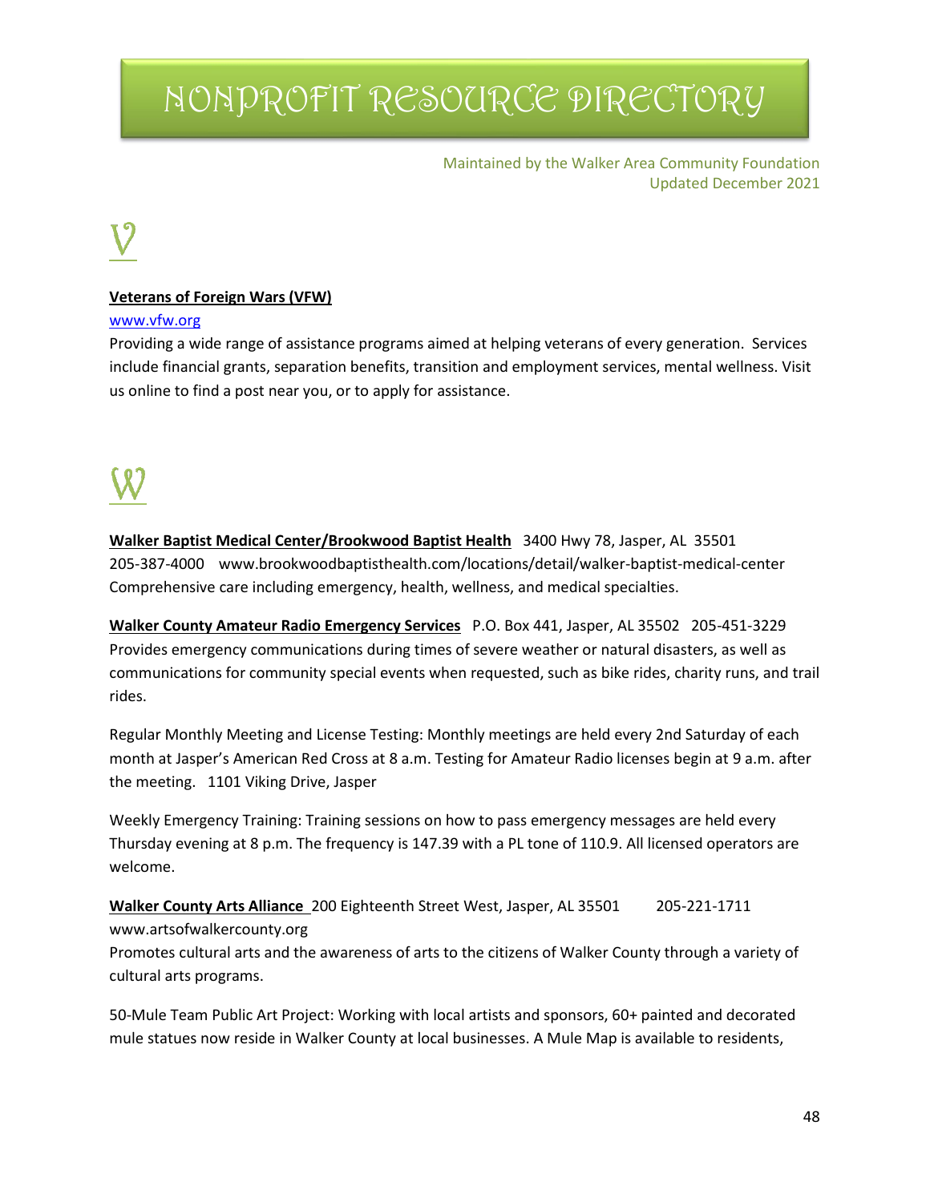# NONPROFIT RESOURCE DIRECTORY

Maintained by the Walker Area Community Foundation
Updated December 2021

## V

**Veterans of Foreign Wars (VFW)**
www.vfw.org
Providing a wide range of assistance programs aimed at helping veterans of every generation. Services include financial grants, separation benefits, transition and employment services, mental wellness. Visit us online to find a post near you, or to apply for assistance.

## W

**Walker Baptist Medical Center/Brookwood Baptist Health** 3400 Hwy 78, Jasper, AL 35501
205-387-4000 www.brookwoodbaptisthealth.com/locations/detail/walker-baptist-medical-center
Comprehensive care including emergency, health, wellness, and medical specialties.

**Walker County Amateur Radio Emergency Services** P.O. Box 441, Jasper, AL 35502 205-451-3229
Provides emergency communications during times of severe weather or natural disasters, as well as communications for community special events when requested, such as bike rides, charity runs, and trail rides.

Regular Monthly Meeting and License Testing: Monthly meetings are held every 2nd Saturday of each month at Jasper's American Red Cross at 8 a.m. Testing for Amateur Radio licenses begin at 9 a.m. after the meeting. 1101 Viking Drive, Jasper

Weekly Emergency Training: Training sessions on how to pass emergency messages are held every Thursday evening at 8 p.m. The frequency is 147.39 with a PL tone of 110.9. All licensed operators are welcome.

**Walker County Arts Alliance** 200 Eighteenth Street West, Jasper, AL 35501 205-221-1711
www.artsofwalkercounty.org
Promotes cultural arts and the awareness of arts to the citizens of Walker County through a variety of cultural arts programs.

50-Mule Team Public Art Project: Working with local artists and sponsors, 60+ painted and decorated mule statues now reside in Walker County at local businesses. A Mule Map is available to residents,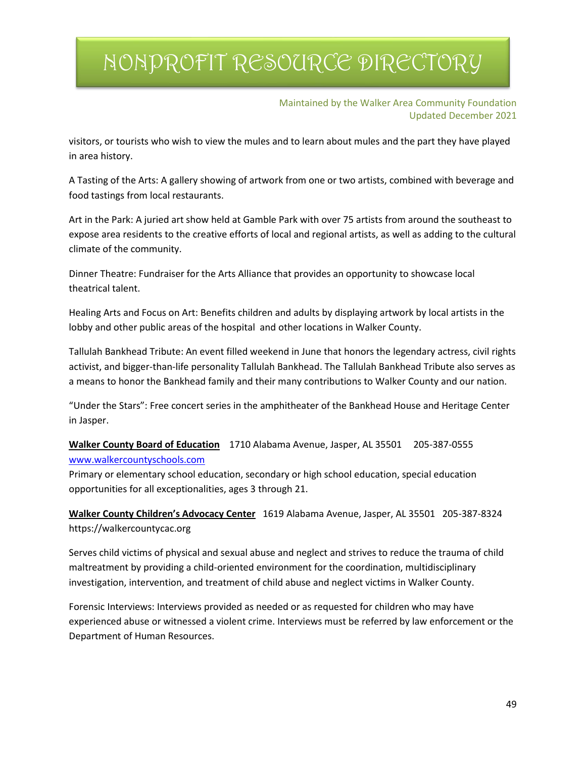visitors, or tourists who wish to view the mules and to learn about mules and the part they have played in area history.

A Tasting of the Arts: A gallery showing of artwork from one or two artists, combined with beverage and food tastings from local restaurants.

Art in the Park: A juried art show held at Gamble Park with over 75 artists from around the southeast to expose area residents to the creative efforts of local and regional artists, as well as adding to the cultural climate of the community.

Dinner Theatre: Fundraiser for the Arts Alliance that provides an opportunity to showcase local theatrical talent.

Healing Arts and Focus on Art: Benefits children and adults by displaying artwork by local artists in the lobby and other public areas of the hospital and other locations in Walker County.

Tallulah Bankhead Tribute: An event filled weekend in June that honors the legendary actress, civil rights activist, and bigger-than-life personality Tallulah Bankhead. The Tallulah Bankhead Tribute also serves as a means to honor the Bankhead family and their many contributions to Walker County and our nation.

"Under the Stars": Free concert series in the amphitheater of the Bankhead House and Heritage Center in Jasper.

**Walker County Board of Education** 1710 Alabama Avenue, Jasper, AL 35501 205-387-0555
www.walkercountyschools.com
Primary or elementary school education, secondary or high school education, special education opportunities for all exceptionalities, ages 3 through 21.

**Walker County Children's Advocacy Center** 1619 Alabama Avenue, Jasper, AL 35501 205-387-8324
https://walkercountycac.org

Serves child victims of physical and sexual abuse and neglect and strives to reduce the trauma of child maltreatment by providing a child-oriented environment for the coordination, multidisciplinary investigation, intervention, and treatment of child abuse and neglect victims in Walker County.

Forensic Interviews: Interviews provided as needed or as requested for children who may have experienced abuse or witnessed a violent crime. Interviews must be referred by law enforcement or the Department of Human Resources.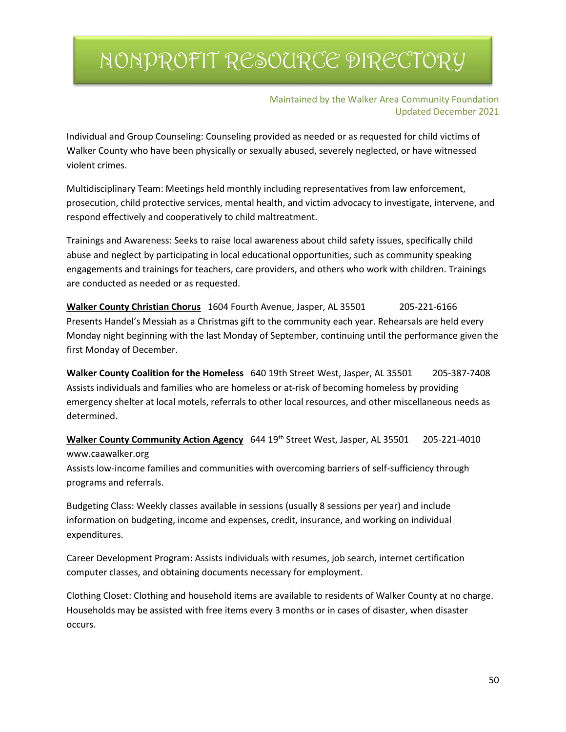Individual and Group Counseling: Counseling provided as needed or as requested for child victims of Walker County who have been physically or sexually abused, severely neglected, or have witnessed violent crimes.

Multidisciplinary Team: Meetings held monthly including representatives from law enforcement, prosecution, child protective services, mental health, and victim advocacy to investigate, intervene, and respond effectively and cooperatively to child maltreatment.

Trainings and Awareness: Seeks to raise local awareness about child safety issues, specifically child abuse and neglect by participating in local educational opportunities, such as community speaking engagements and trainings for teachers, care providers, and others who work with children. Trainings are conducted as needed or as requested.

**Walker County Christian Chorus** 1604 Fourth Avenue, Jasper, AL 35501 205-221-6166
Presents Handel's Messiah as a Christmas gift to the community each year. Rehearsals are held every Monday night beginning with the last Monday of September, continuing until the performance given the first Monday of December.

**Walker County Coalition for the Homeless** 640 19th Street West, Jasper, AL 35501 205-387-7408
Assists individuals and families who are homeless or at-risk of becoming homeless by providing emergency shelter at local motels, referrals to other local resources, and other miscellaneous needs as determined.

**Walker County Community Action Agency** 644 19th Street West, Jasper, AL 35501 205-221-4010
www.caawalker.org
Assists low-income families and communities with overcoming barriers of self-sufficiency through programs and referrals.

Budgeting Class: Weekly classes available in sessions (usually 8 sessions per year) and include information on budgeting, income and expenses, credit, insurance, and working on individual expenditures.

Career Development Program: Assists individuals with resumes, job search, internet certification computer classes, and obtaining documents necessary for employment.

Clothing Closet: Clothing and household items are available to residents of Walker County at no charge. Households may be assisted with free items every 3 months or in cases of disaster, when disaster occurs.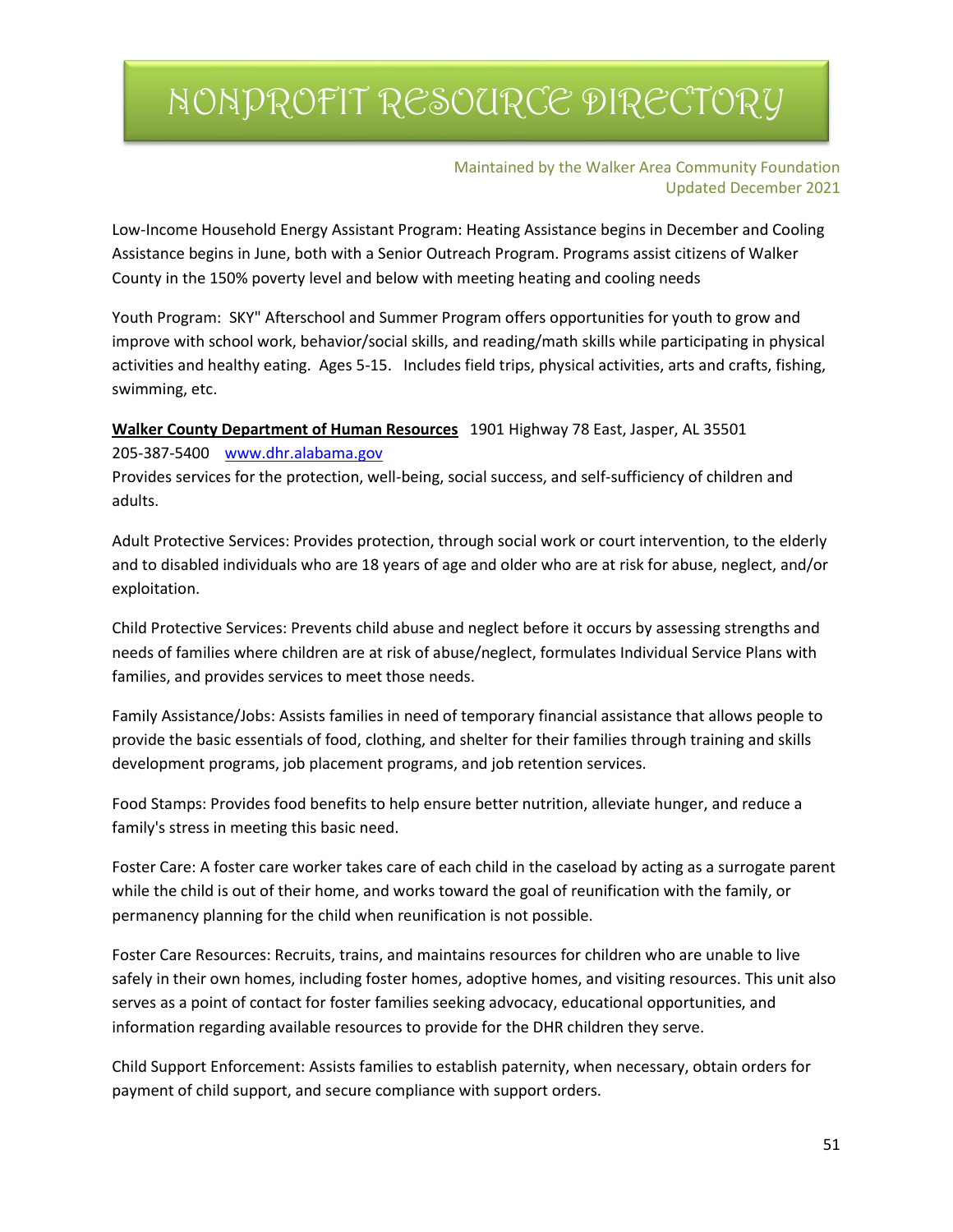Low-Income Household Energy Assistant Program: Heating Assistance begins in December and Cooling Assistance begins in June, both with a Senior Outreach Program. Programs assist citizens of Walker County in the 150% poverty level and below with meeting heating and cooling needs

Youth Program: SKY" Afterschool and Summer Program offers opportunities for youth to grow and improve with school work, behavior/social skills, and reading/math skills while participating in physical activities and healthy eating. Ages 5-15. Includes field trips, physical activities, arts and crafts, fishing, swimming, etc.

**Walker County Department of Human Resources** 1901 Highway 78 East, Jasper, AL 35501
205-387-5400 [www.dhr.alabama.gov](http://www.dhr.alabama.gov)
Provides services for the protection, well-being, social success, and self-sufficiency of children and adults.

Adult Protective Services: Provides protection, through social work or court intervention, to the elderly and to disabled individuals who are 18 years of age and older who are at risk for abuse, neglect, and/or exploitation.

Child Protective Services: Prevents child abuse and neglect before it occurs by assessing strengths and needs of families where children are at risk of abuse/neglect, formulates Individual Service Plans with families, and provides services to meet those needs.

Family Assistance/Jobs: Assists families in need of temporary financial assistance that allows people to provide the basic essentials of food, clothing, and shelter for their families through training and skills development programs, job placement programs, and job retention services.

Food Stamps: Provides food benefits to help ensure better nutrition, alleviate hunger, and reduce a family's stress in meeting this basic need.

Foster Care: A foster care worker takes care of each child in the caseload by acting as a surrogate parent while the child is out of their home, and works toward the goal of reunification with the family, or permanency planning for the child when reunification is not possible.

Foster Care Resources: Recruits, trains, and maintains resources for children who are unable to live safely in their own homes, including foster homes, adoptive homes, and visiting resources. This unit also serves as a point of contact for foster families seeking advocacy, educational opportunities, and information regarding available resources to provide for the DHR children they serve.

Child Support Enforcement: Assists families to establish paternity, when necessary, obtain orders for payment of child support, and secure compliance with support orders.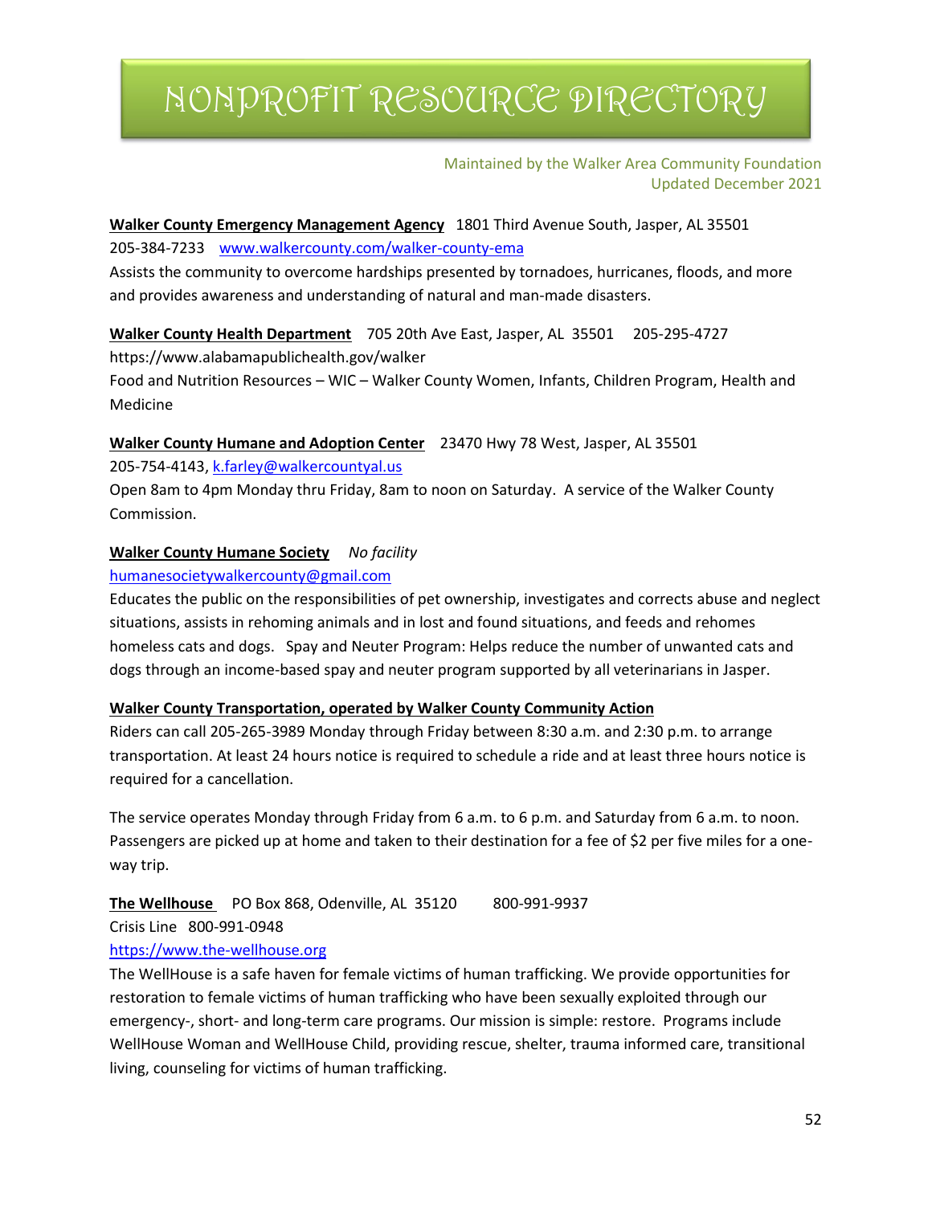# NONPROFIT RESOURCE DIRECTORY

Maintained by the Walker Area Community Foundation
Updated December 2021

**Walker County Emergency Management Agency** 1801 Third Avenue South, Jasper, AL 35501
205-384-7233 www.walkercounty.com/walker-county-ema
Assists the community to overcome hardships presented by tornadoes, hurricanes, floods, and more and provides awareness and understanding of natural and man-made disasters.

**Walker County Health Department** 705 20th Ave East, Jasper, AL 35501 205-295-4727
https://www.alabamapublichealth.gov/walker
Food and Nutrition Resources – WIC – Walker County Women, Infants, Children Program, Health and Medicine

**Walker County Humane and Adoption Center** 23470 Hwy 78 West, Jasper, AL 35501
205-754-4143, k.farley@walkercountyal.us
Open 8am to 4pm Monday thru Friday, 8am to noon on Saturday. A service of the Walker County Commission.

**Walker County Humane Society** *No facility*
humanesocietywalkercounty@gmail.com
Educates the public on the responsibilities of pet ownership, investigates and corrects abuse and neglect situations, assists in rehoming animals and in lost and found situations, and feeds and rehomes homeless cats and dogs. Spay and Neuter Program: Helps reduce the number of unwanted cats and dogs through an income-based spay and neuter program supported by all veterinarians in Jasper.

**Walker County Transportation, operated by Walker County Community Action**
Riders can call 205-265-3989 Monday through Friday between 8:30 a.m. and 2:30 p.m. to arrange transportation. At least 24 hours notice is required to schedule a ride and at least three hours notice is required for a cancellation.

The service operates Monday through Friday from 6 a.m. to 6 p.m. and Saturday from 6 a.m. to noon. Passengers are picked up at home and taken to their destination for a fee of $2 per five miles for a one-way trip.

**The Wellhouse** PO Box 868, Odenville, AL 35120 800-991-9937
Crisis Line 800-991-0948
https://www.the-wellhouse.org
The WellHouse is a safe haven for female victims of human trafficking. We provide opportunities for restoration to female victims of human trafficking who have been sexually exploited through our emergency-, short- and long-term care programs. Our mission is simple: restore. Programs include WellHouse Woman and WellHouse Child, providing rescue, shelter, trauma informed care, transitional living, counseling for victims of human trafficking.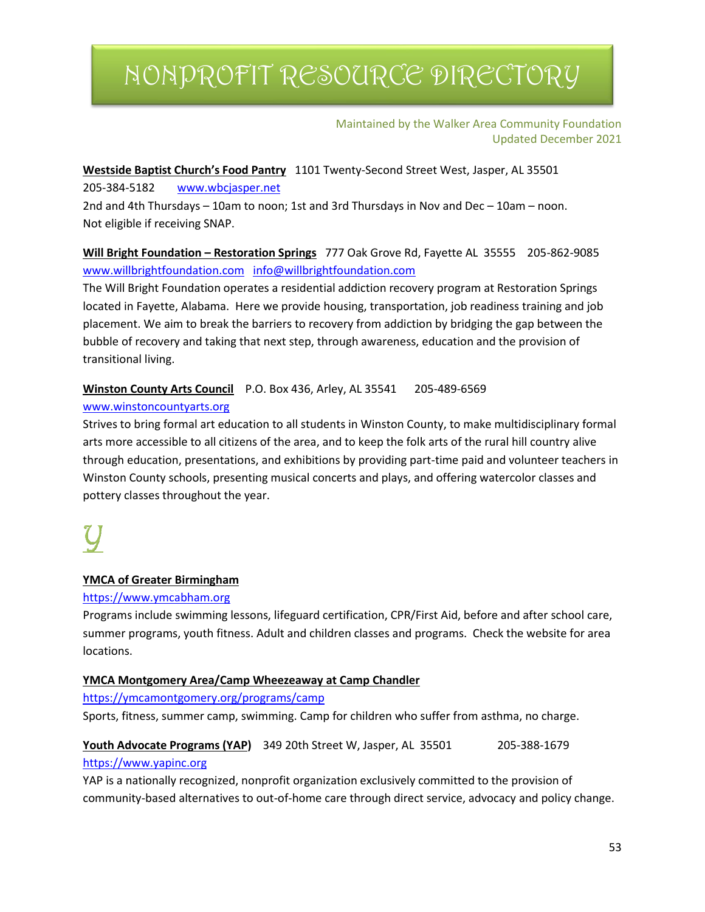# NONPROFIT RESOURCE DIRECTORY

Maintained by the Walker Area Community Foundation
Updated December 2021

**Westside Baptist Church's Food Pantry** 1101 Twenty-Second Street West, Jasper, AL 35501
205-384-5182 www.wbcjasper.net
2nd and 4th Thursdays – 10am to noon; 1st and 3rd Thursdays in Nov and Dec – 10am – noon.
Not eligible if receiving SNAP.

**Will Bright Foundation – Restoration Springs** 777 Oak Grove Rd, Fayette AL 35555 205-862-9085
www.willbrightfoundation.com info@willbrightfoundation.com
The Will Bright Foundation operates a residential addiction recovery program at Restoration Springs located in Fayette, Alabama. Here we provide housing, transportation, job readiness training and job placement. We aim to break the barriers to recovery from addiction by bridging the gap between the bubble of recovery and taking that next step, through awareness, education and the provision of transitional living.

**Winston County Arts Council** P.O. Box 436, Arley, AL 35541 205-489-6569
www.winstoncountyarts.org
Strives to bring formal art education to all students in Winston County, to make multidisciplinary formal arts more accessible to all citizens of the area, and to keep the folk arts of the rural hill country alive through education, presentations, and exhibitions by providing part-time paid and volunteer teachers in Winston County schools, presenting musical concerts and plays, and offering watercolor classes and pottery classes throughout the year.

## Y

**YMCA of Greater Birmingham**
https://www.ymcabham.org
Programs include swimming lessons, lifeguard certification, CPR/First Aid, before and after school care, summer programs, youth fitness. Adult and children classes and programs. Check the website for area locations.

**YMCA Montgomery Area/Camp Wheezeaway at Camp Chandler**
https://ymcamontgomery.org/programs/camp
Sports, fitness, summer camp, swimming. Camp for children who suffer from asthma, no charge.

**Youth Advocate Programs (YAP)** 349 20th Street W, Jasper, AL 35501 205-388-1679
https://www.yapinc.org
YAP is a nationally recognized, nonprofit organization exclusively committed to the provision of community-based alternatives to out-of-home care through direct service, advocacy and policy change.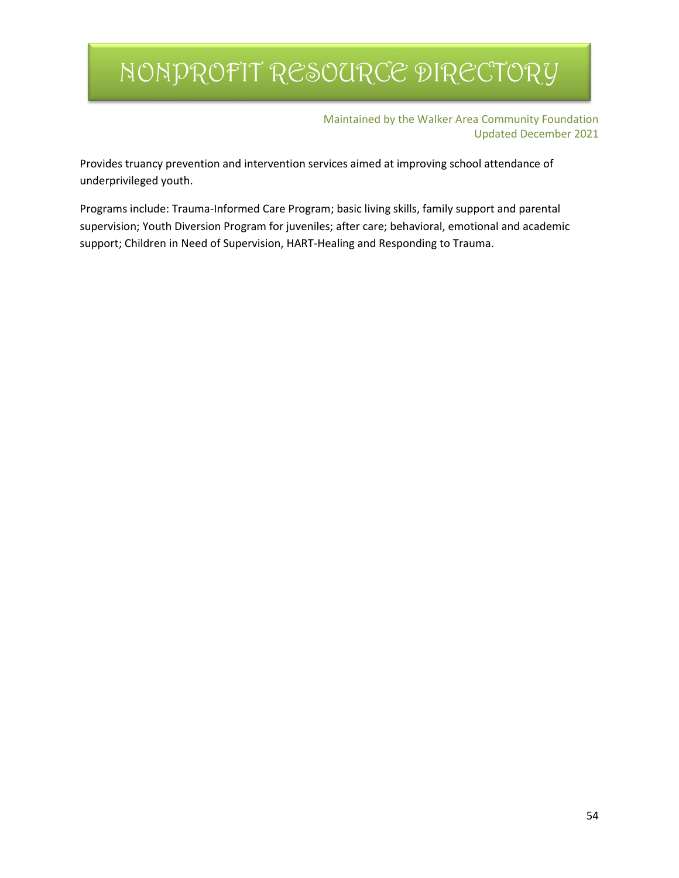Provides truancy prevention and intervention services aimed at improving school attendance of underprivileged youth.

Programs include: Trauma-Informed Care Program; basic living skills, family support and parental supervision; Youth Diversion Program for juveniles; after care; behavioral, emotional and academic support; Children in Need of Supervision, HART-Healing and Responding to Trauma.